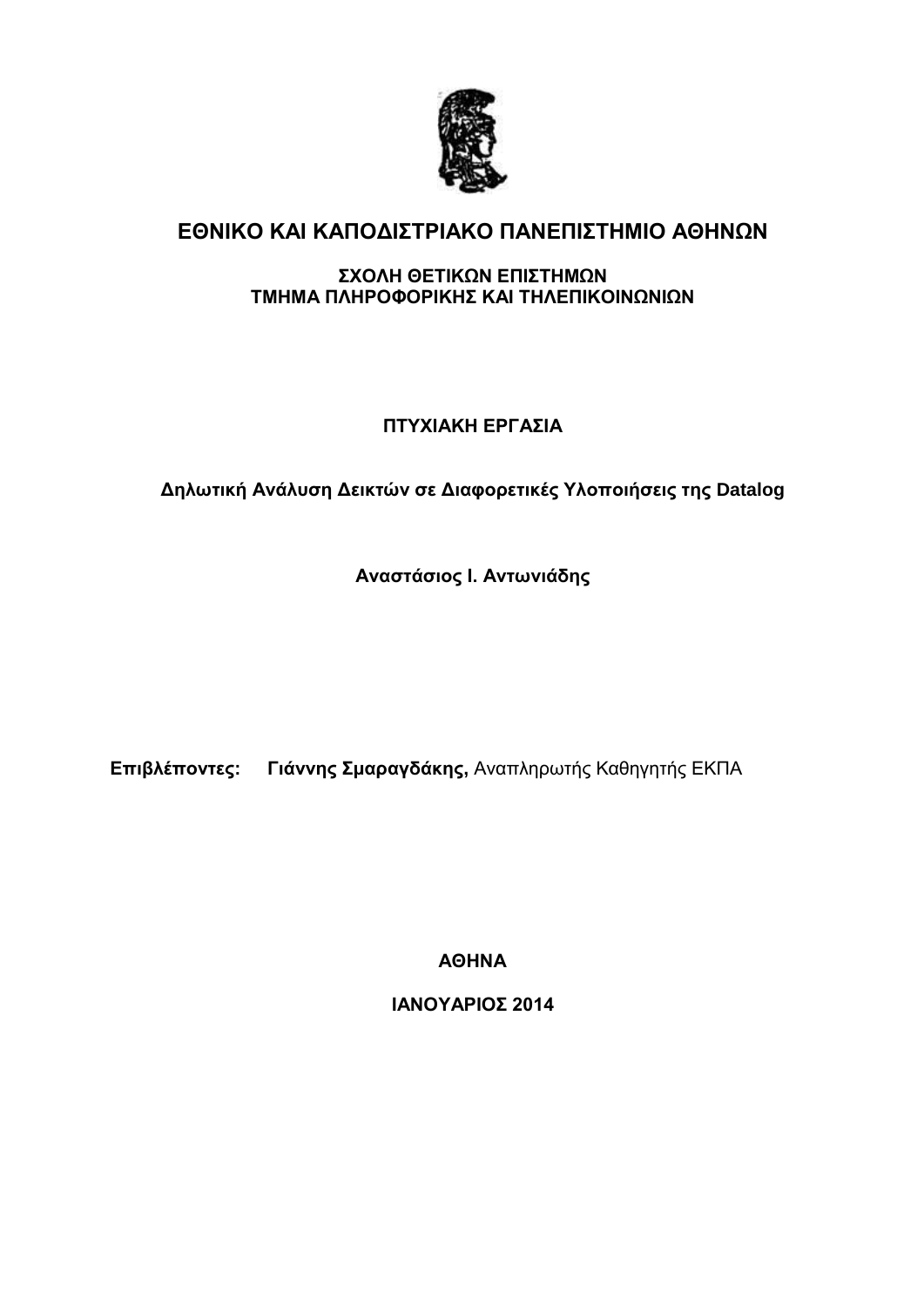# ΕΘΝΙΚΟ ΚΑΙ ΚΑΠΟΔΙΣΤΡΙΑΚΟ ΠΑΝΕΠΙΣΤΗΜΙΟ ΑΘΗΝΩΝ

**ΣΧΟΛΗ ΘΕΤΙΚΩΝ ΕΠΙΣΤΗΜΩΝ**
**ΤΜΗΜΑ ΠΛΗΡΟΦΟΡΙΚΗΣ ΚΑΙ ΤΗΛΕΠΙΚΟΙΝΩΝΙΩΝ**

**ΠΤΥΧΙΑΚΗ ΕΡΓΑΣΙΑ**

**Δηλωτική Ανάλυση Δεικτών σε Διαφορετικές Υλοποιήσεις της Datalog**

**Αναστάσιος Ι. Αντωνιάδης**

**Επιβλέποντες:** **Γιάννης Σμαραγδάκης,** Αναπληρωτής Καθηγητής ΕΚΠΑ

**ΑΘΗΝΑ**

**ΙΑΝΟΥΑΡΙΟΣ 2014**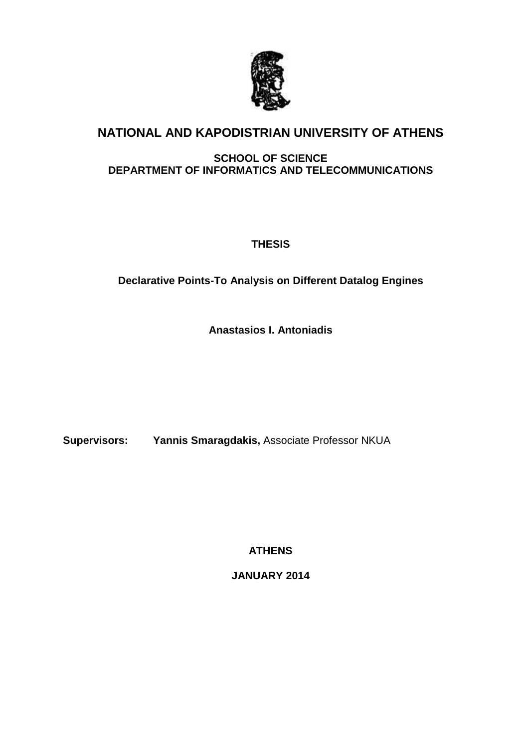# NATIONAL AND KAPODISTRIAN UNIVERSITY OF ATHENS

**SCHOOL OF SCIENCE**
**DEPARTMENT OF INFORMATICS AND TELECOMMUNICATIONS**

**THESIS**

**Declarative Points-To Analysis on Different Datalog Engines**

**Anastasios I. Antoniadis**

**Supervisors:** **Yannis Smaragdakis,** Associate Professor NKUA

**ATHENS**

**JANUARY 2014**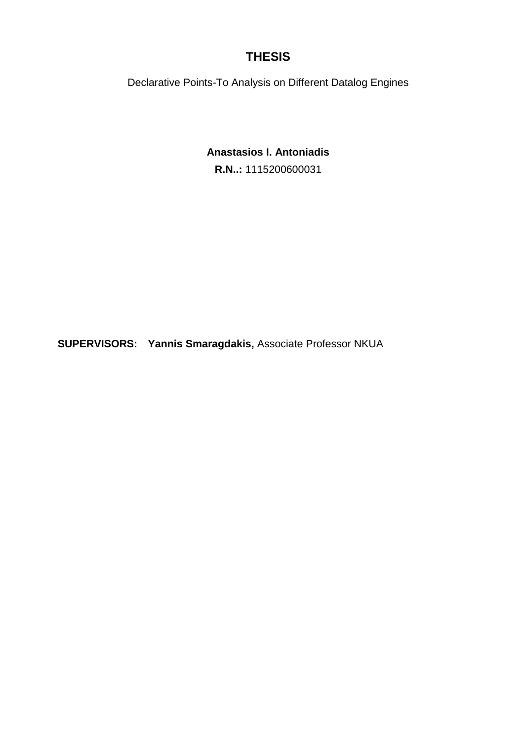# THESIS

Declarative Points-To Analysis on Different Datalog Engines

**Anastasios I. Antoniadis**

**R.N..:** 1115200600031

**SUPERVISORS:** **Yannis Smaragdakis,** Associate Professor NKUA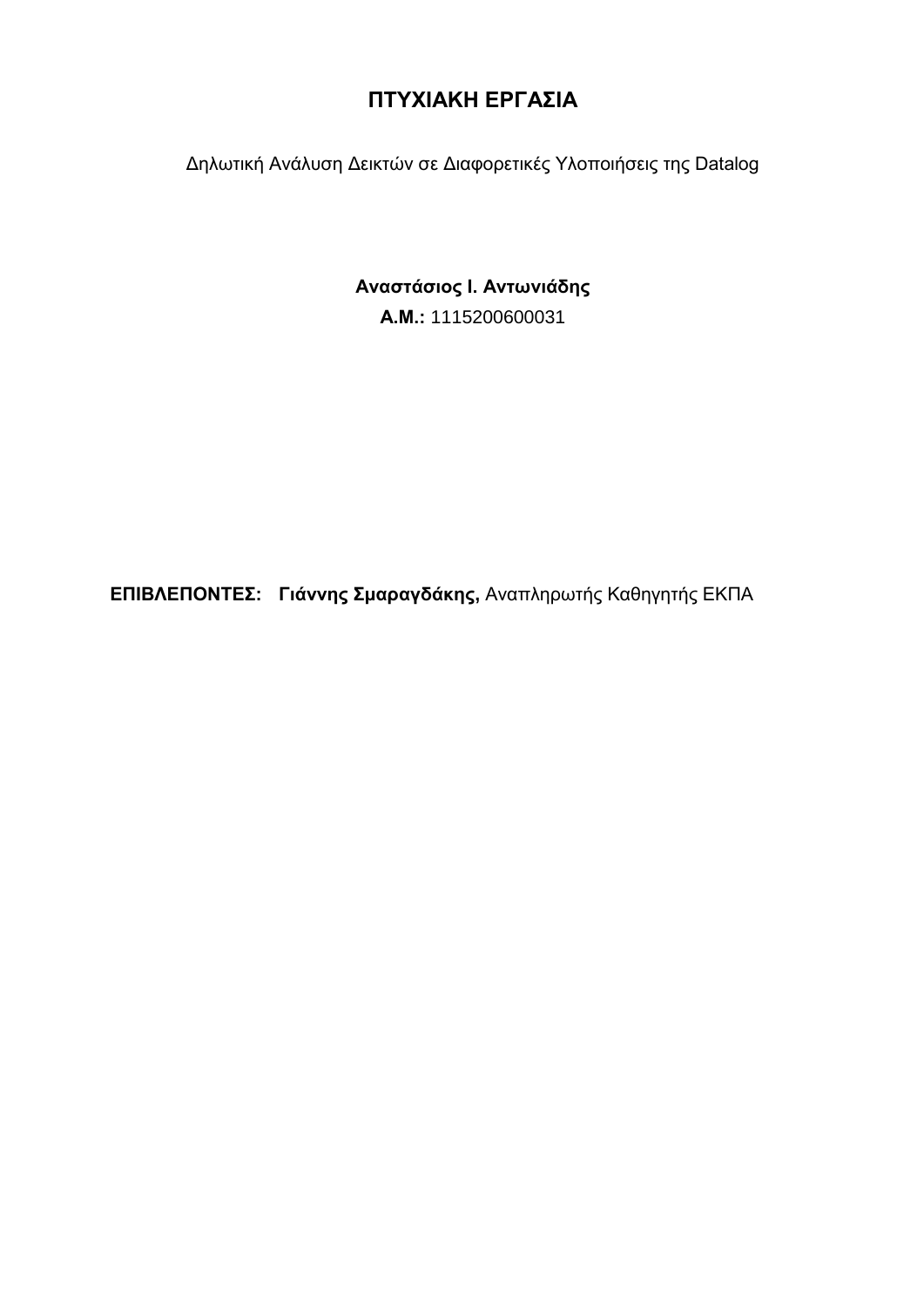# ΠΤΥΧΙΑΚΗ ΕΡΓΑΣΙΑ

Δηλωτική Ανάλυση Δεικτών σε Διαφορετικές Υλοποιήσεις της Datalog

**Αναστάσιος Ι. Αντωνιάδης**

**Α.Μ.:** 1115200600031

**ΕΠΙΒΛΕΠΟΝΤΕΣ:** **Γιάννης Σμαραγδάκης,** Αναπληρωτής Καθηγητής ΕΚΠΑ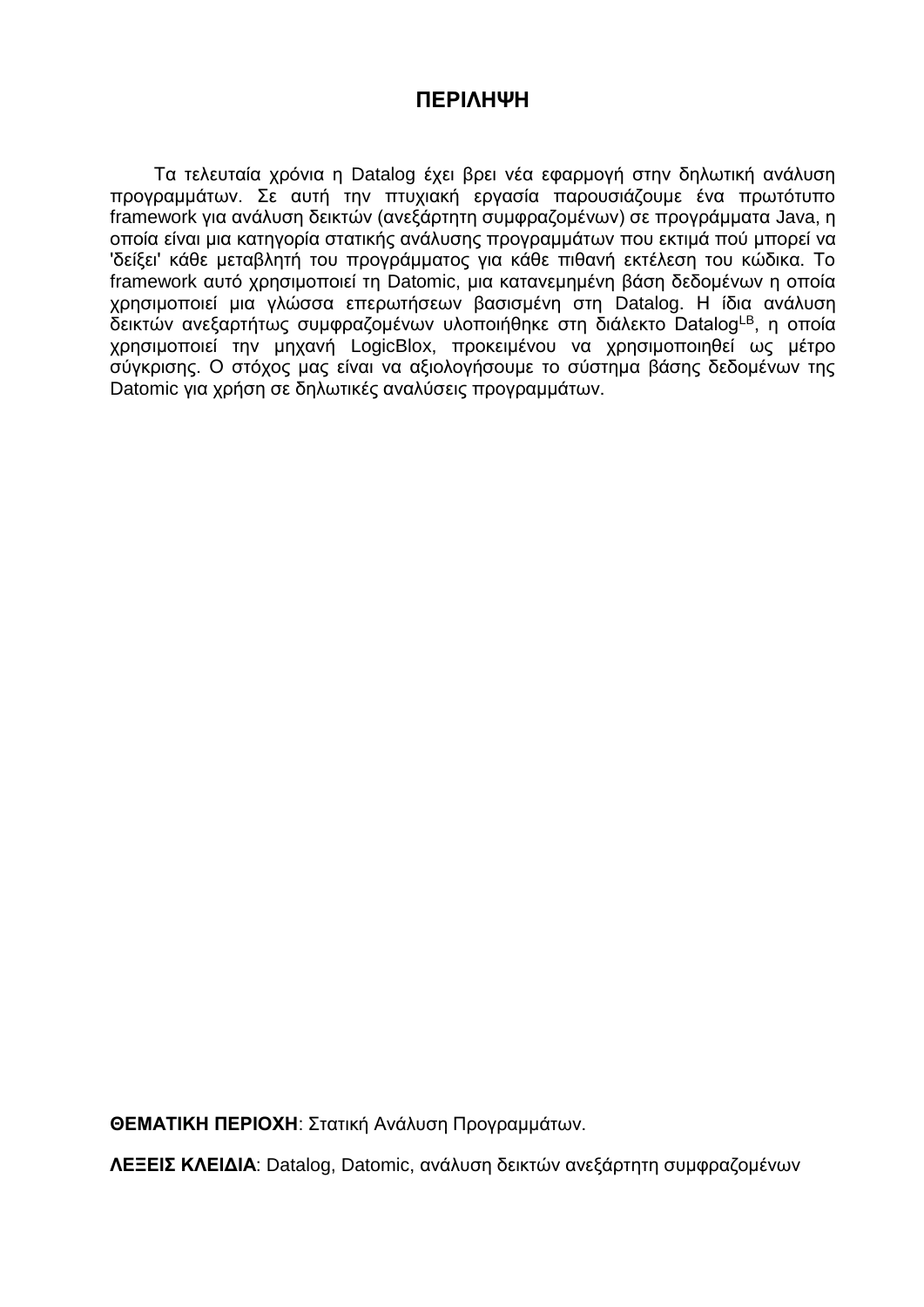# ΠΕΡΙΛΗΨΗ

Τα τελευταία χρόνια η Datalog έχει βρει νέα εφαρμογή στην δηλωτική ανάλυση προγραμμάτων. Σε αυτή την πτυχιακή εργασία παρουσιάζουμε ένα πρωτότυπο framework για ανάλυση δεικτών (ανεξάρτητη συμφραζομένων) σε προγράμματα Java, η οποία είναι μια κατηγορία στατικής ανάλυσης προγραμμάτων που εκτιμά πού μπορεί να 'δείξει' κάθε μεταβλητή του προγράμματος για κάθε πιθανή εκτέλεση του κώδικα. Το framework αυτό χρησιμοποιεί τη Datomic, μια κατανεμημένη βάση δεδομένων η οποία χρησιμοποιεί μια γλώσσα επερωτήσεων βασισμένη στη Datalog. Η ίδια ανάλυση δεικτών ανεξαρτήτως συμφραζομένων υλοποιήθηκε στη διάλεκτο $\text{Datalog}^{\text{LB}}$, η οποία χρησιμοποιεί την μηχανή LogicBlox, προκειμένου να χρησιμοποιηθεί ως μέτρο σύγκρισης. Ο στόχος μας είναι να αξιολογήσουμε το σύστημα βάσης δεδομένων της Datomic για χρήση σε δηλωτικές αναλύσεις προγραμμάτων.

**ΘΕΜΑΤΙΚΗ ΠΕΡΙΟΧΗ**: Στατική Ανάλυση Προγραμμάτων.

**ΛΕΞΕΙΣ ΚΛΕΙΔΙΑ**: Datalog, Datomic, ανάλυση δεικτών ανεξάρτητη συμφραζομένων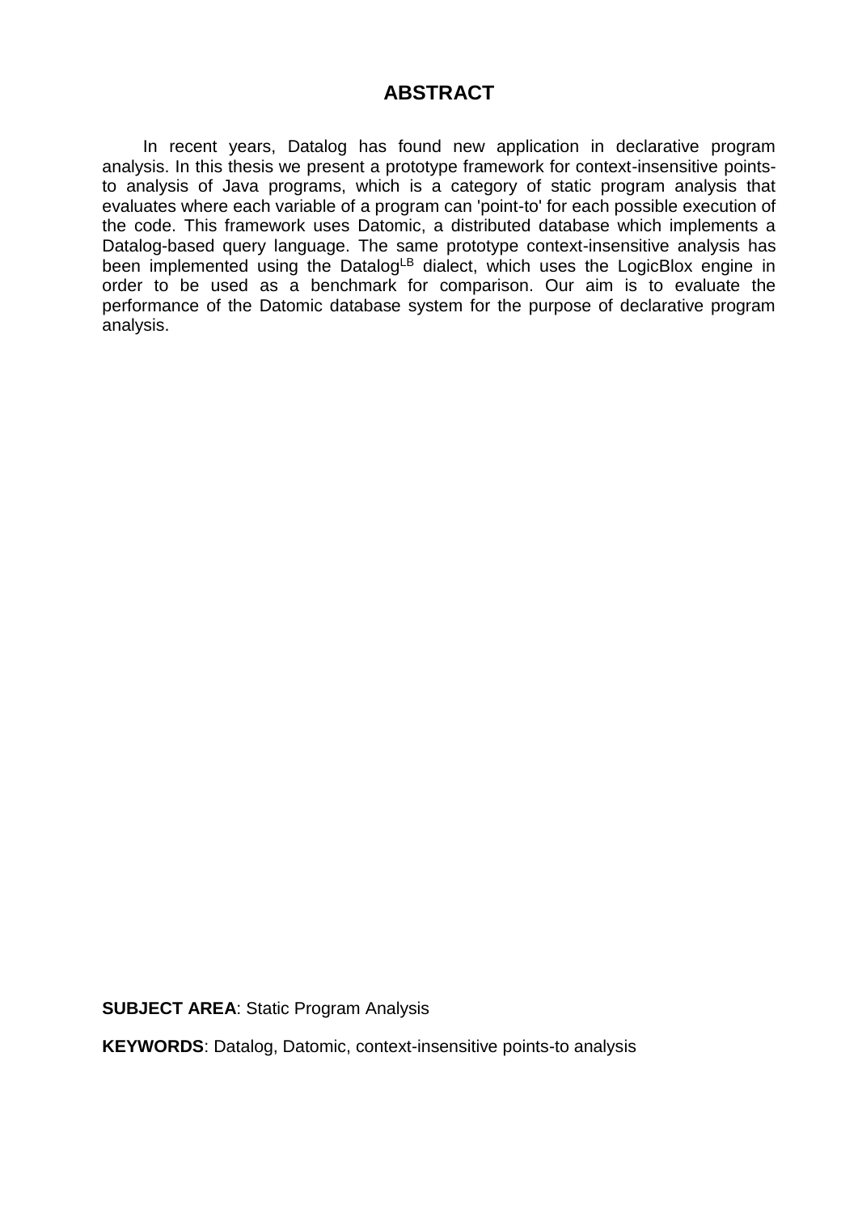# ABSTRACT

In recent years, Datalog has found new application in declarative program analysis. In this thesis we present a prototype framework for context-insensitive points-to analysis of Java programs, which is a category of static program analysis that evaluates where each variable of a program can 'point-to' for each possible execution of the code. This framework uses Datomic, a distributed database which implements a Datalog-based query language. The same prototype context-insensitive analysis has been implemented using the Datalog$^{LB}$ dialect, which uses the LogicBlox engine in order to be used as a benchmark for comparison. Our aim is to evaluate the performance of the Datomic database system for the purpose of declarative program analysis.

**SUBJECT AREA**: Static Program Analysis

**KEYWORDS**: Datalog, Datomic, context-insensitive points-to analysis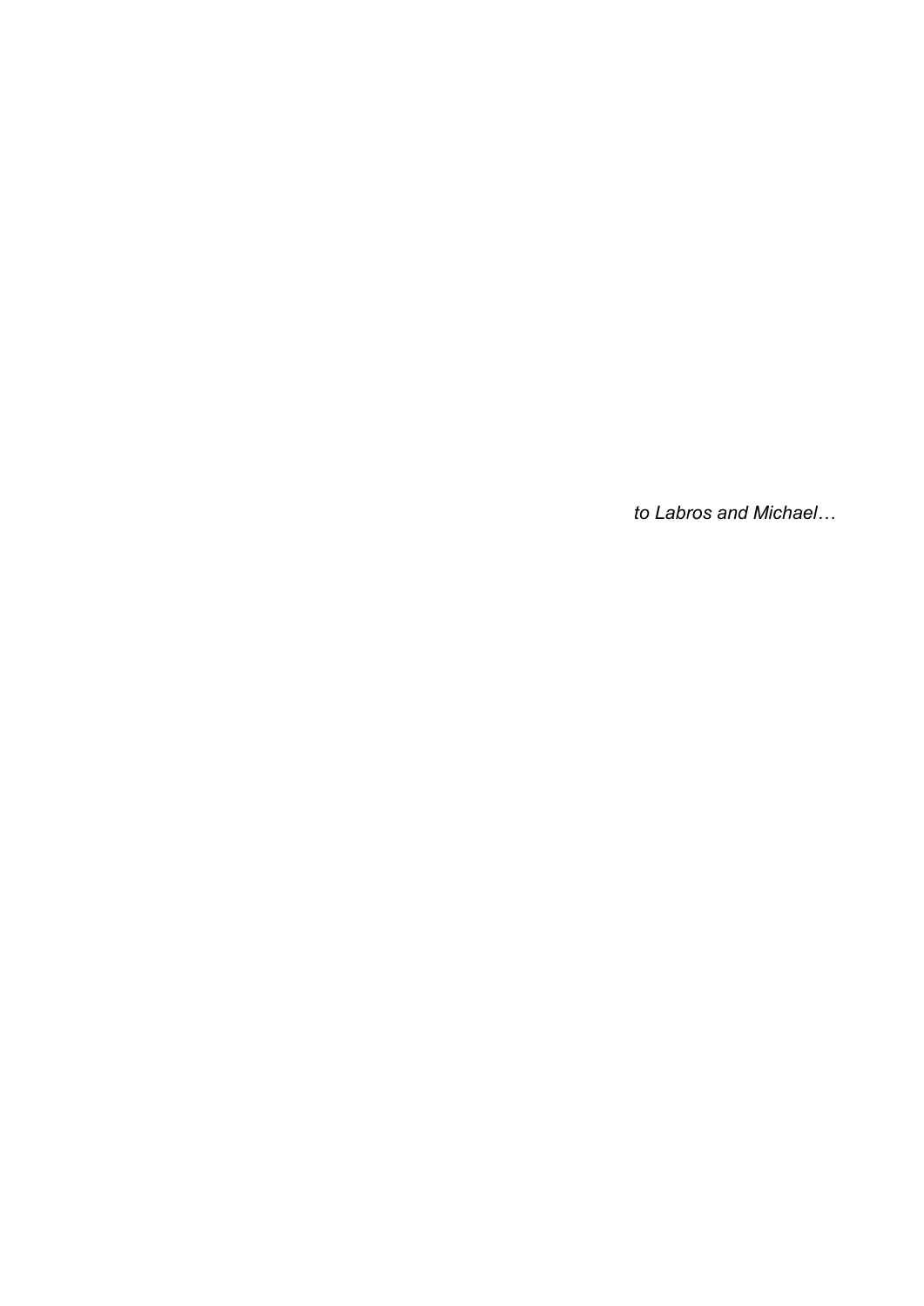*to Labros and Michael…*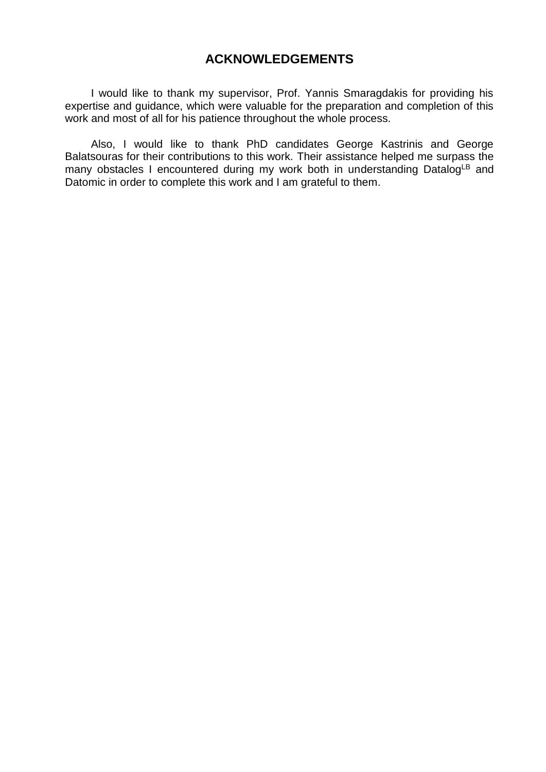# ACKNOWLEDGEMENTS

I would like to thank my supervisor, Prof. Yannis Smaragdakis for providing his expertise and guidance, which were valuable for the preparation and completion of this work and most of all for his patience throughout the whole process.

Also, I would like to thank PhD candidates George Kastrinis and George Balatsouras for their contributions to this work. Their assistance helped me surpass the many obstacles I encountered during my work both in understanding Datalog$^{LB}$ and Datomic in order to complete this work and I am grateful to them.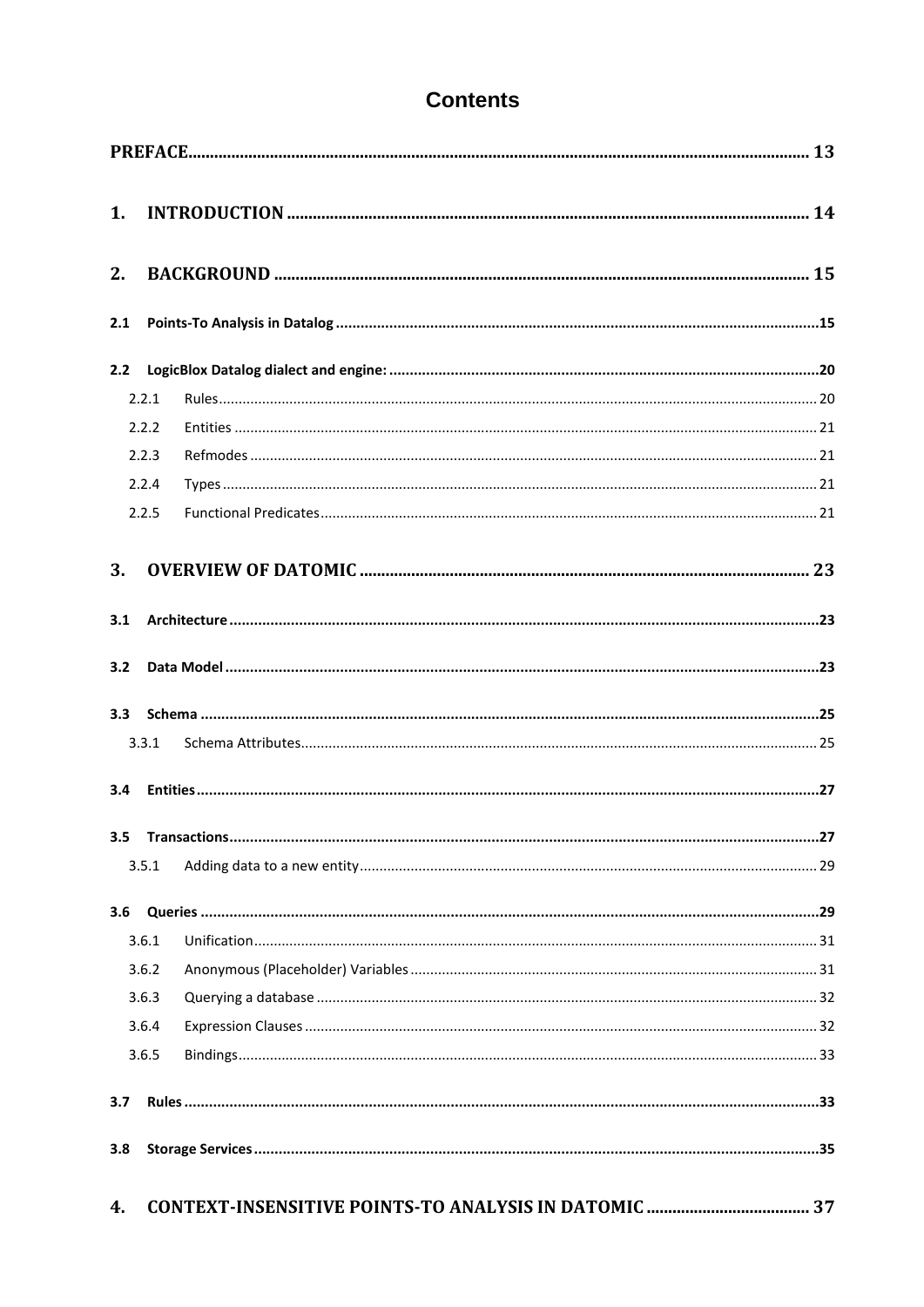# Contents

**PREFACE** .......... **13**

**1. INTRODUCTION** .......... **14**

**2. BACKGROUND** .......... **15**

**2.1 Points-To Analysis in Datalog** .......... **15**

**2.2 LogicBlox Datalog dialect and engine:** .......... **20**

- 2.2.1 Rules .......... 20
- 2.2.2 Entities .......... 21
- 2.2.3 Refmodes .......... 21
- 2.2.4 Types .......... 21
- 2.2.5 Functional Predicates .......... 21

**3. OVERVIEW OF DATOMIC** .......... **23**

**3.1 Architecture** .......... **23**

**3.2 Data Model** .......... **23**

**3.3 Schema** .......... **25**

- 3.3.1 Schema Attributes .......... 25

**3.4 Entities** .......... **27**

**3.5 Transactions** .......... **27**

- 3.5.1 Adding data to a new entity .......... 29

**3.6 Queries** .......... **29**

- 3.6.1 Unification .......... 31
- 3.6.2 Anonymous (Placeholder) Variables .......... 31
- 3.6.3 Querying a database .......... 32
- 3.6.4 Expression Clauses .......... 32
- 3.6.5 Bindings .......... 33

**3.7 Rules** .......... **33**

**3.8 Storage Services** .......... **35**

**4. CONTEXT-INSENSITIVE POINTS-TO ANALYSIS IN DATOMIC** .......... **37**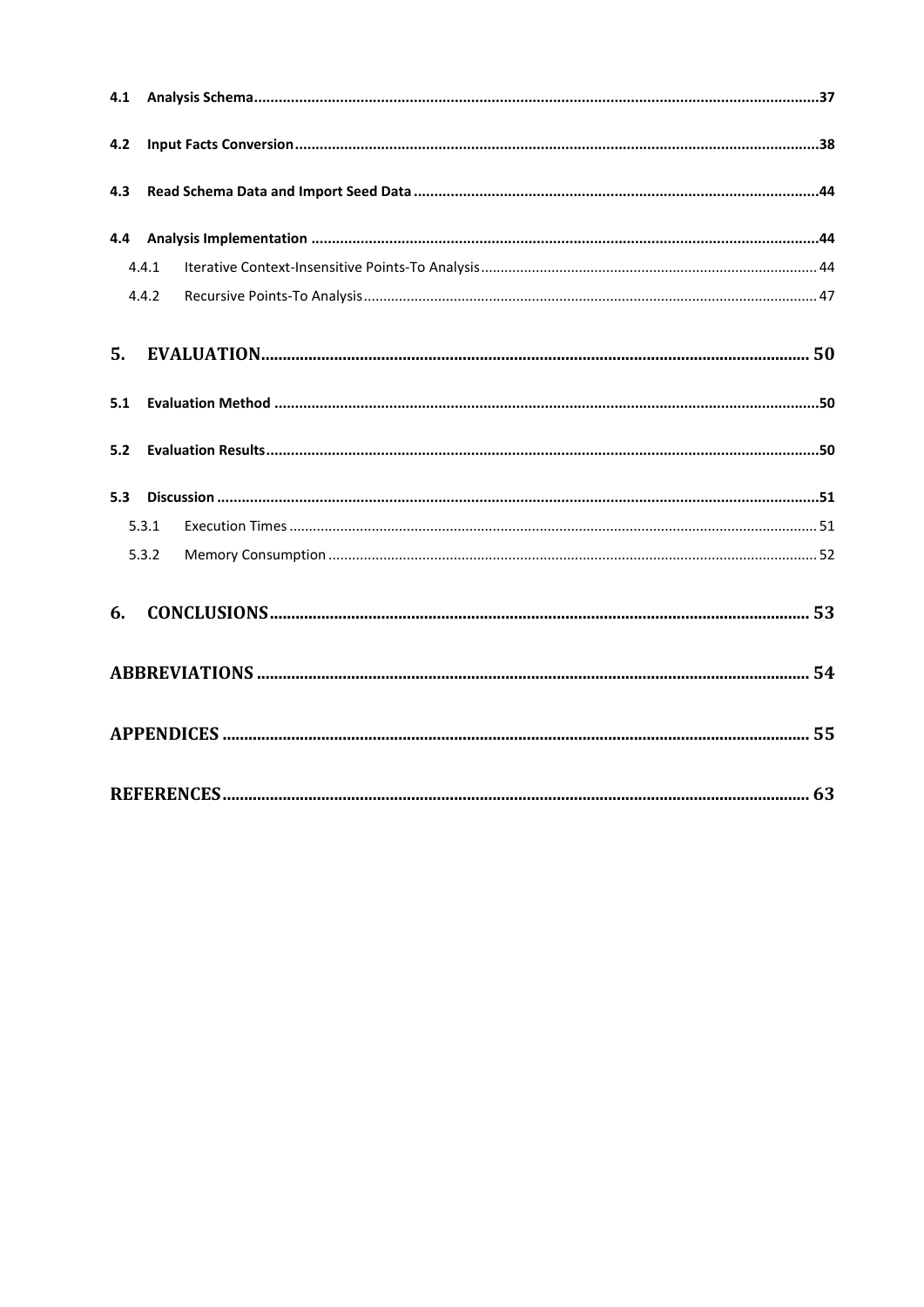**4.1 Analysis Schema** .......... 37

**4.2 Input Facts Conversion** .......... 38

**4.3 Read Schema Data and Import Seed Data** .......... 44

**4.4 Analysis Implementation** .......... 44

- 4.4.1 Iterative Context-Insensitive Points-To Analysis .......... 44
- 4.4.2 Recursive Points-To Analysis .......... 47

**5. EVALUATION** .......... 50

**5.1 Evaluation Method** .......... 50

**5.2 Evaluation Results** .......... 50

**5.3 Discussion** .......... 51

- 5.3.1 Execution Times .......... 51
- 5.3.2 Memory Consumption .......... 52

**6. CONCLUSIONS** .......... 53

**ABBREVIATIONS** .......... 54

**APPENDICES** .......... 55

**REFERENCES** .......... 63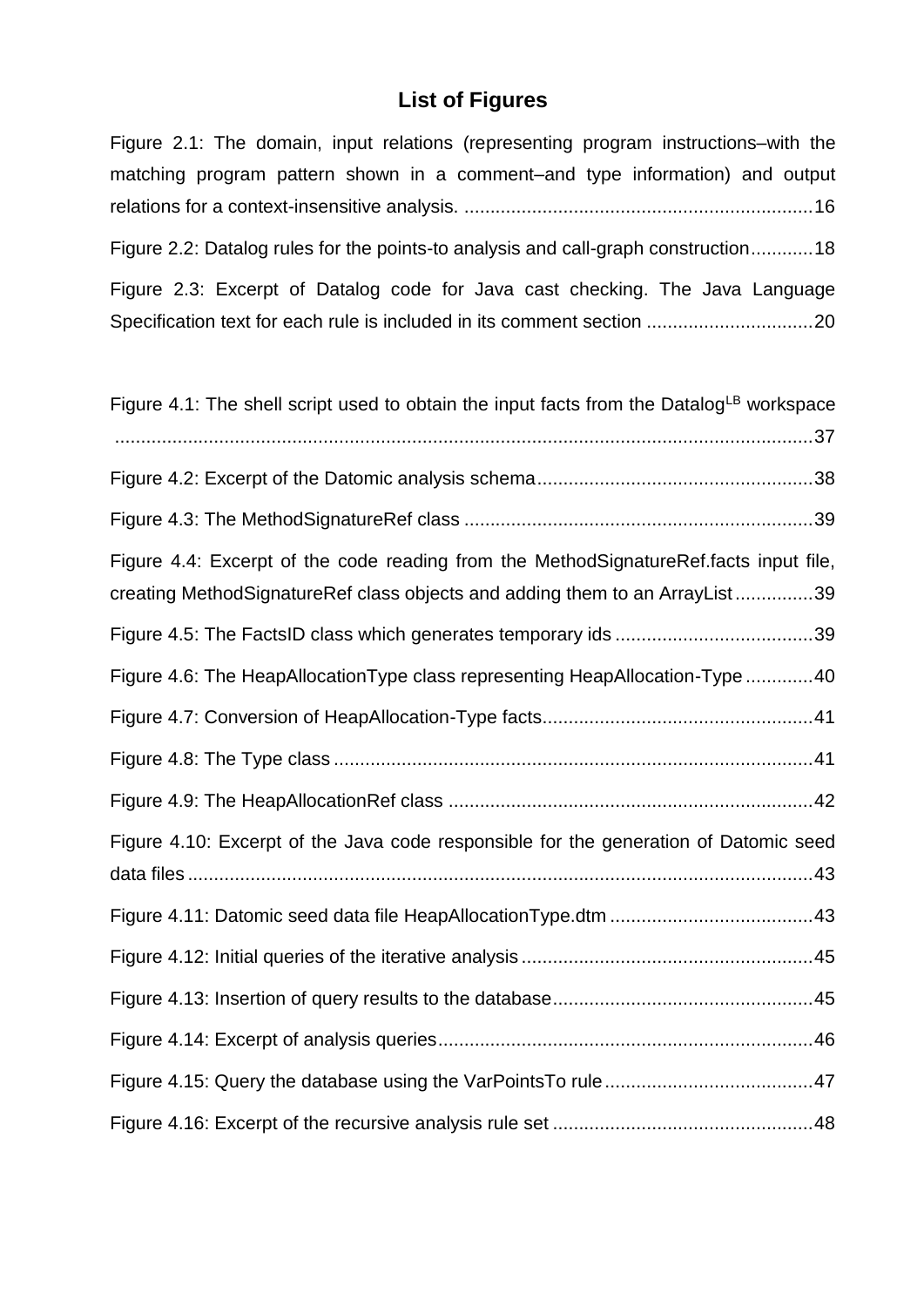# List of Figures

Figure 2.1: The domain, input relations (representing program instructions–with the matching program pattern shown in a comment–and type information) and output relations for a context-insensitive analysis. ....................................................................16

Figure 2.2: Datalog rules for the points-to analysis and call-graph construction............18

Figure 2.3: Excerpt of Datalog code for Java cast checking. The Java Language Specification text for each rule is included in its comment section ................................20

Figure 4.1: The shell script used to obtain the input facts from the Datalog$^{LB}$ workspace .......................................................................................................................37

Figure 4.2: Excerpt of the Datomic analysis schema.....................................................38

Figure 4.3: The MethodSignatureRef class ...................................................................39

Figure 4.4: Excerpt of the code reading from the MethodSignatureRef.facts input file, creating MethodSignatureRef class objects and adding them to an ArrayList...............39

Figure 4.5: The FactsID class which generates temporary ids ......................................39

Figure 4.6: The HeapAllocationType class representing HeapAllocation-Type .............40

Figure 4.7: Conversion of HeapAllocation-Type facts....................................................41

Figure 4.8: The Type class ............................................................................................41

Figure 4.9: The HeapAllocationRef class ......................................................................42

Figure 4.10: Excerpt of the Java code responsible for the generation of Datomic seed data files ........................................................................................................................43

Figure 4.11: Datomic seed data file HeapAllocationType.dtm .......................................43

Figure 4.12: Initial queries of the iterative analysis ........................................................45

Figure 4.13: Insertion of query results to the database..................................................45

Figure 4.14: Excerpt of analysis queries........................................................................46

Figure 4.15: Query the database using the VarPointsTo rule........................................47

Figure 4.16: Excerpt of the recursive analysis rule set ..................................................48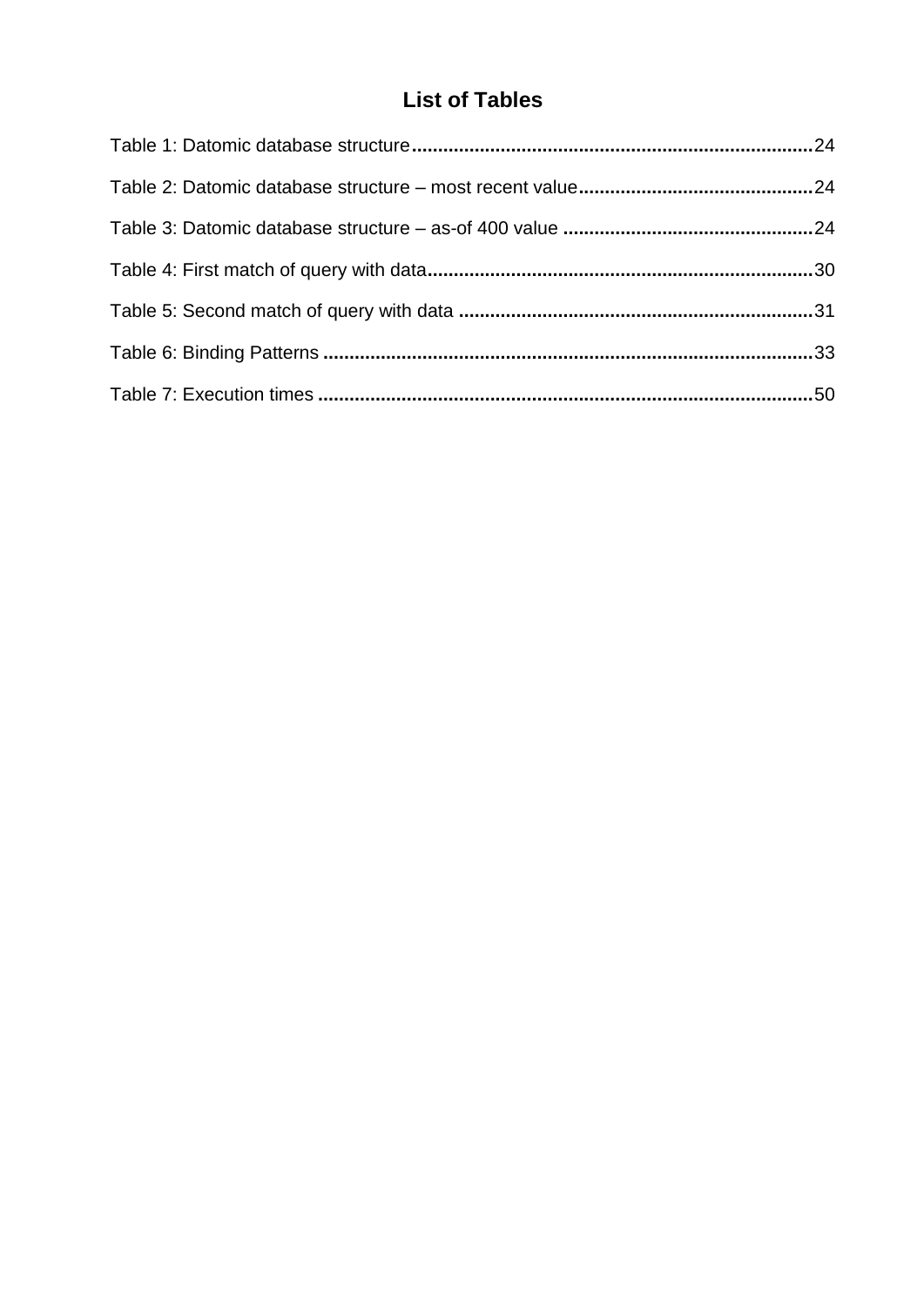# List of Tables

Table 1: Datomic database structure....................................................................................24

Table 2: Datomic database structure – most recent value.............................................24

Table 3: Datomic database structure – as-of 400 value ................................................24

Table 4: First match of query with data..........................................................................30

Table 5: Second match of query with data ....................................................................31

Table 6: Binding Patterns .............................................................................................33

Table 7: Execution times ...............................................................................................50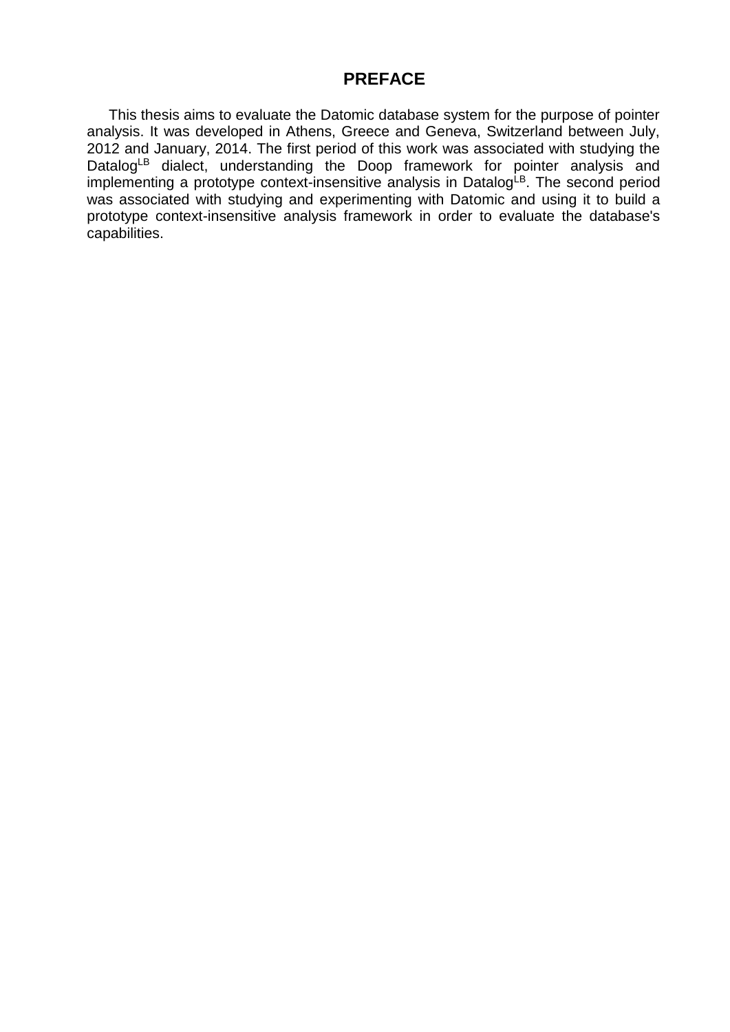# PREFACE

This thesis aims to evaluate the Datomic database system for the purpose of pointer analysis. It was developed in Athens, Greece and Geneva, Switzerland between July, 2012 and January, 2014. The first period of this work was associated with studying the $Datalog^{LB}$ dialect, understanding the Doop framework for pointer analysis and implementing a prototype context-insensitive analysis in $Datalog^{LB}$. The second period was associated with studying and experimenting with Datomic and using it to build a prototype context-insensitive analysis framework in order to evaluate the database's capabilities.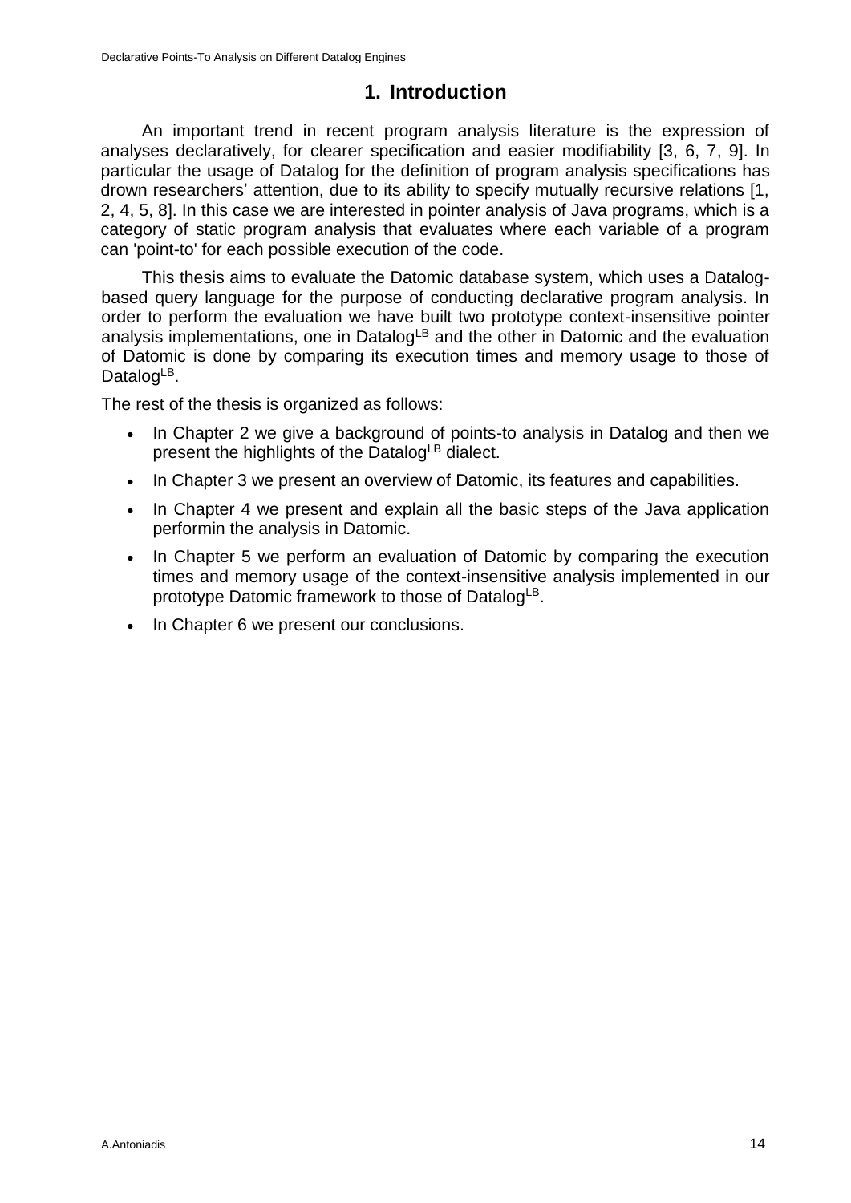# 1. Introduction

An important trend in recent program analysis literature is the expression of analyses declaratively, for clearer specification and easier modifiability [3, 6, 7, 9]. In particular the usage of Datalog for the definition of program analysis specifications has drown researchers' attention, due to its ability to specify mutually recursive relations [1, 2, 4, 5, 8]. In this case we are interested in pointer analysis of Java programs, which is a category of static program analysis that evaluates where each variable of a program can 'point-to' for each possible execution of the code.

This thesis aims to evaluate the Datomic database system, which uses a Datalog-based query language for the purpose of conducting declarative program analysis. In order to perform the evaluation we have built two prototype context-insensitive pointer analysis implementations, one in Datalog$^{LB}$ and the other in Datomic and the evaluation of Datomic is done by comparing its execution times and memory usage to those of Datalog$^{LB}$.

The rest of the thesis is organized as follows:

- In Chapter 2 we give a background of points-to analysis in Datalog and then we present the highlights of the Datalog$^{LB}$ dialect.
- In Chapter 3 we present an overview of Datomic, its features and capabilities.
- In Chapter 4 we present and explain all the basic steps of the Java application performin the analysis in Datomic.
- In Chapter 5 we perform an evaluation of Datomic by comparing the execution times and memory usage of the context-insensitive analysis implemented in our prototype Datomic framework to those of Datalog$^{LB}$.
- In Chapter 6 we present our conclusions.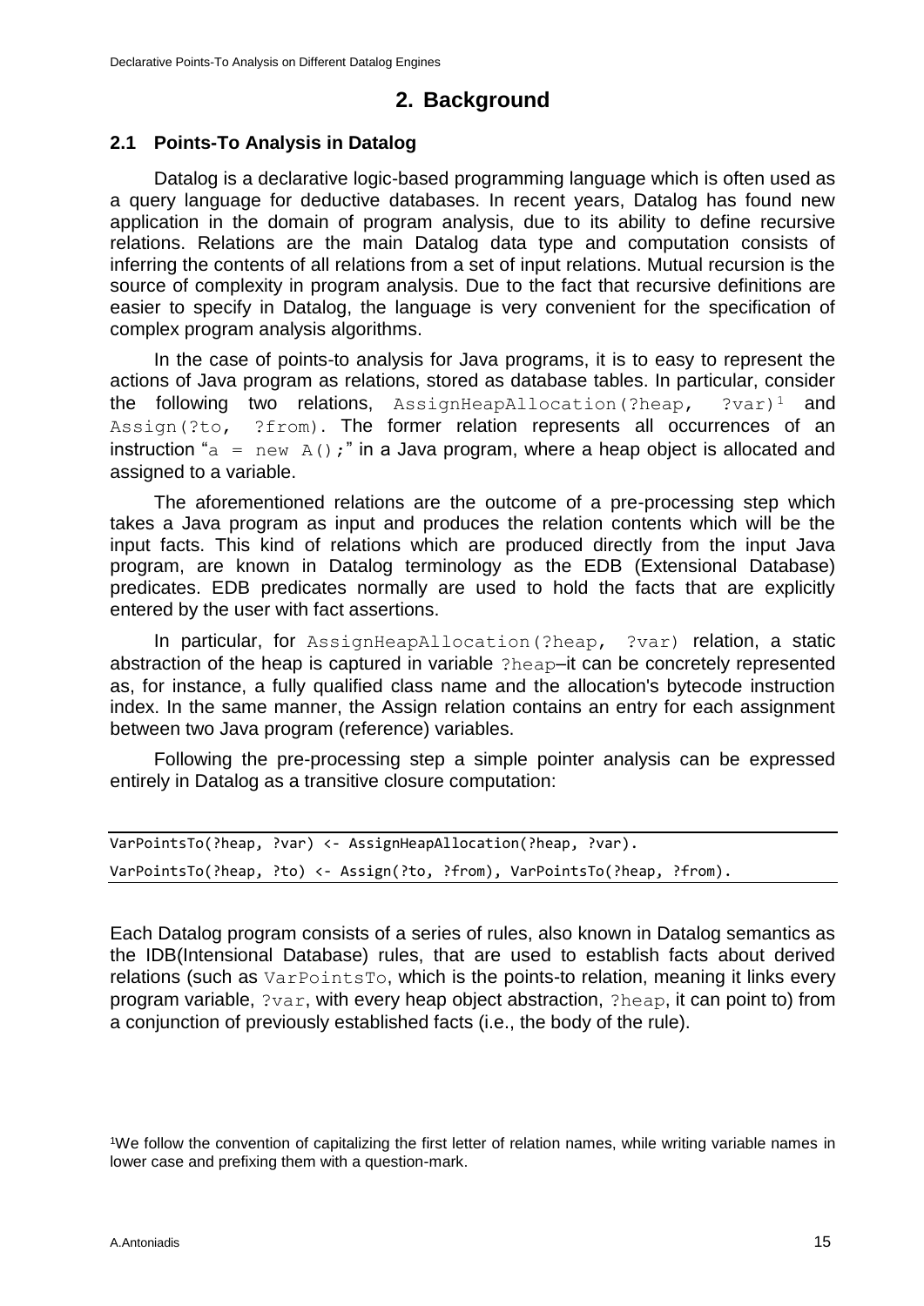# 2. Background

## 2.1 Points-To Analysis in Datalog

Datalog is a declarative logic-based programming language which is often used as a query language for deductive databases. In recent years, Datalog has found new application in the domain of program analysis, due to its ability to define recursive relations. Relations are the main Datalog data type and computation consists of inferring the contents of all relations from a set of input relations. Mutual recursion is the source of complexity in program analysis. Due to the fact that recursive definitions are easier to specify in Datalog, the language is very convenient for the specification of complex program analysis algorithms.

In the case of points-to analysis for Java programs, it is to easy to represent the actions of Java program as relations, stored as database tables. In particular, consider the following two relations, `AssignHeapAllocation(?heap, ?var)`[1] and `Assign(?to, ?from)`. The former relation represents all occurrences of an instruction "`a = new A();`" in a Java program, where a heap object is allocated and assigned to a variable.

The aforementioned relations are the outcome of a pre-processing step which takes a Java program as input and produces the relation contents which will be the input facts. This kind of relations which are produced directly from the input Java program, are known in Datalog terminology as the EDB (Extensional Database) predicates. EDB predicates normally are used to hold the facts that are explicitly entered by the user with fact assertions.

In particular, for `AssignHeapAllocation(?heap, ?var)` relation, a static abstraction of the heap is captured in variable `?heap`–it can be concretely represented as, for instance, a fully qualified class name and the allocation's bytecode instruction index. In the same manner, the Assign relation contains an entry for each assignment between two Java program (reference) variables.

Following the pre-processing step a simple pointer analysis can be expressed entirely in Datalog as a transitive closure computation:

```
VarPointsTo(?heap, ?var) <- AssignHeapAllocation(?heap, ?var).
VarPointsTo(?heap, ?to) <- Assign(?to, ?from), VarPointsTo(?heap, ?from).
```

Each Datalog program consists of a series of rules, also known in Datalog semantics as the IDB(Intensional Database) rules, that are used to establish facts about derived relations (such as `VarPointsTo`, which is the points-to relation, meaning it links every program variable, `?var`, with every heap object abstraction, `?heap`, it can point to) from a conjunction of previously established facts (i.e., the body of the rule).

[1]We follow the convention of capitalizing the first letter of relation names, while writing variable names in lower case and prefixing them with a question-mark.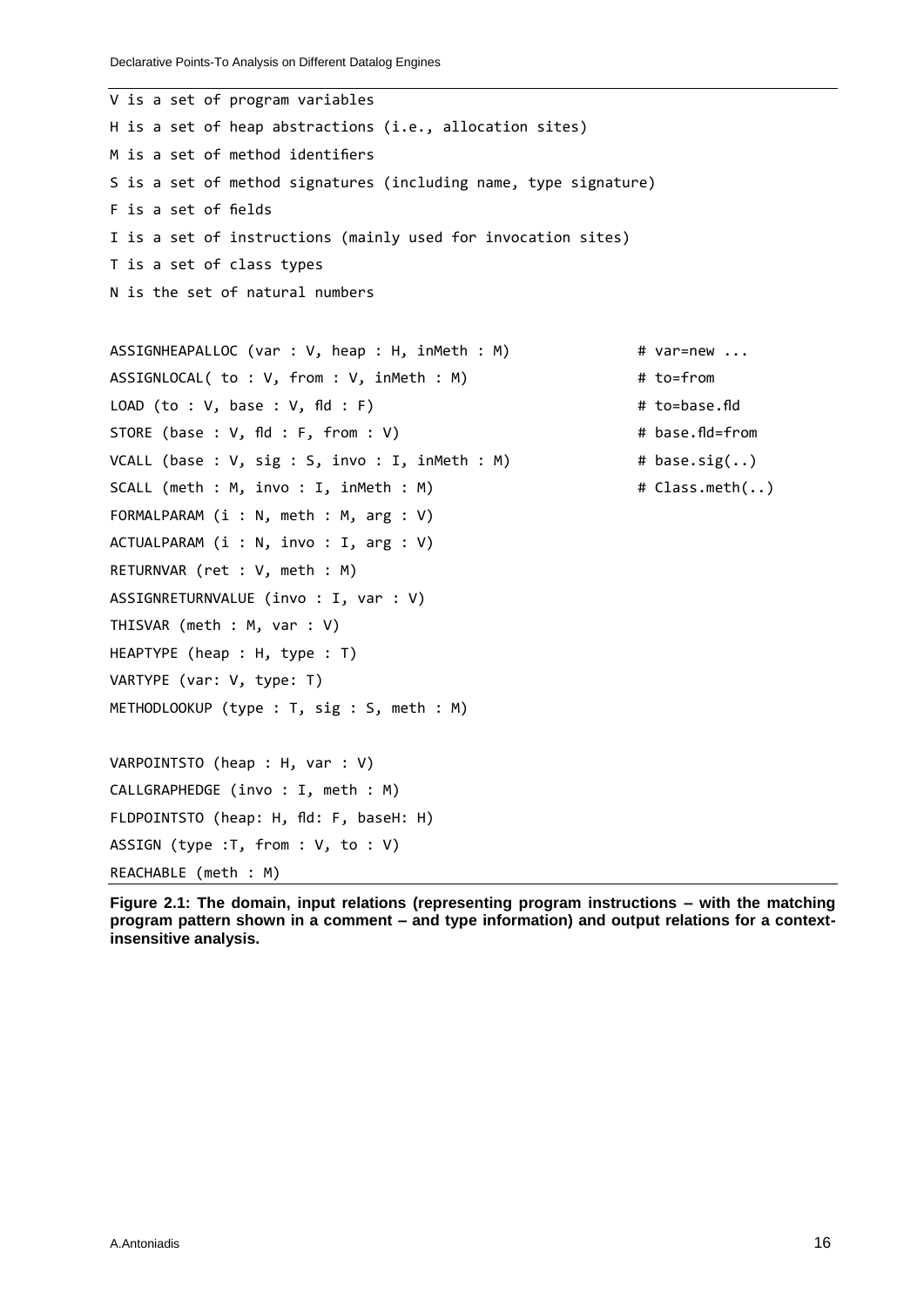```
V is a set of program variables
H is a set of heap abstractions (i.e., allocation sites)
M is a set of method identifiers
S is a set of method signatures (including name, type signature)
F is a set of fields
I is a set of instructions (mainly used for invocation sites)
T is a set of class types
N is the set of natural numbers

ASSIGNHEAPALLOC (var : V, heap : H, inMeth : M)             # var=new ...
ASSIGNLOCAL( to : V, from : V, inMeth : M)                  # to=from
LOAD (to : V, base : V, fld : F)                            # to=base.fld
STORE (base : V, fld : F, from : V)                         # base.fld=from
VCALL (base : V, sig : S, invo : I, inMeth : M)             # base.sig(..)
SCALL (meth : M, invo : I, inMeth : M)                      # Class.meth(..)
FORMALPARAM (i : N, meth : M, arg : V)
ACTUALPARAM (i : N, invo : I, arg : V)
RETURNVAR (ret : V, meth : M)
ASSIGNRETURNVALUE (invo : I, var : V)
THISVAR (meth : M, var : V)
HEAPTYPE (heap : H, type : T)
VARTYPE (var: V, type: T)
METHODLOOKUP (type : T, sig : S, meth : M)

VARPOINTSTO (heap : H, var : V)
CALLGRAPHEDGE (invo : I, meth : M)
FLDPOINTSTO (heap: H, fld: F, baseH: H)
ASSIGN (type :T, from : V, to : V)
REACHABLE (meth : M)
```

**Figure 2.1: The domain, input relations (representing program instructions – with the matching program pattern shown in a comment – and type information) and output relations for a context-insensitive analysis.**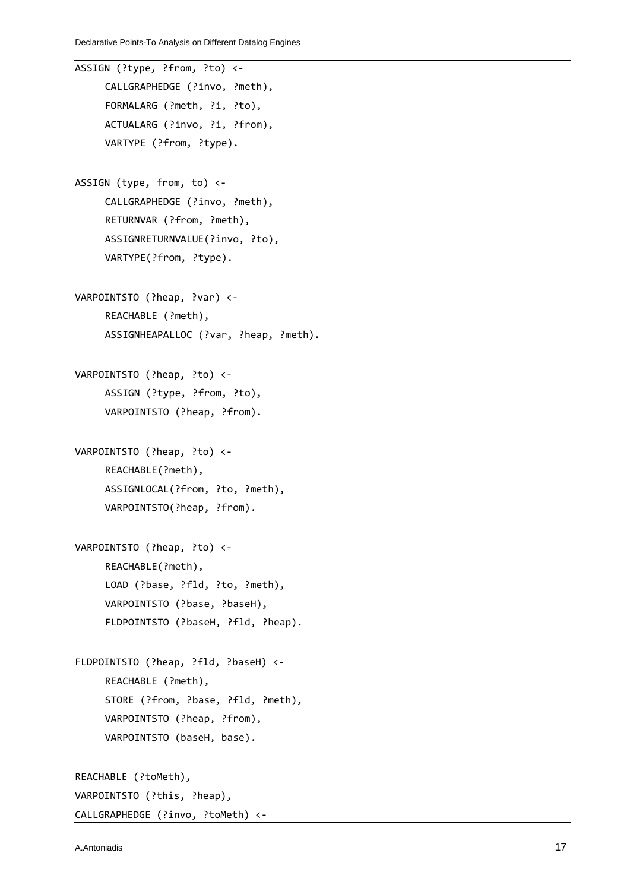```
ASSIGN (?type, ?from, ?to) <-
     CALLGRAPHEDGE (?invo, ?meth),
     FORMALARG (?meth, ?i, ?to),
     ACTUALARG (?invo, ?i, ?from),
     VARTYPE (?from, ?type).

ASSIGN (type, from, to) <-
     CALLGRAPHEDGE (?invo, ?meth),
     RETURNVAR (?from, ?meth),
     ASSIGNRETURNVALUE(?invo, ?to),
     VARTYPE(?from, ?type).

VARPOINTSTO (?heap, ?var) <-
     REACHABLE (?meth),
     ASSIGNHEAPALLOC (?var, ?heap, ?meth).

VARPOINTSTO (?heap, ?to) <-
     ASSIGN (?type, ?from, ?to),
     VARPOINTSTO (?heap, ?from).

VARPOINTSTO (?heap, ?to) <-
     REACHABLE(?meth),
     ASSIGNLOCAL(?from, ?to, ?meth),
     VARPOINTSTO(?heap, ?from).

VARPOINTSTO (?heap, ?to) <-
     REACHABLE(?meth),
     LOAD (?base, ?fld, ?to, ?meth),
     VARPOINTSTO (?base, ?baseH),
     FLDPOINTSTO (?baseH, ?fld, ?heap).

FLDPOINTSTO (?heap, ?fld, ?baseH) <-
     REACHABLE (?meth),
     STORE (?from, ?base, ?fld, ?meth),
     VARPOINTSTO (?heap, ?from),
     VARPOINTSTO (baseH, base).

REACHABLE (?toMeth),
VARPOINTSTO (?this, ?heap),
CALLGRAPHEDGE (?invo, ?toMeth) <-
```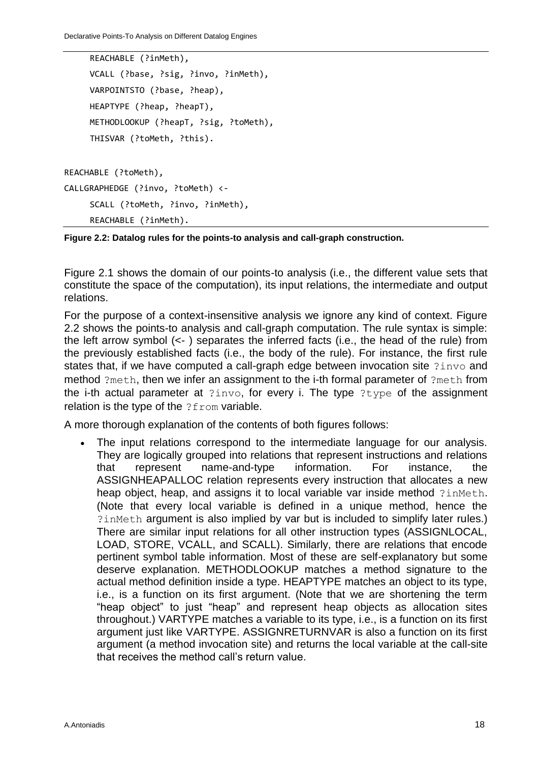```
    REACHABLE (?inMeth),
    VCALL (?base, ?sig, ?invo, ?inMeth),
    VARPOINTSTO (?base, ?heap),
    HEAPTYPE (?heap, ?heapT),
    METHODLOOKUP (?heapT, ?sig, ?toMeth),
    THISVAR (?toMeth, ?this).

REACHABLE (?toMeth),
CALLGRAPHEDGE (?invo, ?toMeth) <-
    SCALL (?toMeth, ?invo, ?inMeth),
    REACHABLE (?inMeth).
```

**Figure 2.2: Datalog rules for the points-to analysis and call-graph construction.**

Figure 2.1 shows the domain of our points-to analysis (i.e., the different value sets that constitute the space of the computation), its input relations, the intermediate and output relations.

For the purpose of a context-insensitive analysis we ignore any kind of context. Figure 2.2 shows the points-to analysis and call-graph computation. The rule syntax is simple: the left arrow symbol (<- ) separates the inferred facts (i.e., the head of the rule) from the previously established facts (i.e., the body of the rule). For instance, the first rule states that, if we have computed a call-graph edge between invocation site `?invo` and method `?meth`, then we infer an assignment to the i-th formal parameter of `?meth` from the i-th actual parameter at `?invo`, for every i. The type `?type` of the assignment relation is the type of the `?from` variable.

A more thorough explanation of the contents of both figures follows:

- The input relations correspond to the intermediate language for our analysis. They are logically grouped into relations that represent instructions and relations that represent name-and-type information. For instance, the ASSIGNHEAPALLOC relation represents every instruction that allocates a new heap object, heap, and assigns it to local variable var inside method `?inMeth`. (Note that every local variable is defined in a unique method, hence the `?inMeth` argument is also implied by var but is included to simplify later rules.) There are similar input relations for all other instruction types (ASSIGNLOCAL, LOAD, STORE, VCALL, and SCALL). Similarly, there are relations that encode pertinent symbol table information. Most of these are self-explanatory but some deserve explanation. METHODLOOKUP matches a method signature to the actual method definition inside a type. HEAPTYPE matches an object to its type, i.e., is a function on its first argument. (Note that we are shortening the term "heap object" to just "heap" and represent heap objects as allocation sites throughout.) VARTYPE matches a variable to its type, i.e., is a function on its first argument just like VARTYPE. ASSIGNRETURNVAR is also a function on its first argument (a method invocation site) and returns the local variable at the call-site that receives the method call's return value.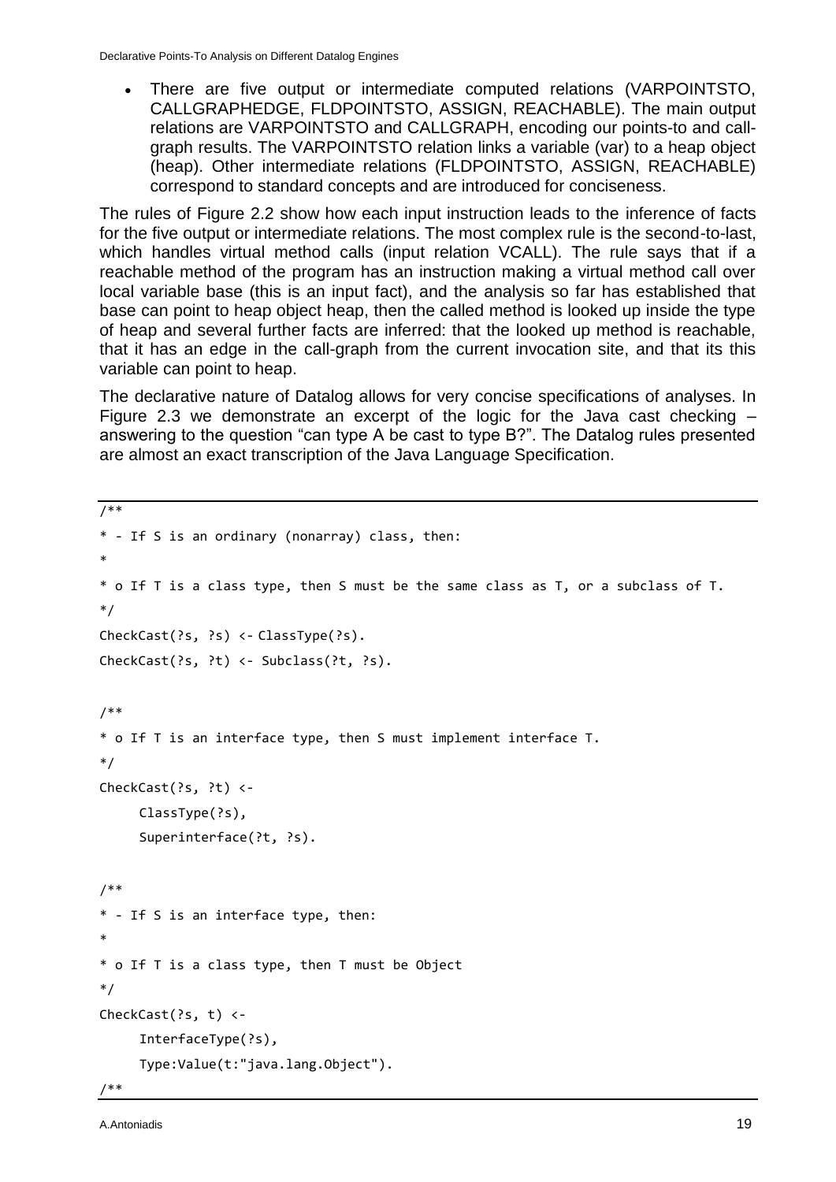- There are five output or intermediate computed relations (VARPOINTSTO, CALLGRAPHEDGE, FLDPOINTSTO, ASSIGN, REACHABLE). The main output relations are VARPOINTSTO and CALLGRAPH, encoding our points-to and call-graph results. The VARPOINTSTO relation links a variable (var) to a heap object (heap). Other intermediate relations (FLDPOINTSTO, ASSIGN, REACHABLE) correspond to standard concepts and are introduced for conciseness.

The rules of Figure 2.2 show how each input instruction leads to the inference of facts for the five output or intermediate relations. The most complex rule is the second-to-last, which handles virtual method calls (input relation VCALL). The rule says that if a reachable method of the program has an instruction making a virtual method call over local variable base (this is an input fact), and the analysis so far has established that base can point to heap object heap, then the called method is looked up inside the type of heap and several further facts are inferred: that the looked up method is reachable, that it has an edge in the call-graph from the current invocation site, and that its this variable can point to heap.

The declarative nature of Datalog allows for very concise specifications of analyses. In Figure 2.3 we demonstrate an excerpt of the logic for the Java cast checking – answering to the question "can type A be cast to type B?". The Datalog rules presented are almost an exact transcription of the Java Language Specification.

```
/**
* - If S is an ordinary (nonarray) class, then:
*
* o If T is a class type, then S must be the same class as T, or a subclass of T.
*/
CheckCast(?s, ?s) <- ClassType(?s).
CheckCast(?s, ?t) <- Subclass(?t, ?s).

/**
* o If T is an interface type, then S must implement interface T.
*/
CheckCast(?s, ?t) <-
     ClassType(?s),
     Superinterface(?t, ?s).

/**
* - If S is an interface type, then:
*
* o If T is a class type, then T must be Object
*/
CheckCast(?s, t) <-
     InterfaceType(?s),
     Type:Value(t:"java.lang.Object").
/**
```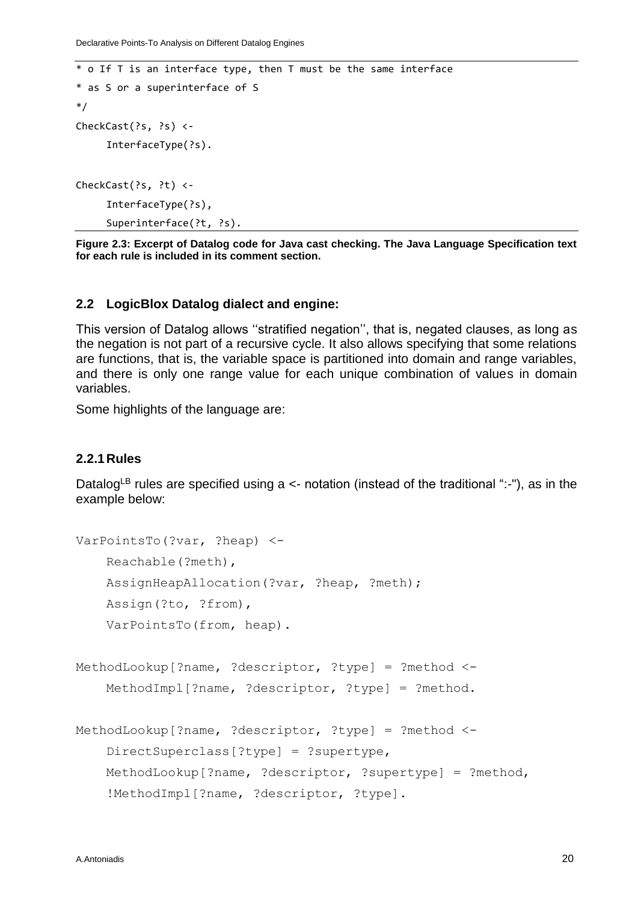```
* o If T is an interface type, then T must be the same interface
* as S or a superinterface of S
*/
CheckCast(?s, ?s) <-
     InterfaceType(?s).

CheckCast(?s, ?t) <-
     InterfaceType(?s),
     Superinterface(?t, ?s).
```

**Figure 2.3: Excerpt of Datalog code for Java cast checking. The Java Language Specification text for each rule is included in its comment section.**

### 2.2 LogicBlox Datalog dialect and engine:

This version of Datalog allows ''stratified negation'', that is, negated clauses, as long as the negation is not part of a recursive cycle. It also allows specifying that some relations are functions, that is, the variable space is partitioned into domain and range variables, and there is only one range value for each unique combination of values in domain variables.

Some highlights of the language are:

#### 2.2.1 Rules

Datalog$^{LB}$ rules are specified using a <- notation (instead of the traditional ":-"), as in the example below:

```
VarPointsTo(?var, ?heap) <-
    Reachable(?meth),
    AssignHeapAllocation(?var, ?heap, ?meth);
    Assign(?to, ?from),
    VarPointsTo(from, heap).

MethodLookup[?name, ?descriptor, ?type] = ?method <-
    MethodImpl[?name, ?descriptor, ?type] = ?method.

MethodLookup[?name, ?descriptor, ?type] = ?method <-
    DirectSuperclass[?type] = ?supertype,
    MethodLookup[?name, ?descriptor, ?supertype] = ?method,
    !MethodImpl[?name, ?descriptor, ?type].
```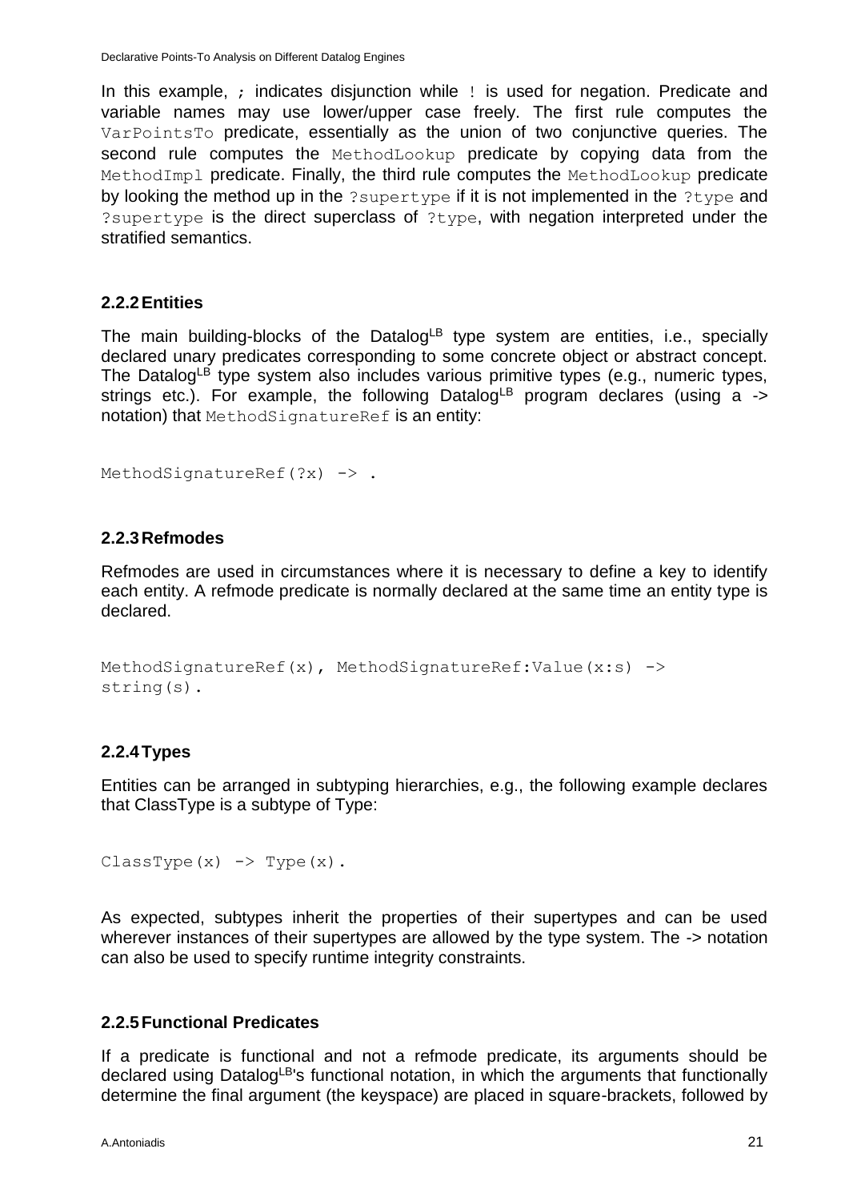In this example, `;` indicates disjunction while `!` is used for negation. Predicate and variable names may use lower/upper case freely. The first rule computes the `VarPointsTo` predicate, essentially as the union of two conjunctive queries. The second rule computes the `MethodLookup` predicate by copying data from the `MethodImpl` predicate. Finally, the third rule computes the `MethodLookup` predicate by looking the method up in the `?supertype` if it is not implemented in the `?type` and `?supertype` is the direct superclass of `?type`, with negation interpreted under the stratified semantics.

### 2.2.2 Entities

The main building-blocks of the Datalog$^{LB}$ type system are entities, i.e., specially declared unary predicates corresponding to some concrete object or abstract concept. The Datalog$^{LB}$ type system also includes various primitive types (e.g., numeric types, strings etc.). For example, the following Datalog$^{LB}$ program declares (using a -> notation) that `MethodSignatureRef` is an entity:

```
MethodSignatureRef(?x) -> .
```

### 2.2.3 Refmodes

Refmodes are used in circumstances where it is necessary to define a key to identify each entity. A refmode predicate is normally declared at the same time an entity type is declared.

```
MethodSignatureRef(x), MethodSignatureRef:Value(x:s) ->
string(s).
```

### 2.2.4 Types

Entities can be arranged in subtyping hierarchies, e.g., the following example declares that ClassType is a subtype of Type:

```
ClassType(x) -> Type(x).
```

As expected, subtypes inherit the properties of their supertypes and can be used wherever instances of their supertypes are allowed by the type system. The -> notation can also be used to specify runtime integrity constraints.

### 2.2.5 Functional Predicates

If a predicate is functional and not a refmode predicate, its arguments should be declared using Datalog$^{LB}$'s functional notation, in which the arguments that functionally determine the final argument (the keyspace) are placed in square-brackets, followed by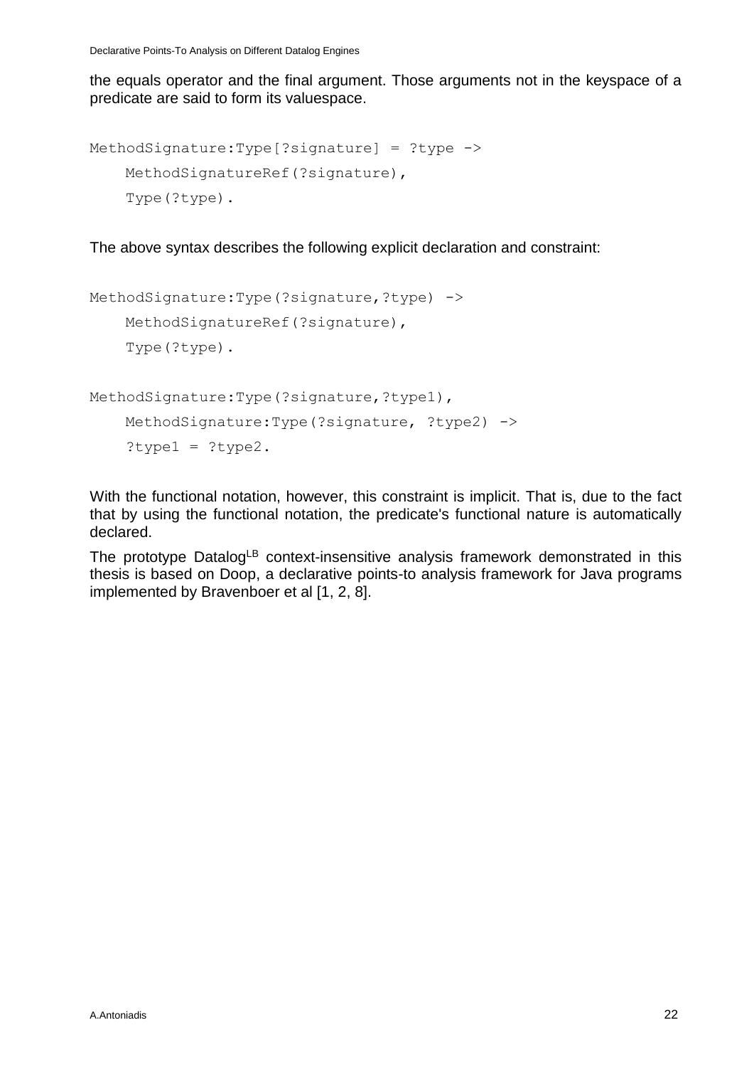the equals operator and the final argument. Those arguments not in the keyspace of a predicate are said to form its valuespace.

```
MethodSignature:Type[?signature] = ?type ->
    MethodSignatureRef(?signature),
    Type(?type).
```

The above syntax describes the following explicit declaration and constraint:

```
MethodSignature:Type(?signature,?type) ->
    MethodSignatureRef(?signature),
    Type(?type).

MethodSignature:Type(?signature,?type1),
    MethodSignature:Type(?signature, ?type2) ->
    ?type1 = ?type2.
```

With the functional notation, however, this constraint is implicit. That is, due to the fact that by using the functional notation, the predicate's functional nature is automatically declared.

The prototype Datalog$^{LB}$ context-insensitive analysis framework demonstrated in this thesis is based on Doop, a declarative points-to analysis framework for Java programs implemented by Bravenboer et al [1, 2, 8].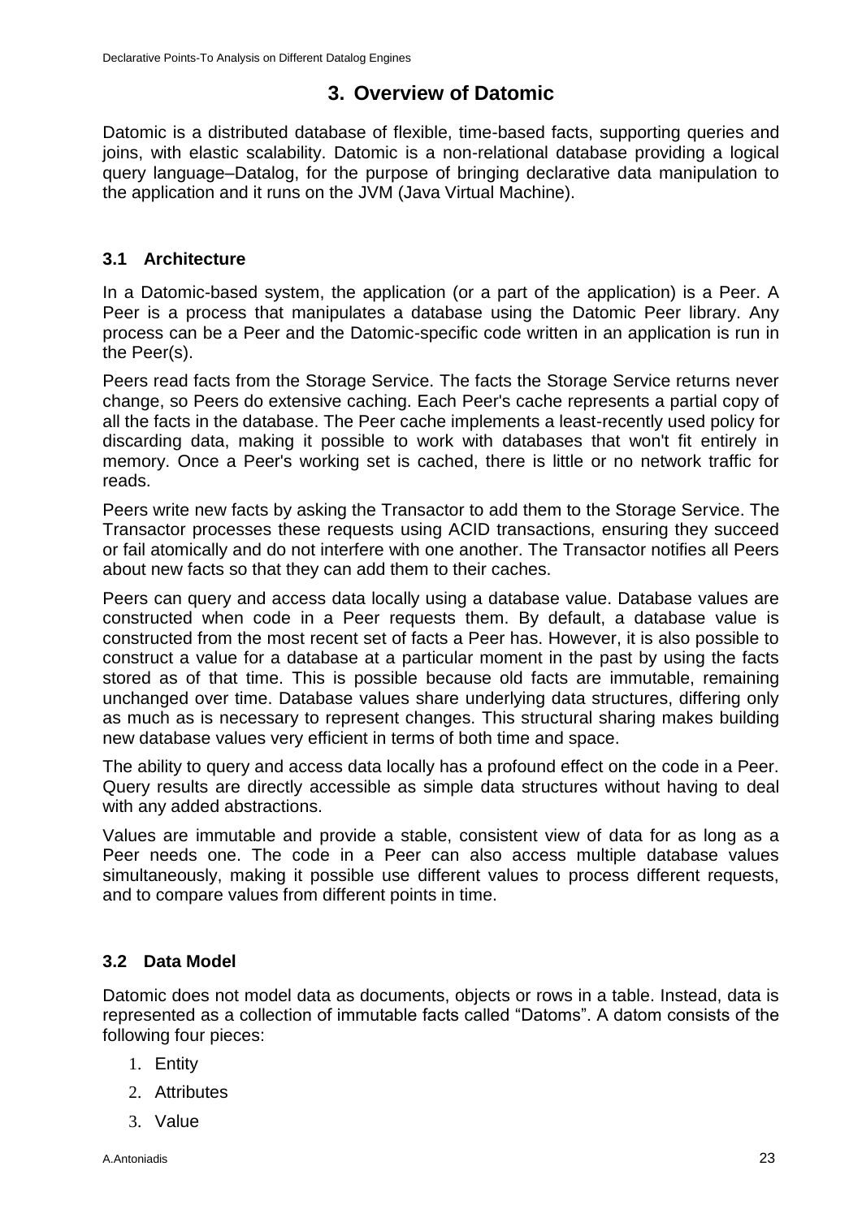# 3. Overview of Datomic

Datomic is a distributed database of flexible, time-based facts, supporting queries and joins, with elastic scalability. Datomic is a non-relational database providing a logical query language–Datalog, for the purpose of bringing declarative data manipulation to the application and it runs on the JVM (Java Virtual Machine).

## 3.1 Architecture

In a Datomic-based system, the application (or a part of the application) is a Peer. A Peer is a process that manipulates a database using the Datomic Peer library. Any process can be a Peer and the Datomic-specific code written in an application is run in the Peer(s).

Peers read facts from the Storage Service. The facts the Storage Service returns never change, so Peers do extensive caching. Each Peer's cache represents a partial copy of all the facts in the database. The Peer cache implements a least-recently used policy for discarding data, making it possible to work with databases that won't fit entirely in memory. Once a Peer's working set is cached, there is little or no network traffic for reads.

Peers write new facts by asking the Transactor to add them to the Storage Service. The Transactor processes these requests using ACID transactions, ensuring they succeed or fail atomically and do not interfere with one another. The Transactor notifies all Peers about new facts so that they can add them to their caches.

Peers can query and access data locally using a database value. Database values are constructed when code in a Peer requests them. By default, a database value is constructed from the most recent set of facts a Peer has. However, it is also possible to construct a value for a database at a particular moment in the past by using the facts stored as of that time. This is possible because old facts are immutable, remaining unchanged over time. Database values share underlying data structures, differing only as much as is necessary to represent changes. This structural sharing makes building new database values very efficient in terms of both time and space.

The ability to query and access data locally has a profound effect on the code in a Peer. Query results are directly accessible as simple data structures without having to deal with any added abstractions.

Values are immutable and provide a stable, consistent view of data for as long as a Peer needs one. The code in a Peer can also access multiple database values simultaneously, making it possible use different values to process different requests, and to compare values from different points in time.

## 3.2 Data Model

Datomic does not model data as documents, objects or rows in a table. Instead, data is represented as a collection of immutable facts called "Datoms". A datom consists of the following four pieces:

1. Entity
2. Attributes
3. Value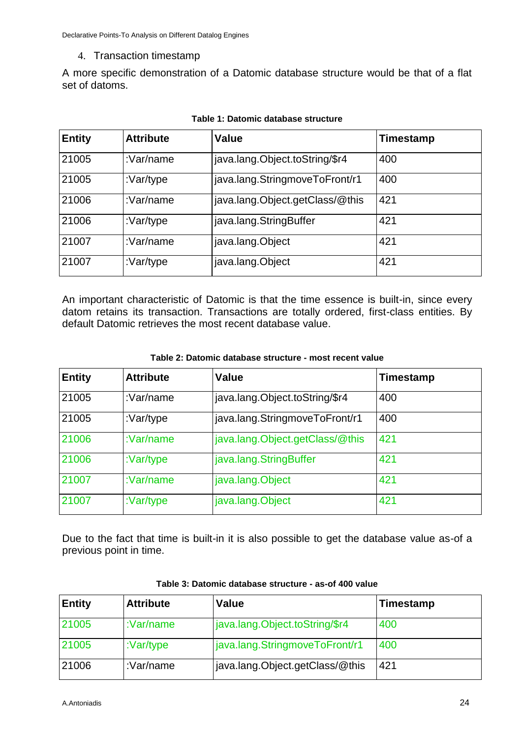4. Transaction timestamp

A more specific demonstration of a Datomic database structure would be that of a flat set of datoms.

**Table 1: Datomic database structure**

| Entity | Attribute | Value | Timestamp |
|---|---|---|---|
| 21005 | :Var/name | java.lang.Object.toString/$r4 | 400 |
| 21005 | :Var/type | java.lang.StringmoveToFront/r1 | 400 |
| 21006 | :Var/name | java.lang.Object.getClass/@this | 421 |
| 21006 | :Var/type | java.lang.StringBuffer | 421 |
| 21007 | :Var/name | java.lang.Object | 421 |
| 21007 | :Var/type | java.lang.Object | 421 |

An important characteristic of Datomic is that the time essence is built-in, since every datom retains its transaction. Transactions are totally ordered, first-class entities. By default Datomic retrieves the most recent database value.

**Table 2: Datomic database structure - most recent value**

| Entity | Attribute | Value | Timestamp |
|---|---|---|---|
| 21005 | :Var/name | java.lang.Object.toString/$r4 | 400 |
| 21005 | :Var/type | java.lang.StringmoveToFront/r1 | 400 |
| 21006 | :Var/name | java.lang.Object.getClass/@this | 421 |
| 21006 | :Var/type | java.lang.StringBuffer | 421 |
| 21007 | :Var/name | java.lang.Object | 421 |
| 21007 | :Var/type | java.lang.Object | 421 |

Due to the fact that time is built-in it is also possible to get the database value as-of a previous point in time.

**Table 3: Datomic database structure - as-of 400 value**

| Entity | Attribute | Value | Timestamp |
|---|---|---|---|
| 21005 | :Var/name | java.lang.Object.toString/$r4 | 400 |
| 21005 | :Var/type | java.lang.StringmoveToFront/r1 | 400 |
| 21006 | :Var/name | java.lang.Object.getClass/@this | 421 |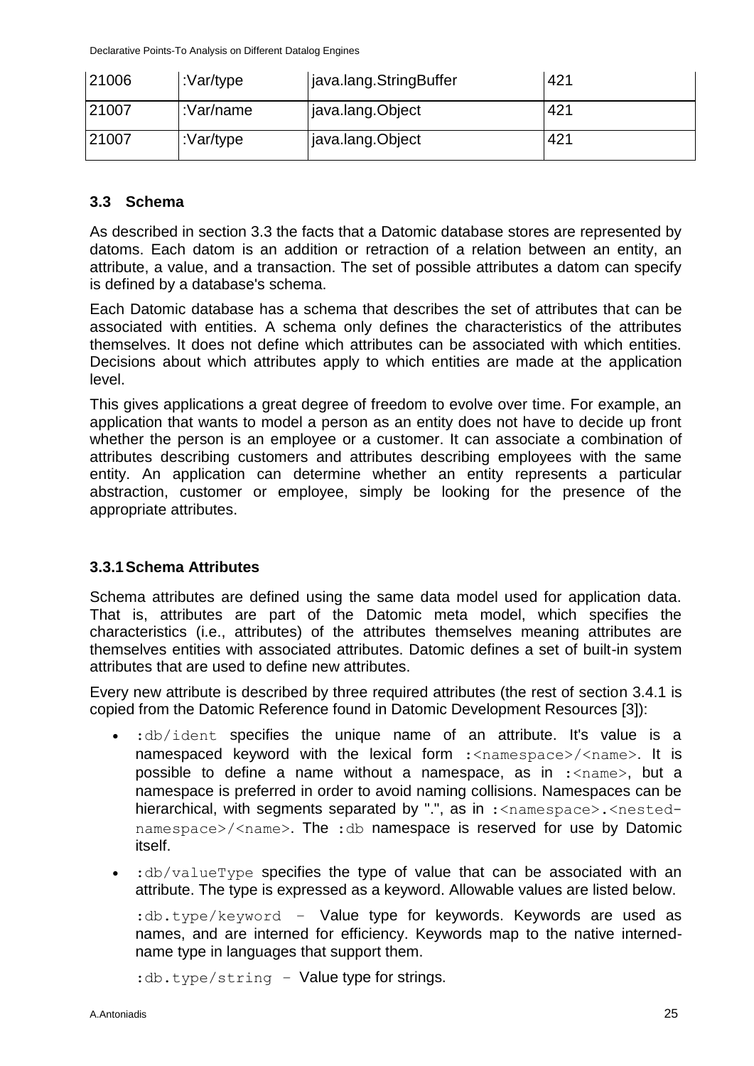| 21006 | :Var/type | java.lang.StringBuffer | 421 |
|---|---|---|---|
| 21007 | :Var/name | java.lang.Object | 421 |
| 21007 | :Var/type | java.lang.Object | 421 |

### 3.3 Schema

As described in section 3.3 the facts that a Datomic database stores are represented by datoms. Each datom is an addition or retraction of a relation between an entity, an attribute, a value, and a transaction. The set of possible attributes a datom can specify is defined by a database's schema.

Each Datomic database has a schema that describes the set of attributes that can be associated with entities. A schema only defines the characteristics of the attributes themselves. It does not define which attributes can be associated with which entities. Decisions about which attributes apply to which entities are made at the application level.

This gives applications a great degree of freedom to evolve over time. For example, an application that wants to model a person as an entity does not have to decide up front whether the person is an employee or a customer. It can associate a combination of attributes describing customers and attributes describing employees with the same entity. An application can determine whether an entity represents a particular abstraction, customer or employee, simply be looking for the presence of the appropriate attributes.

#### 3.3.1 Schema Attributes

Schema attributes are defined using the same data model used for application data. That is, attributes are part of the Datomic meta model, which specifies the characteristics (i.e., attributes) of the attributes themselves meaning attributes are themselves entities with associated attributes. Datomic defines a set of built-in system attributes that are used to define new attributes.

Every new attribute is described by three required attributes (the rest of section 3.4.1 is copied from the Datomic Reference found in Datomic Development Resources [3]):

- `:db/ident` specifies the unique name of an attribute. It's value is a namespaced keyword with the lexical form `:<namespace>/<name>`. It is possible to define a name without a namespace, as in `:<name>`, but a namespace is preferred in order to avoid naming collisions. Namespaces can be hierarchical, with segments separated by ".", as in `:<namespace>.<nested-namespace>/<name>`. The `:db` namespace is reserved for use by Datomic itself.
- `:db/valueType` specifies the type of value that can be associated with an attribute. The type is expressed as a keyword. Allowable values are listed below.

  `:db.type/keyword` – Value type for keywords. Keywords are used as names, and are interned for efficiency. Keywords map to the native interned-name type in languages that support them.

  `:db.type/string` – Value type for strings.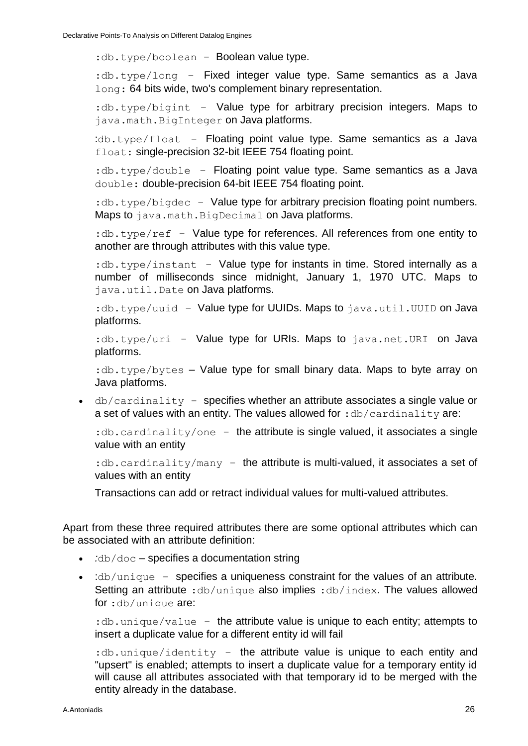:db.type/boolean – Boolean value type.

:db.type/long – Fixed integer value type. Same semantics as a Java long: 64 bits wide, two's complement binary representation.

:db.type/bigint – Value type for arbitrary precision integers. Maps to java.math.BigInteger on Java platforms.

:db.type/float – Floating point value type. Same semantics as a Java float: single-precision 32-bit IEEE 754 floating point.

:db.type/double – Floating point value type. Same semantics as a Java double: double-precision 64-bit IEEE 754 floating point.

:db.type/bigdec – Value type for arbitrary precision floating point numbers. Maps to java.math.BigDecimal on Java platforms.

:db.type/ref – Value type for references. All references from one entity to another are through attributes with this value type.

:db.type/instant – Value type for instants in time. Stored internally as a number of milliseconds since midnight, January 1, 1970 UTC. Maps to java.util.Date on Java platforms.

:db.type/uuid – Value type for UUIDs. Maps to java.util.UUID on Java platforms.

:db.type/uri – Value type for URIs. Maps to java.net.URI on Java platforms.

:db.type/bytes – Value type for small binary data. Maps to byte array on Java platforms.

- db/cardinality – specifies whether an attribute associates a single value or a set of values with an entity. The values allowed for :db/cardinality are:

  :db.cardinality/one – the attribute is single valued, it associates a single value with an entity

  :db.cardinality/many – the attribute is multi-valued, it associates a set of values with an entity

  Transactions can add or retract individual values for multi-valued attributes.

Apart from these three required attributes there are some optional attributes which can be associated with an attribute definition:

- :db/doc – specifies a documentation string
- :db/unique – specifies a uniqueness constraint for the values of an attribute. Setting an attribute :db/unique also implies :db/index. The values allowed for :db/unique are:

  :db.unique/value – the attribute value is unique to each entity; attempts to insert a duplicate value for a different entity id will fail

  :db.unique/identity – the attribute value is unique to each entity and "upsert" is enabled; attempts to insert a duplicate value for a temporary entity id will cause all attributes associated with that temporary id to be merged with the entity already in the database.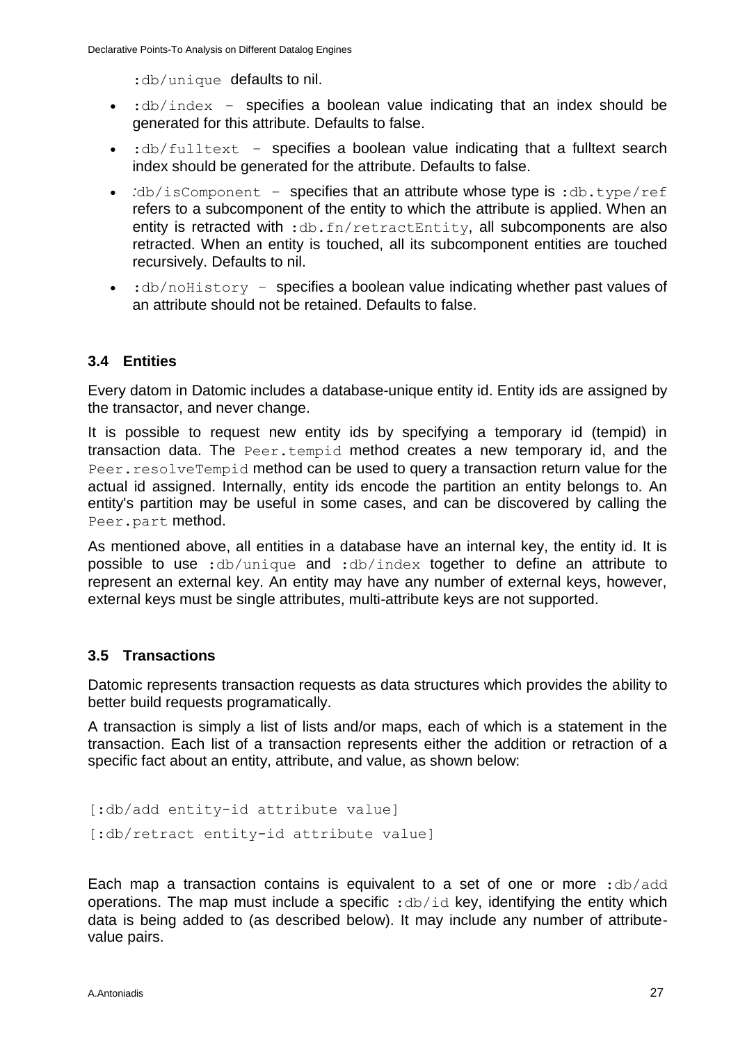`:db/unique` defaults to nil.

- `:db/index` – specifies a boolean value indicating that an index should be generated for this attribute. Defaults to false.
- `:db/fulltext` – specifies a boolean value indicating that a fulltext search index should be generated for the attribute. Defaults to false.
- `:db/isComponent` – specifies that an attribute whose type is `:db.type/ref` refers to a subcomponent of the entity to which the attribute is applied. When an entity is retracted with `:db.fn/retractEntity`, all subcomponents are also retracted. When an entity is touched, all its subcomponent entities are touched recursively. Defaults to nil.
- `:db/noHistory` – specifies a boolean value indicating whether past values of an attribute should not be retained. Defaults to false.

### 3.4 Entities

Every datom in Datomic includes a database-unique entity id. Entity ids are assigned by the transactor, and never change.

It is possible to request new entity ids by specifying a temporary id (tempid) in transaction data. The `Peer.tempid` method creates a new temporary id, and the `Peer.resolveTempid` method can be used to query a transaction return value for the actual id assigned. Internally, entity ids encode the partition an entity belongs to. An entity's partition may be useful in some cases, and can be discovered by calling the `Peer.part` method.

As mentioned above, all entities in a database have an internal key, the entity id. It is possible to use `:db/unique` and `:db/index` together to define an attribute to represent an external key. An entity may have any number of external keys, however, external keys must be single attributes, multi-attribute keys are not supported.

### 3.5 Transactions

Datomic represents transaction requests as data structures which provides the ability to better build requests programatically.

A transaction is simply a list of lists and/or maps, each of which is a statement in the transaction. Each list of a transaction represents either the addition or retraction of a specific fact about an entity, attribute, and value, as shown below:

```
[:db/add entity-id attribute value]
[:db/retract entity-id attribute value]
```

Each map a transaction contains is equivalent to a set of one or more `:db/add` operations. The map must include a specific `:db/id` key, identifying the entity which data is being added to (as described below). It may include any number of attribute-value pairs.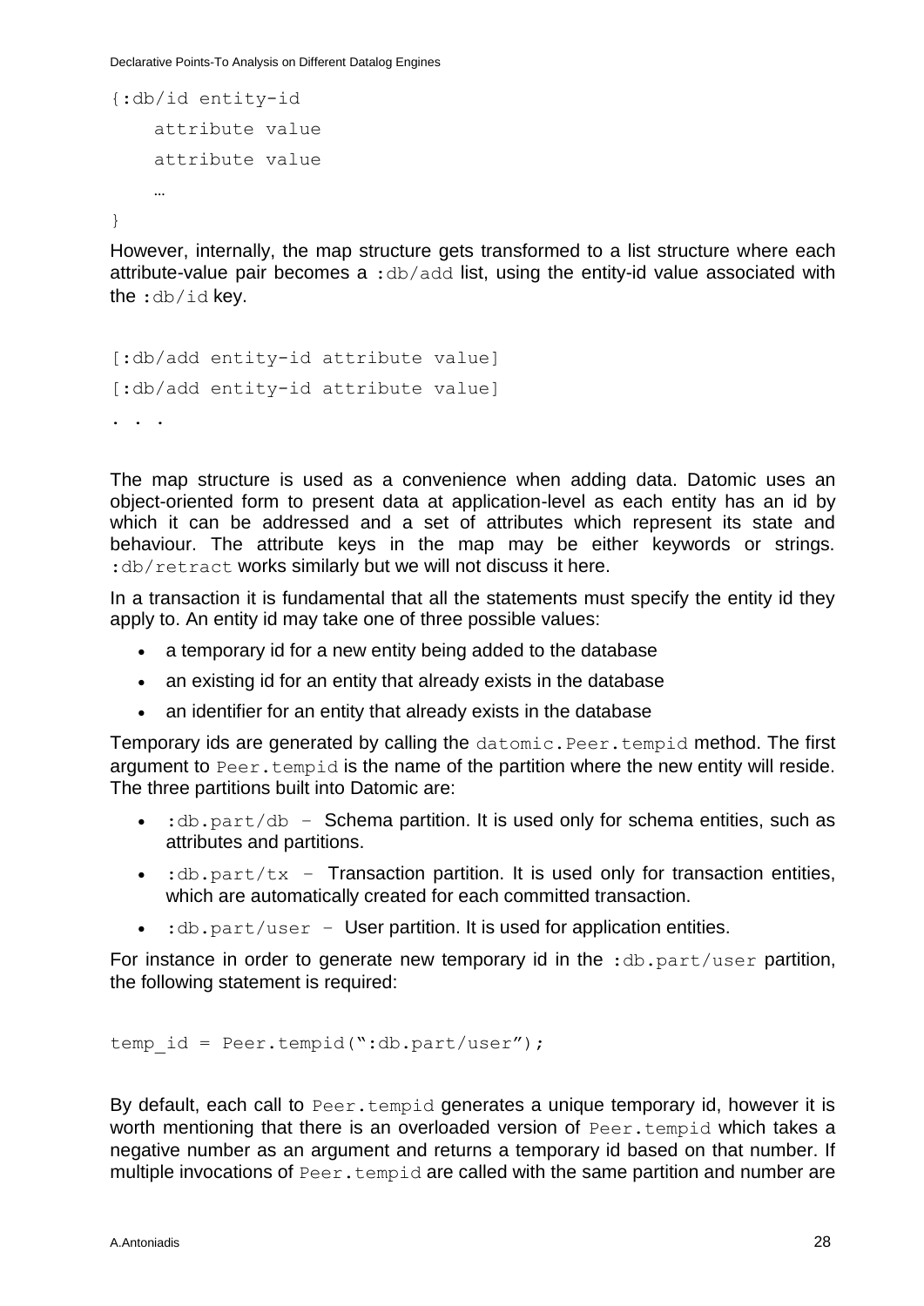```
{:db/id entity-id
    attribute value
    attribute value
    …
}
```

However, internally, the map structure gets transformed to a list structure where each attribute-value pair becomes a `:db/add` list, using the entity-id value associated with the `:db/id` key.

```
[:db/add entity-id attribute value]
[:db/add entity-id attribute value]
. . .
```

The map structure is used as a convenience when adding data. Datomic uses an object-oriented form to present data at application-level as each entity has an id by which it can be addressed and a set of attributes which represent its state and behaviour. The attribute keys in the map may be either keywords or strings. `:db/retract` works similarly but we will not discuss it here.

In a transaction it is fundamental that all the statements must specify the entity id they apply to. An entity id may take one of three possible values:

- a temporary id for a new entity being added to the database
- an existing id for an entity that already exists in the database
- an identifier for an entity that already exists in the database

Temporary ids are generated by calling the `datomic.Peer.tempid` method. The first argument to `Peer.tempid` is the name of the partition where the new entity will reside. The three partitions built into Datomic are:

- `:db.part/db` – Schema partition. It is used only for schema entities, such as attributes and partitions.
- `:db.part/tx` – Transaction partition. It is used only for transaction entities, which are automatically created for each committed transaction.
- `:db.part/user` – User partition. It is used for application entities.

For instance in order to generate new temporary id in the `:db.part/user` partition, the following statement is required:

```
temp_id = Peer.tempid(":db.part/user");
```

By default, each call to `Peer.tempid` generates a unique temporary id, however it is worth mentioning that there is an overloaded version of `Peer.tempid` which takes a negative number as an argument and returns a temporary id based on that number. If multiple invocations of `Peer.tempid` are called with the same partition and number are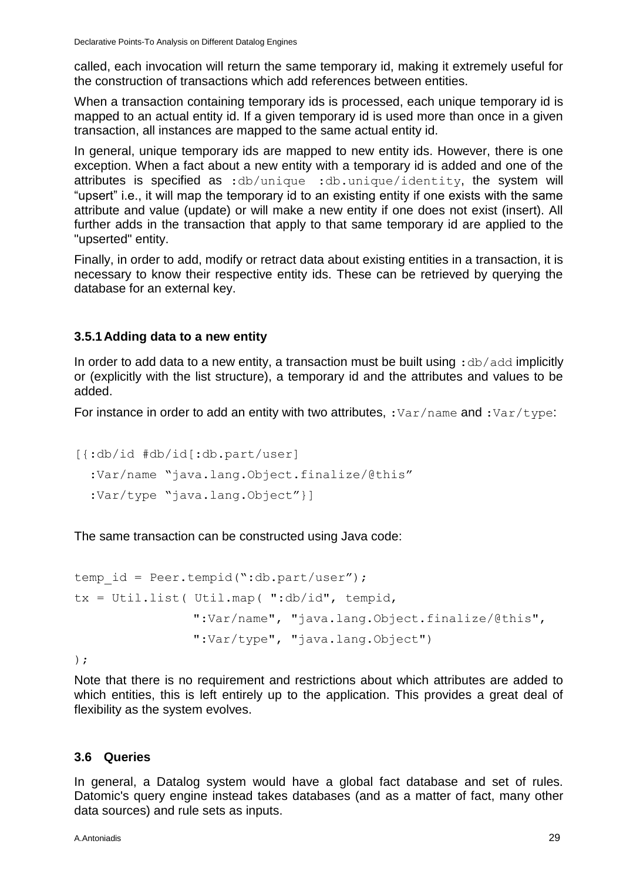called, each invocation will return the same temporary id, making it extremely useful for the construction of transactions which add references between entities.

When a transaction containing temporary ids is processed, each unique temporary id is mapped to an actual entity id. If a given temporary id is used more than once in a given transaction, all instances are mapped to the same actual entity id.

In general, unique temporary ids are mapped to new entity ids. However, there is one exception. When a fact about a new entity with a temporary id is added and one of the attributes is specified as `:db/unique :db.unique/identity`, the system will "upsert" i.e., it will map the temporary id to an existing entity if one exists with the same attribute and value (update) or will make a new entity if one does not exist (insert). All further adds in the transaction that apply to that same temporary id are applied to the "upserted" entity.

Finally, in order to add, modify or retract data about existing entities in a transaction, it is necessary to know their respective entity ids. These can be retrieved by querying the database for an external key.

### 3.5.1 Adding data to a new entity

In order to add data to a new entity, a transaction must be built using `:db/add` implicitly or (explicitly with the list structure), a temporary id and the attributes and values to be added.

For instance in order to add an entity with two attributes, `:Var/name` and `:Var/type`:

```
[{:db/id #db/id[:db.part/user]
  :Var/name "java.lang.Object.finalize/@this"
  :Var/type "java.lang.Object"}]
```

The same transaction can be constructed using Java code:

```
temp_id = Peer.tempid(":db.part/user");
tx = Util.list( Util.map( ":db/id", tempid,
                ":Var/name", "java.lang.Object.finalize/@this",
                ":Var/type", "java.lang.Object")
);
```

Note that there is no requirement and restrictions about which attributes are added to which entities, this is left entirely up to the application. This provides a great deal of flexibility as the system evolves.

## 3.6 Queries

In general, a Datalog system would have a global fact database and set of rules. Datomic's query engine instead takes databases (and as a matter of fact, many other data sources) and rule sets as inputs.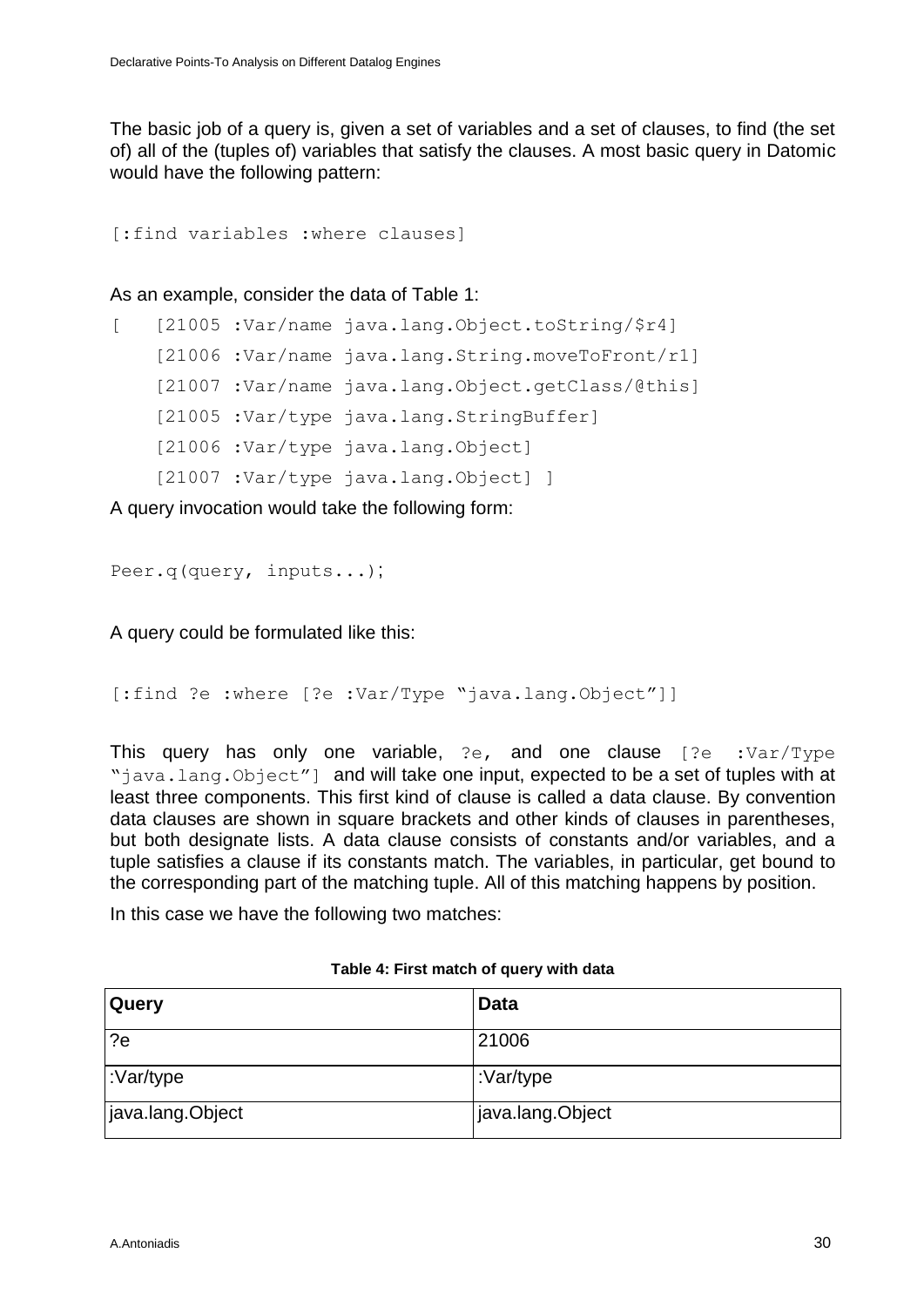The basic job of a query is, given a set of variables and a set of clauses, to find (the set of) all of the (tuples of) variables that satisfy the clauses. A most basic query in Datomic would have the following pattern:

```
[:find variables :where clauses]
```

As an example, consider the data of Table 1:

```
[   [21005 :Var/name java.lang.Object.toString/$r4]
    [21006 :Var/name java.lang.String.moveToFront/r1]
    [21007 :Var/name java.lang.Object.getClass/@this]
    [21005 :Var/type java.lang.StringBuffer]
    [21006 :Var/type java.lang.Object]
    [21007 :Var/type java.lang.Object] ]
```

A query invocation would take the following form:

```
Peer.q(query, inputs...);
```

A query could be formulated like this:

```
[:find ?e :where [?e :Var/Type "java.lang.Object"]]
```

This query has only one variable, `?e`, and one clause `[?e :Var/Type "java.lang.Object"]` and will take one input, expected to be a set of tuples with at least three components. This first kind of clause is called a data clause. By convention data clauses are shown in square brackets and other kinds of clauses in parentheses, but both designate lists. A data clause consists of constants and/or variables, and a tuple satisfies a clause if its constants match. The variables, in particular, get bound to the corresponding part of the matching tuple. All of this matching happens by position.

In this case we have the following two matches:

**Table 4: First match of query with data**

| Query | Data |
|---|---|
| ?e | 21006 |
| :Var/type | :Var/type |
| java.lang.Object | java.lang.Object |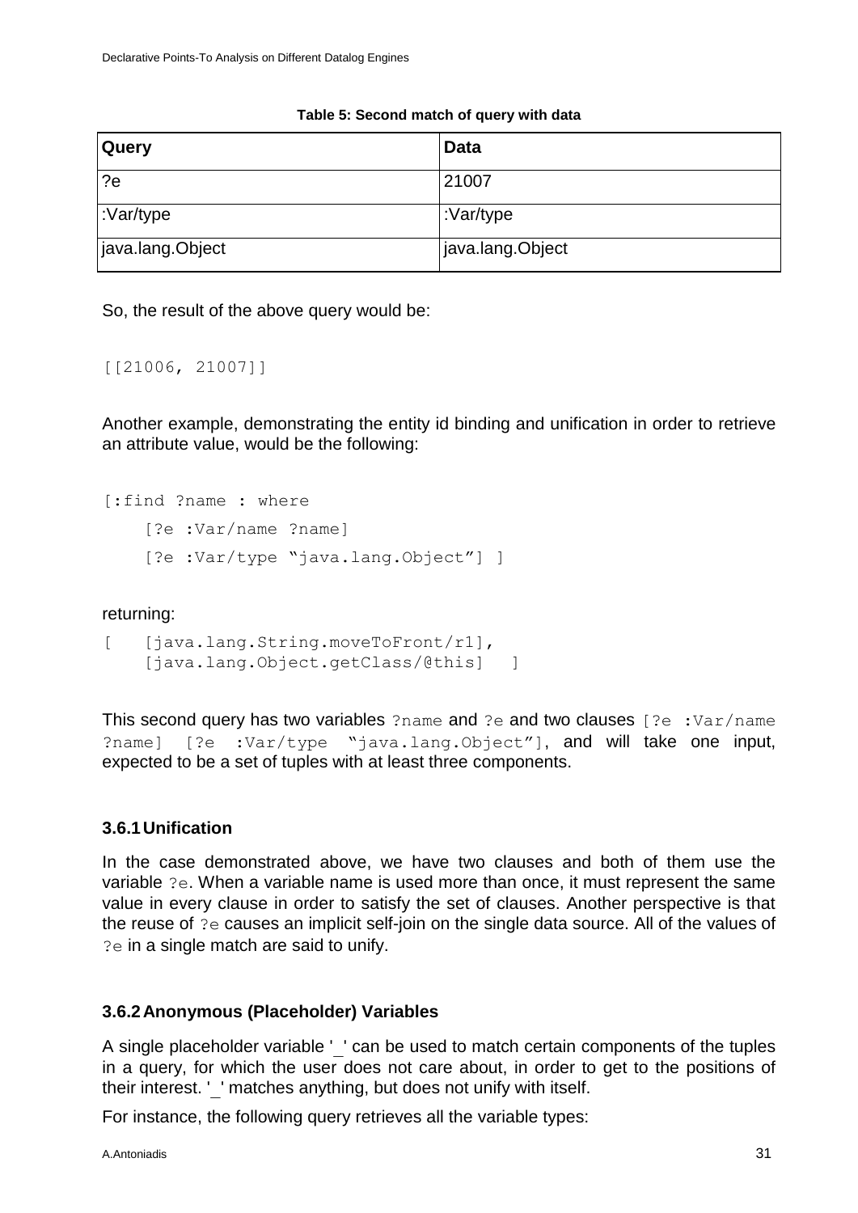**Table 5: Second match of query with data**

| Query | Data |
|---|---|
| ?e | 21007 |
| :Var/type | :Var/type |
| java.lang.Object | java.lang.Object |

So, the result of the above query would be:

```
[[21006, 21007]]
```

Another example, demonstrating the entity id binding and unification in order to retrieve an attribute value, would be the following:

```
[:find ?name : where
    [?e :Var/name ?name]
    [?e :Var/type "java.lang.Object"] ]
```

returning:

```
[   [java.lang.String.moveToFront/r1],
    [java.lang.Object.getClass/@this]   ]
```

This second query has two variables `?name` and `?e` and two clauses `[?e :Var/name ?name] [?e :Var/type "java.lang.Object"]`, and will take one input, expected to be a set of tuples with at least three components.

### 3.6.1 Unification

In the case demonstrated above, we have two clauses and both of them use the variable `?e`. When a variable name is used more than once, it must represent the same value in every clause in order to satisfy the set of clauses. Another perspective is that the reuse of `?e` causes an implicit self-join on the single data source. All of the values of `?e` in a single match are said to unify.

### 3.6.2 Anonymous (Placeholder) Variables

A single placeholder variable '_' can be used to match certain components of the tuples in a query, for which the user does not care about, in order to get to the positions of their interest. '_' matches anything, but does not unify with itself.

For instance, the following query retrieves all the variable types: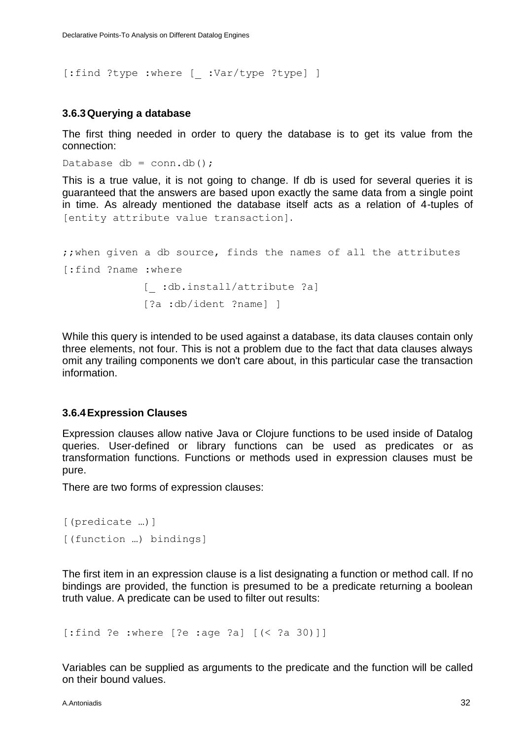```
[:find ?type :where [_ :Var/type ?type] ]
```

### 3.6.3 Querying a database

The first thing needed in order to query the database is to get its value from the connection:

```
Database db = conn.db();
```

This is a true value, it is not going to change. If db is used for several queries it is guaranteed that the answers are based upon exactly the same data from a single point in time. As already mentioned the database itself acts as a relation of 4-tuples of `[entity attribute value transaction]`.

```
;;when given a db source, finds the names of all the attributes
[:find ?name :where
            [_ :db.install/attribute ?a]
            [?a :db/ident ?name] ]
```

While this query is intended to be used against a database, its data clauses contain only three elements, not four. This is not a problem due to the fact that data clauses always omit any trailing components we don't care about, in this particular case the transaction information.

### 3.6.4 Expression Clauses

Expression clauses allow native Java or Clojure functions to be used inside of Datalog queries. User-defined or library functions can be used as predicates or as transformation functions. Functions or methods used in expression clauses must be pure.

There are two forms of expression clauses:

```
[(predicate …)]
[(function …) bindings]
```

The first item in an expression clause is a list designating a function or method call. If no bindings are provided, the function is presumed to be a predicate returning a boolean truth value. A predicate can be used to filter out results:

```
[:find ?e :where [?e :age ?a] [(< ?a 30)]]
```

Variables can be supplied as arguments to the predicate and the function will be called on their bound values.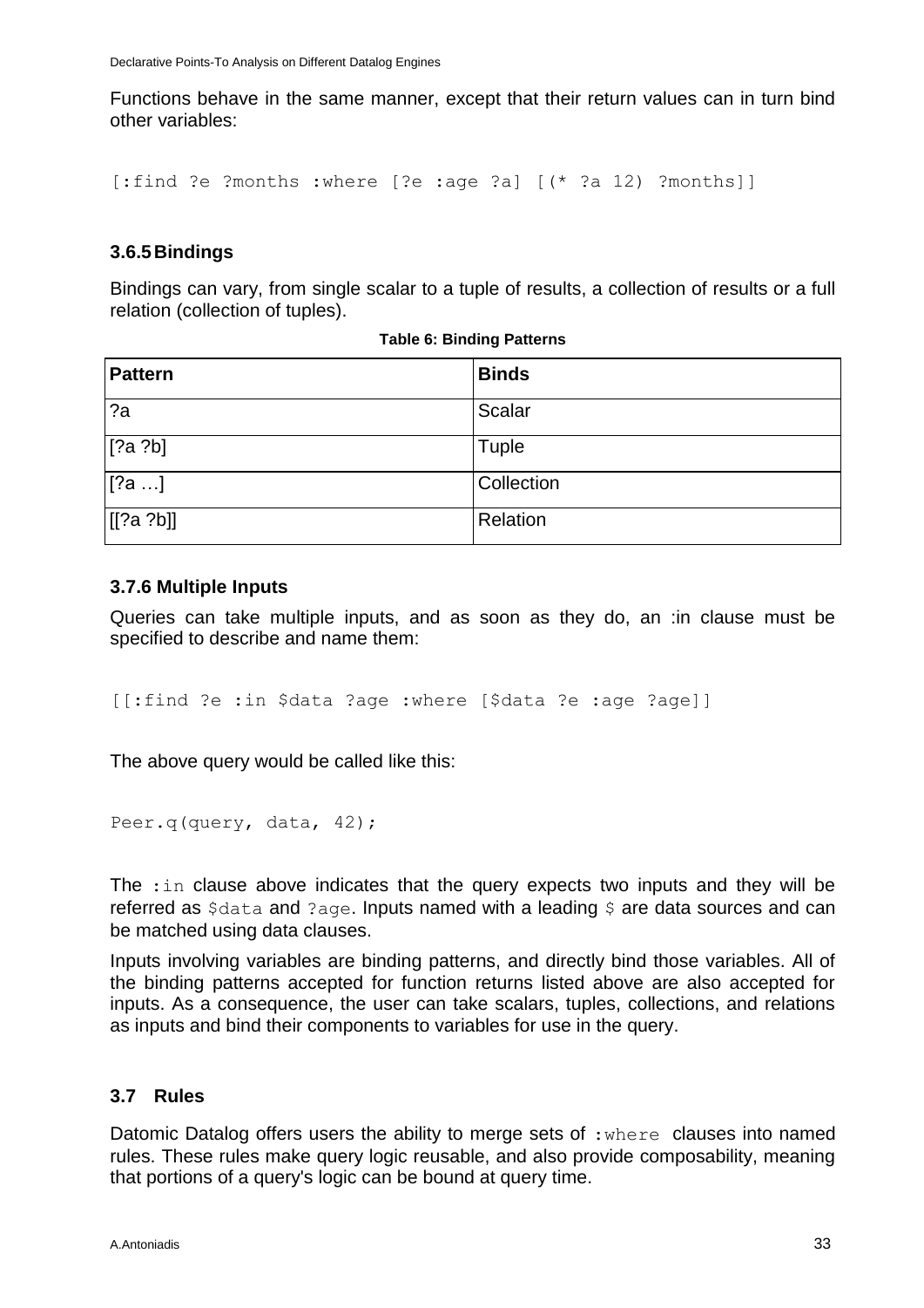Functions behave in the same manner, except that their return values can in turn bind other variables:

```
[:find ?e ?months :where [?e :age ?a] [(* ?a 12) ?months]]
```

### 3.6.5 Bindings

Bindings can vary, from single scalar to a tuple of results, a collection of results or a full relation (collection of tuples).

**Table 6: Binding Patterns**

| Pattern | Binds |
|---|---|
| ?a | Scalar |
| [?a ?b] | Tuple |
| [?a …] | Collection |
| [[?a ?b]] | Relation |

### 3.7.6 Multiple Inputs

Queries can take multiple inputs, and as soon as they do, an :in clause must be specified to describe and name them:

```
[[:find ?e :in $data ?age :where [$data ?e :age ?age]]
```

The above query would be called like this:

```
Peer.q(query, data, 42);
```

The `:in` clause above indicates that the query expects two inputs and they will be referred as `$data` and `?age`. Inputs named with a leading `$` are data sources and can be matched using data clauses.

Inputs involving variables are binding patterns, and directly bind those variables. All of the binding patterns accepted for function returns listed above are also accepted for inputs. As a consequence, the user can take scalars, tuples, collections, and relations as inputs and bind their components to variables for use in the query.

## 3.7 Rules

Datomic Datalog offers users the ability to merge sets of `:where` clauses into named rules. These rules make query logic reusable, and also provide composability, meaning that portions of a query's logic can be bound at query time.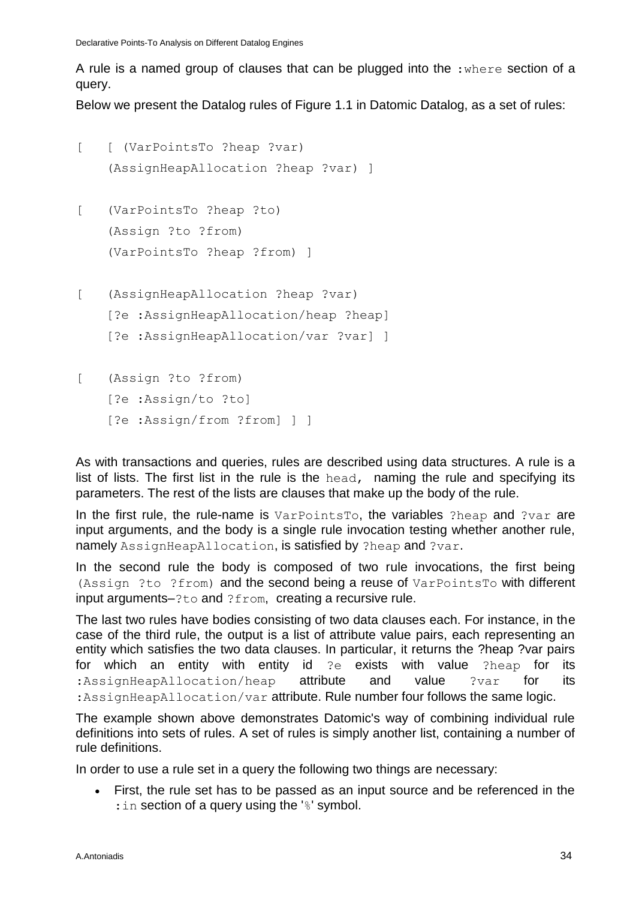A rule is a named group of clauses that can be plugged into the `:where` section of a query.

Below we present the Datalog rules of Figure 1.1 in Datomic Datalog, as a set of rules:

```
[   [ (VarPointsTo ?heap ?var)
      (AssignHeapAllocation ?heap ?var) ]

[     (VarPointsTo ?heap ?to)
      (Assign ?to ?from)
      (VarPointsTo ?heap ?from) ]

[     (AssignHeapAllocation ?heap ?var)
      [?e :AssignHeapAllocation/heap ?heap]
      [?e :AssignHeapAllocation/var ?var] ]

[     (Assign ?to ?from)
      [?e :Assign/to ?to]
      [?e :Assign/from ?from] ] ]
```

As with transactions and queries, rules are described using data structures. A rule is a list of lists. The first list in the rule is the `head`, naming the rule and specifying its parameters. The rest of the lists are clauses that make up the body of the rule.

In the first rule, the rule-name is `VarPointsTo`, the variables `?heap` and `?var` are input arguments, and the body is a single rule invocation testing whether another rule, namely `AssignHeapAllocation`, is satisfied by `?heap` and `?var`.

In the second rule the body is composed of two rule invocations, the first being `(Assign ?to ?from)` and the second being a reuse of `VarPointsTo` with different input arguments–`?to` and `?from`, creating a recursive rule.

The last two rules have bodies consisting of two data clauses each. For instance, in the case of the third rule, the output is a list of attribute value pairs, each representing an entity which satisfies the two data clauses. In particular, it returns the ?heap ?var pairs for which an entity with entity id `?e` exists with value `?heap` for its `:AssignHeapAllocation/heap` attribute and value `?var` for its `:AssignHeapAllocation/var` attribute. Rule number four follows the same logic.

The example shown above demonstrates Datomic's way of combining individual rule definitions into sets of rules. A set of rules is simply another list, containing a number of rule definitions.

In order to use a rule set in a query the following two things are necessary:

- First, the rule set has to be passed as an input source and be referenced in the `:in` section of a query using the '`%`' symbol.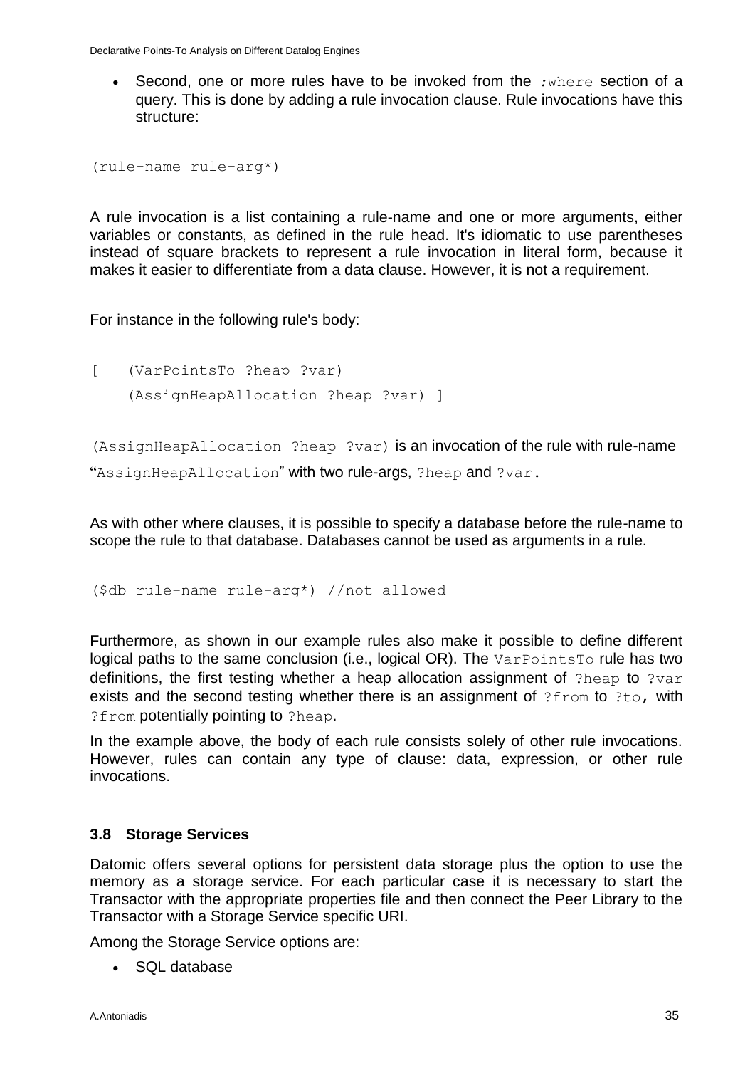- Second, one or more rules have to be invoked from the `:where` section of a query. This is done by adding a rule invocation clause. Rule invocations have this structure:

```
(rule-name rule-arg*)
```

A rule invocation is a list containing a rule-name and one or more arguments, either variables or constants, as defined in the rule head. It's idiomatic to use parentheses instead of square brackets to represent a rule invocation in literal form, because it makes it easier to differentiate from a data clause. However, it is not a requirement.

For instance in the following rule's body:

```
[    (VarPointsTo ?heap ?var)
     (AssignHeapAllocation ?heap ?var) ]
```

`(AssignHeapAllocation ?heap ?var)` is an invocation of the rule with rule-name "`AssignHeapAllocation`" with two rule-args, `?heap` and `?var`.

As with other where clauses, it is possible to specify a database before the rule-name to scope the rule to that database. Databases cannot be used as arguments in a rule.

```
($db rule-name rule-arg*) //not allowed
```

Furthermore, as shown in our example rules also make it possible to define different logical paths to the same conclusion (i.e., logical OR). The `VarPointsTo` rule has two definitions, the first testing whether a heap allocation assignment of `?heap` to `?var` exists and the second testing whether there is an assignment of `?from` to `?to`, with `?from` potentially pointing to `?heap`.

In the example above, the body of each rule consists solely of other rule invocations. However, rules can contain any type of clause: data, expression, or other rule invocations.

### 3.8 Storage Services

Datomic offers several options for persistent data storage plus the option to use the memory as a storage service. For each particular case it is necessary to start the Transactor with the appropriate properties file and then connect the Peer Library to the Transactor with a Storage Service specific URI.

Among the Storage Service options are:

- SQL database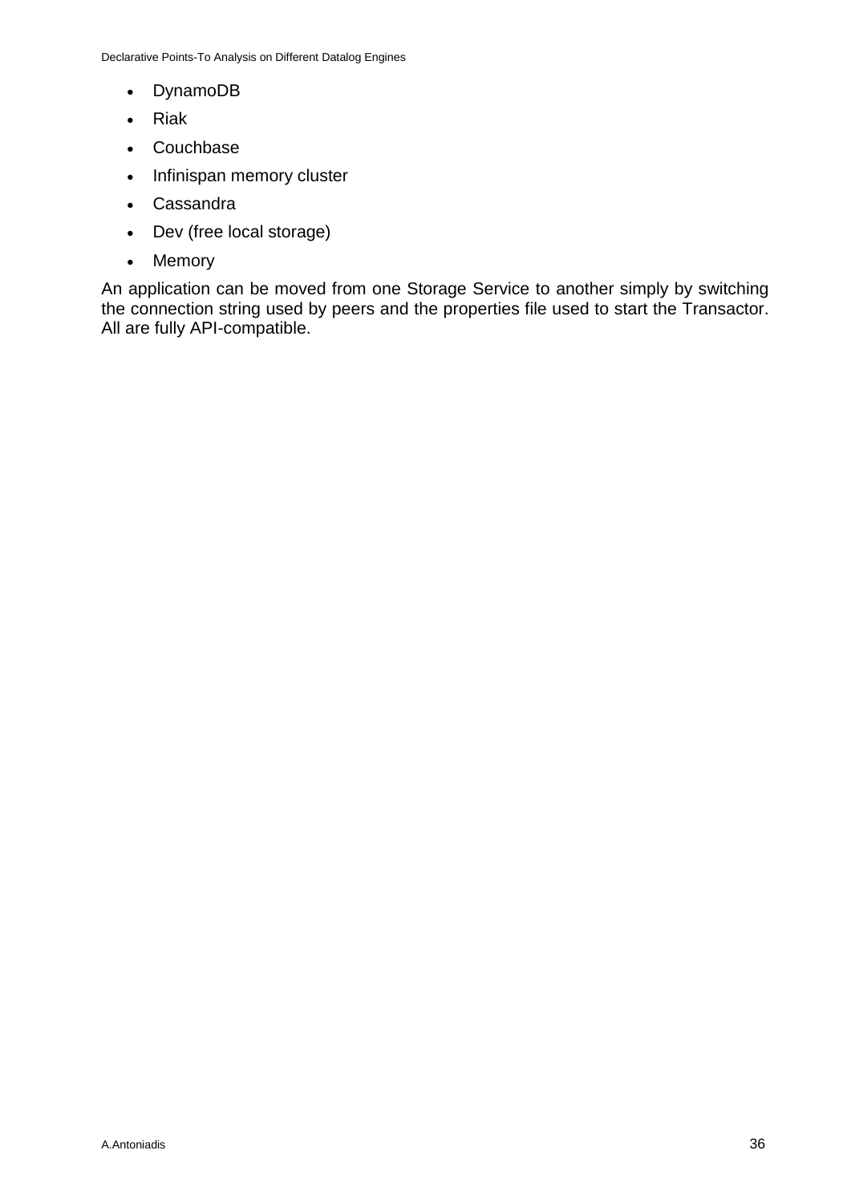- DynamoDB
- Riak
- Couchbase
- Infinispan memory cluster
- Cassandra
- Dev (free local storage)
- Memory

An application can be moved from one Storage Service to another simply by switching the connection string used by peers and the properties file used to start the Transactor. All are fully API-compatible.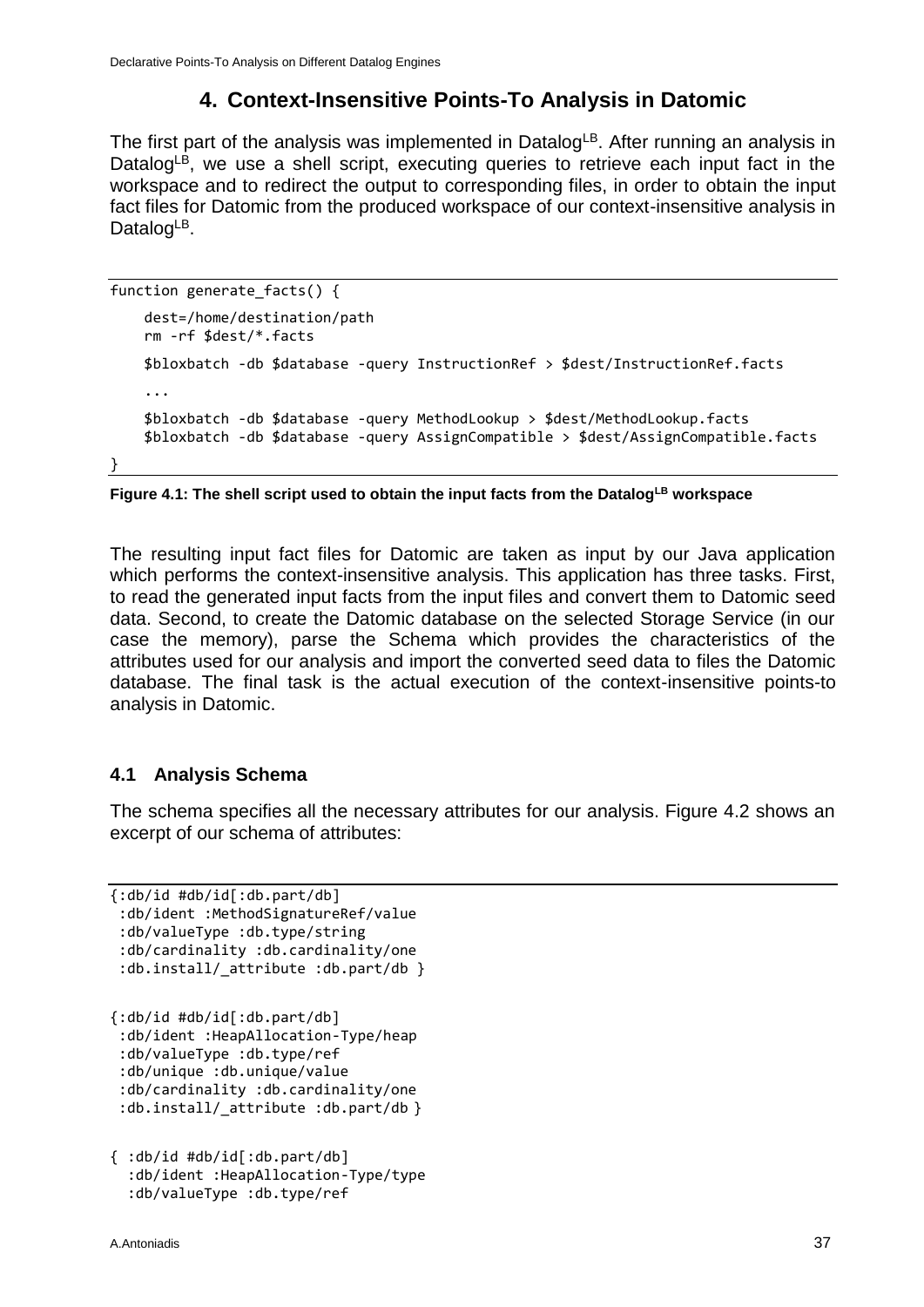# 4. Context-Insensitive Points-To Analysis in Datomic

The first part of the analysis was implemented in Datalog$^{LB}$. After running an analysis in Datalog$^{LB}$, we use a shell script, executing queries to retrieve each input fact in the workspace and to redirect the output to corresponding files, in order to obtain the input fact files for Datomic from the produced workspace of our context-insensitive analysis in Datalog$^{LB}$.

```
function generate_facts() {
    dest=/home/destination/path
    rm -rf $dest/*.facts
    $bloxbatch -db $database -query InstructionRef > $dest/InstructionRef.facts
    ...
    $bloxbatch -db $database -query MethodLookup > $dest/MethodLookup.facts
    $bloxbatch -db $database -query AssignCompatible > $dest/AssignCompatible.facts
}
```

**Figure 4.1: The shell script used to obtain the input facts from the Datalog$^{LB}$ workspace**

The resulting input fact files for Datomic are taken as input by our Java application which performs the context-insensitive analysis. This application has three tasks. First, to read the generated input facts from the input files and convert them to Datomic seed data. Second, to create the Datomic database on the selected Storage Service (in our case the memory), parse the Schema which provides the characteristics of the attributes used for our analysis and import the converted seed data to files the Datomic database. The final task is the actual execution of the context-insensitive points-to analysis in Datomic.

## 4.1 Analysis Schema

The schema specifies all the necessary attributes for our analysis. Figure 4.2 shows an excerpt of our schema of attributes:

```
{:db/id #db/id[:db.part/db]
 :db/ident :MethodSignatureRef/value
 :db/valueType :db.type/string
 :db/cardinality :db.cardinality/one
 :db.install/_attribute :db.part/db }

{:db/id #db/id[:db.part/db]
 :db/ident :HeapAllocation-Type/heap
 :db/valueType :db.type/ref
 :db/unique :db.unique/value
 :db/cardinality :db.cardinality/one
 :db.install/_attribute :db.part/db }

{ :db/id #db/id[:db.part/db]
  :db/ident :HeapAllocation-Type/type
  :db/valueType :db.type/ref
```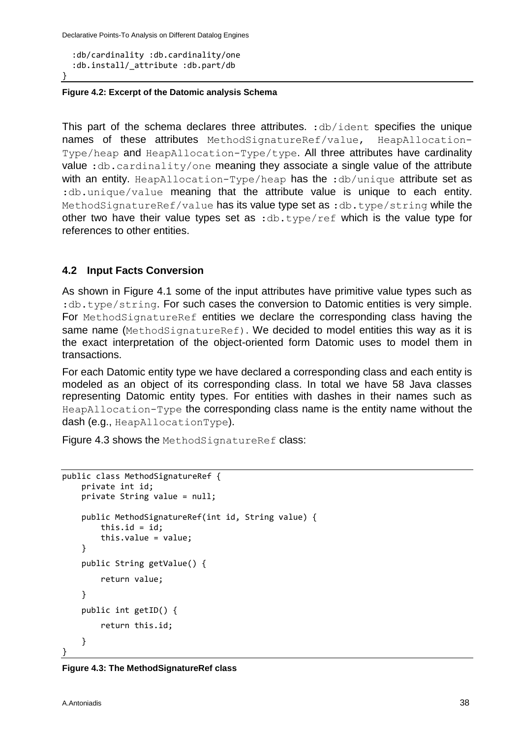```
  :db/cardinality :db.cardinality/one
  :db.install/_attribute :db.part/db
}
```

**Figure 4.2: Excerpt of the Datomic analysis Schema**

This part of the schema declares three attributes. `:db/ident` specifies the unique names of these attributes `MethodSignatureRef/value`, `HeapAllocation-Type/heap` and `HeapAllocation-Type/type`. All three attributes have cardinality value `:db.cardinality/one` meaning they associate a single value of the attribute with an entity. `HeapAllocation-Type/heap` has the `:db/unique` attribute set as `:db.unique/value` meaning that the attribute value is unique to each entity. `MethodSignatureRef/value` has its value type set as `:db.type/string` while the other two have their value types set as `:db.type/ref` which is the value type for references to other entities.

## 4.2 Input Facts Conversion

As shown in Figure 4.1 some of the input attributes have primitive value types such as `:db.type/string`. For such cases the conversion to Datomic entities is very simple. For `MethodSignatureRef` entities we declare the corresponding class having the same name (`MethodSignatureRef`). We decided to model entities this way as it is the exact interpretation of the object-oriented form Datomic uses to model them in transactions.

For each Datomic entity type we have declared a corresponding class and each entity is modeled as an object of its corresponding class. In total we have 58 Java classes representing Datomic entity types. For entities with dashes in their names such as `HeapAllocation-Type` the corresponding class name is the entity name without the dash (e.g., `HeapAllocationType`).

Figure 4.3 shows the `MethodSignatureRef` class:

```
public class MethodSignatureRef {
    private int id;
    private String value = null;

    public MethodSignatureRef(int id, String value) {
        this.id = id;
        this.value = value;
    }
    public String getValue() {

        return value;

    }
    public int getID() {

        return this.id;

    }
}
```

**Figure 4.3: The MethodSignatureRef class**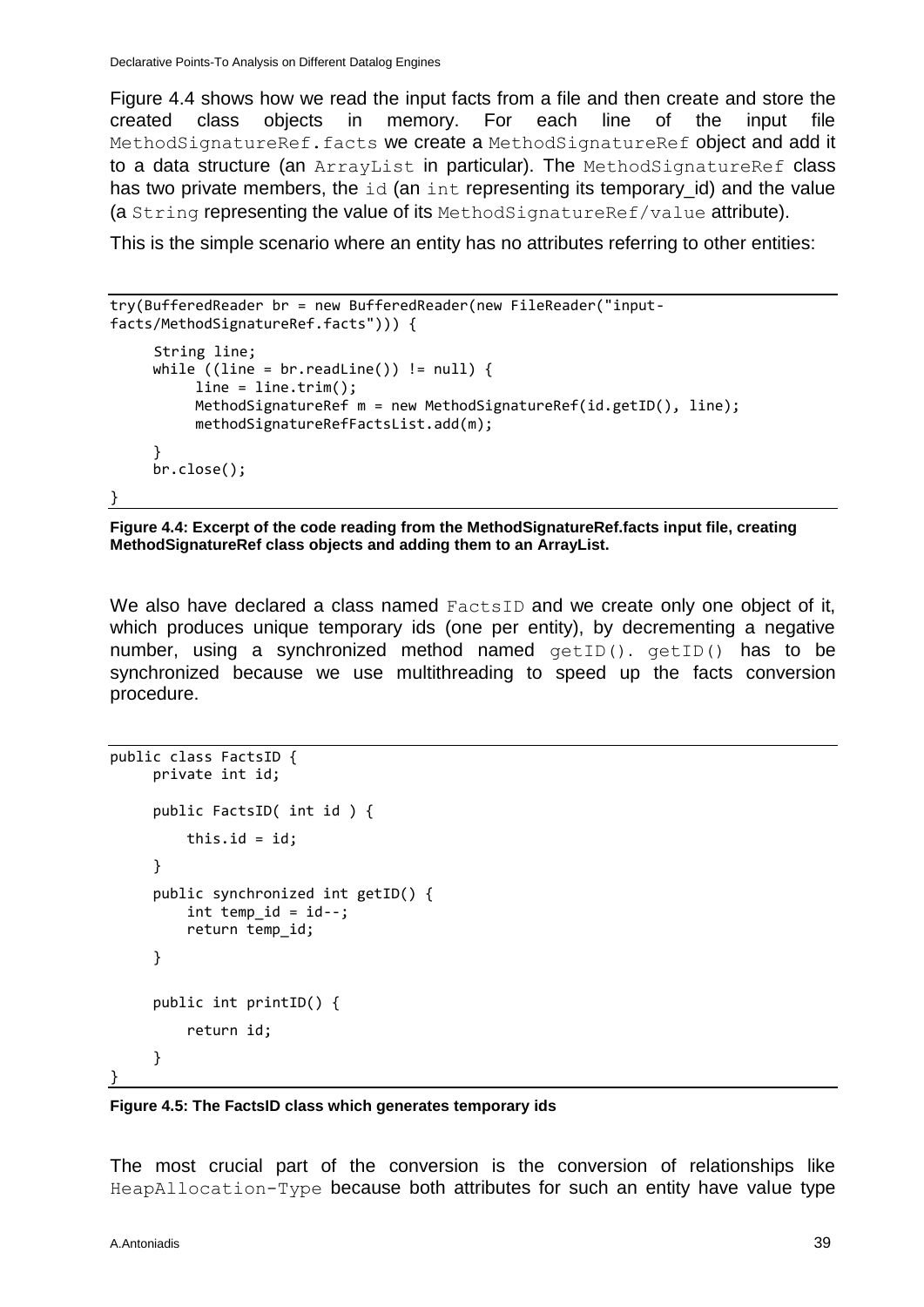Figure 4.4 shows how we read the input facts from a file and then create and store the created class objects in memory. For each line of the input file `MethodSignatureRef.facts` we create a `MethodSignatureRef` object and add it to a data structure (an `ArrayList` in particular). The `MethodSignatureRef` class has two private members, the `id` (an `int` representing its temporary_id) and the value (a `String` representing the value of its `MethodSignatureRef/value` attribute).

This is the simple scenario where an entity has no attributes referring to other entities:

```
try(BufferedReader br = new BufferedReader(new FileReader("input-
facts/MethodSignatureRef.facts"))) {
     String line;
     while ((line = br.readLine()) != null) {
          line = line.trim();
          MethodSignatureRef m = new MethodSignatureRef(id.getID(), line);
          methodSignatureRefFactsList.add(m);
     }
     br.close();
}
```

**Figure 4.4: Excerpt of the code reading from the MethodSignatureRef.facts input file, creating MethodSignatureRef class objects and adding them to an ArrayList.**

We also have declared a class named `FactsID` and we create only one object of it, which produces unique temporary ids (one per entity), by decrementing a negative number, using a synchronized method named `getID()`. `getID()` has to be synchronized because we use multithreading to speed up the facts conversion procedure.

```
public class FactsID {
     private int id;

     public FactsID( int id ) {
         this.id = id;
     }
     public synchronized int getID() {
         int temp_id = id--;
         return temp_id;
     }

     public int printID() {
         return id;
     }
}
```

**Figure 4.5: The FactsID class which generates temporary ids**

The most crucial part of the conversion is the conversion of relationships like `HeapAllocation-Type` because both attributes for such an entity have value type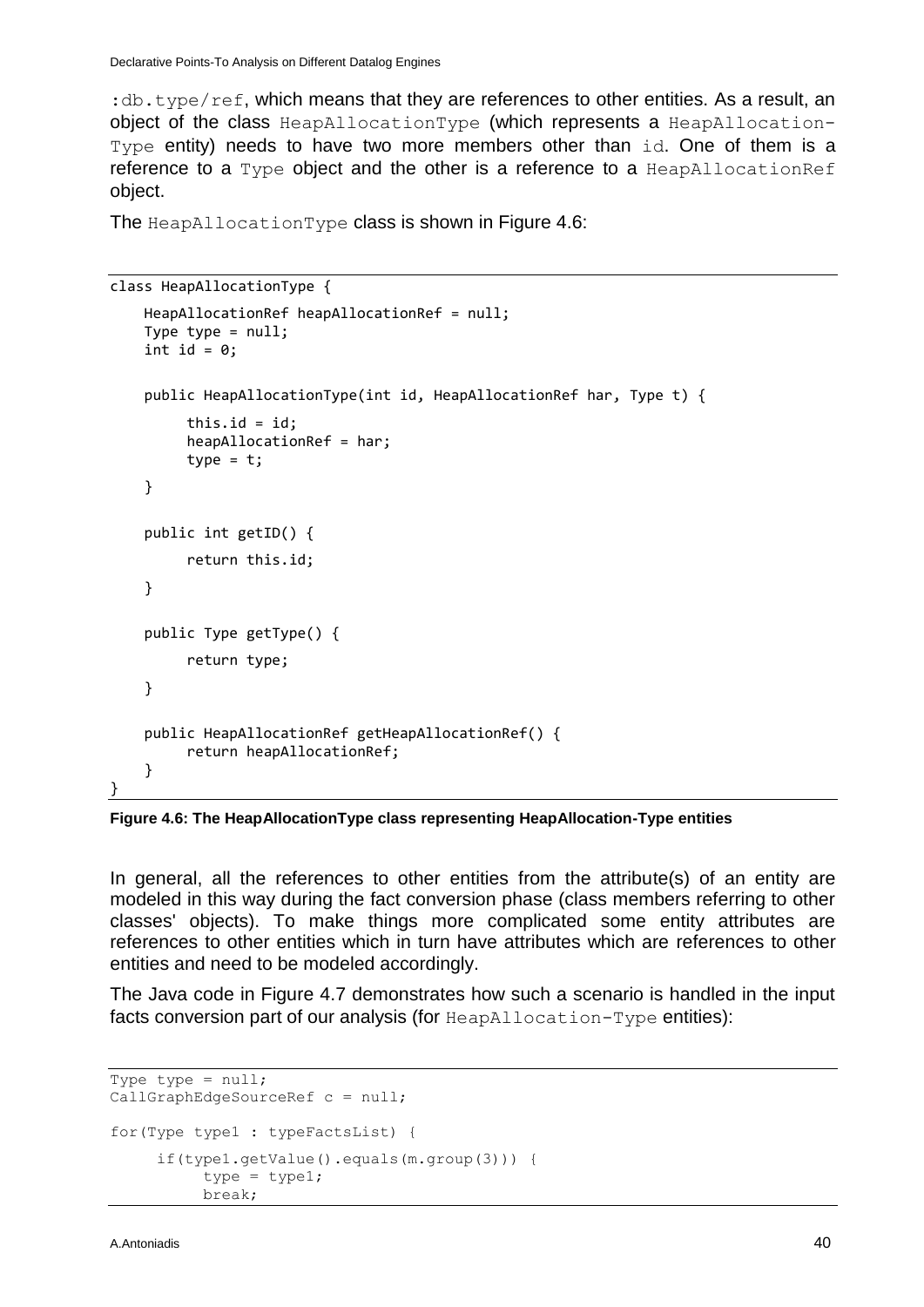:db.type/ref, which means that they are references to other entities. As a result, an object of the class HeapAllocationType (which represents a HeapAllocation-Type entity) needs to have two more members other than id. One of them is a reference to a Type object and the other is a reference to a HeapAllocationRef object.

The HeapAllocationType class is shown in Figure 4.6:

```
class HeapAllocationType {
    HeapAllocationRef heapAllocationRef = null;
    Type type = null;
    int id = 0;

    public HeapAllocationType(int id, HeapAllocationRef har, Type t) {
        this.id = id;
        heapAllocationRef = har;
        type = t;
    }

    public int getID() {
        return this.id;
    }

    public Type getType() {
        return type;
    }

    public HeapAllocationRef getHeapAllocationRef() {
        return heapAllocationRef;
    }
}
```

**Figure 4.6: The HeapAllocationType class representing HeapAllocation-Type entities**

In general, all the references to other entities from the attribute(s) of an entity are modeled in this way during the fact conversion phase (class members referring to other classes' objects). To make things more complicated some entity attributes are references to other entities which in turn have attributes which are references to other entities and need to be modeled accordingly.

The Java code in Figure 4.7 demonstrates how such a scenario is handled in the input facts conversion part of our analysis (for HeapAllocation-Type entities):

```
Type type = null;
CallGraphEdgeSourceRef c = null;

for(Type type1 : typeFactsList) {
    if(type1.getValue().equals(m.group(3))) {
        type = type1;
        break;
```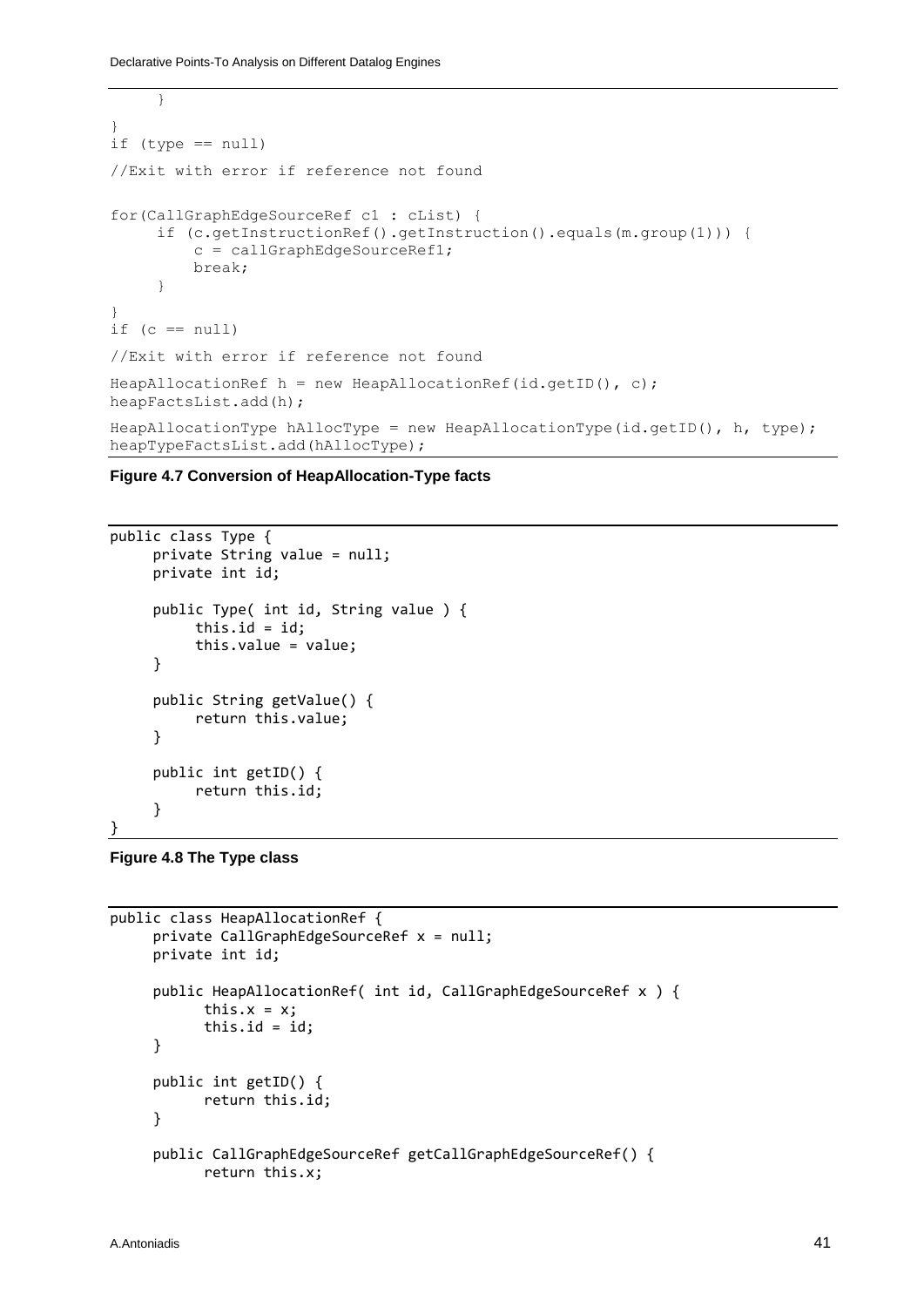```
     }
}
if (type == null)
//Exit with error if reference not found

for(CallGraphEdgeSourceRef c1 : cList) {
     if (c.getInstructionRef().getInstruction().equals(m.group(1))) {
          c = callGraphEdgeSourceRef1;
          break;
     }
}
if (c == null)
//Exit with error if reference not found

HeapAllocationRef h = new HeapAllocationRef(id.getID(), c);
heapFactsList.add(h);

HeapAllocationType hAllocType = new HeapAllocationType(id.getID(), h, type);
heapTypeFactsList.add(hAllocType);
```

**Figure 4.7 Conversion of HeapAllocation-Type facts**

```
public class Type {
     private String value = null;
     private int id;

     public Type( int id, String value ) {
          this.id = id;
          this.value = value;
     }

     public String getValue() {
          return this.value;
     }

     public int getID() {
          return this.id;
     }
}
```

**Figure 4.8 The Type class**

```
public class HeapAllocationRef {
     private CallGraphEdgeSourceRef x = null;
     private int id;

     public HeapAllocationRef( int id, CallGraphEdgeSourceRef x ) {
           this.x = x;
           this.id = id;
     }

     public int getID() {
           return this.id;
     }

     public CallGraphEdgeSourceRef getCallGraphEdgeSourceRef() {
           return this.x;
```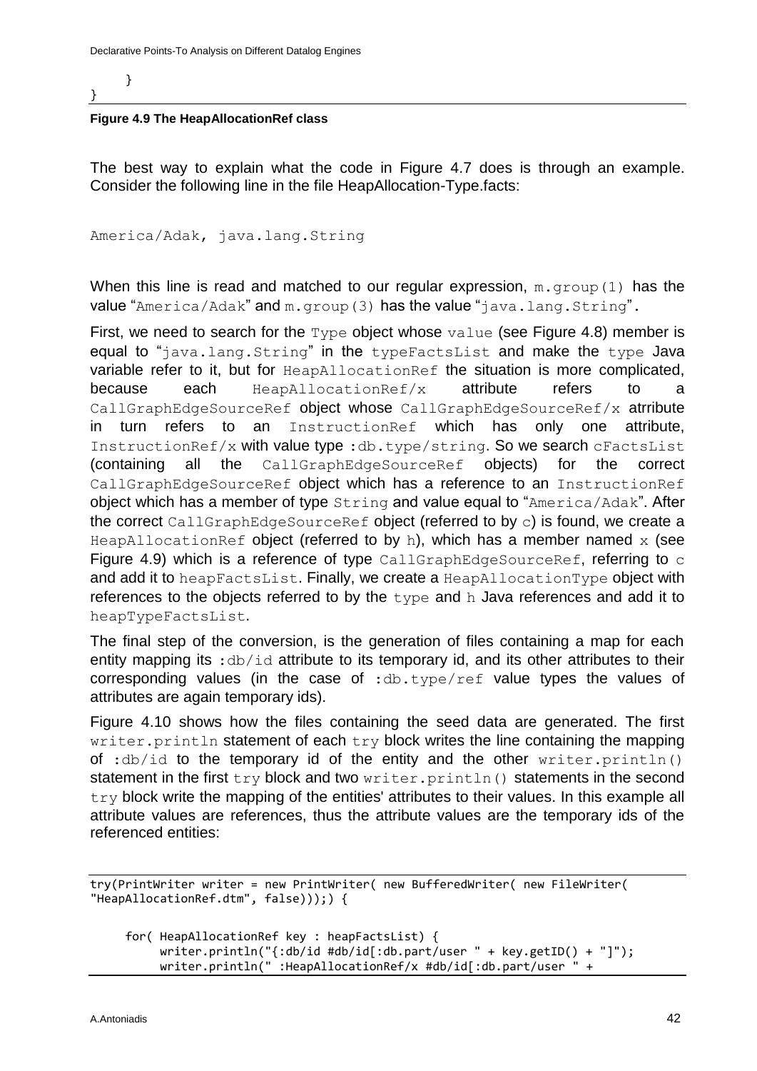```
    }
}
```

**Figure 4.9 The HeapAllocationRef class**

The best way to explain what the code in Figure 4.7 does is through an example. Consider the following line in the file HeapAllocation-Type.facts:

```
America/Adak, java.lang.String
```

When this line is read and matched to our regular expression, `m.group(1)` has the value "`America/Adak`" and `m.group(3)` has the value "`java.lang.String`".

First, we need to search for the `Type` object whose `value` (see Figure 4.8) member is equal to "`java.lang.String`" in the `typeFactsList` and make the `type` Java variable refer to it, but for `HeapAllocationRef` the situation is more complicated, because each `HeapAllocationRef/x` attribute refers to a `CallGraphEdgeSourceRef` object whose `CallGraphEdgeSourceRef/x` atrribute in turn refers to an `InstructionRef` which has only one attribute, `InstructionRef/x` with value type `:db.type/string`. So we search `cFactsList` (containing all the `CallGraphEdgeSourceRef` objects) for the correct `CallGraphEdgeSourceRef` object which has a reference to an `InstructionRef` object which has a member of type `String` and value equal to "`America/Adak`". After the correct `CallGraphEdgeSourceRef` object (referred to by `c`) is found, we create a `HeapAllocationRef` object (referred to by `h`), which has a member named `x` (see Figure 4.9) which is a reference of type `CallGraphEdgeSourceRef`, referring to `c` and add it to `heapFactsList`. Finally, we create a `HeapAllocationType` object with references to the objects referred to by the `type` and `h` Java references and add it to `heapTypeFactsList`.

The final step of the conversion, is the generation of files containing a map for each entity mapping its `:db/id` attribute to its temporary id, and its other attributes to their corresponding values (in the case of `:db.type/ref` value types the values of attributes are again temporary ids).

Figure 4.10 shows how the files containing the seed data are generated. The first `writer.println` statement of each `try` block writes the line containing the mapping of `:db/id` to the temporary id of the entity and the other `writer.println()` statement in the first `try` block and two `writer.println()` statements in the second `try` block write the mapping of the entities' attributes to their values. In this example all attribute values are references, thus the attribute values are the temporary ids of the referenced entities:

```
try(PrintWriter writer = new PrintWriter( new BufferedWriter( new FileWriter(
"HeapAllocationRef.dtm", false)));) {

     for( HeapAllocationRef key : heapFactsList) {
          writer.println("{:db/id #db/id[:db.part/user " + key.getID() + "]");
          writer.println(" :HeapAllocationRef/x #db/id[:db.part/user " +
```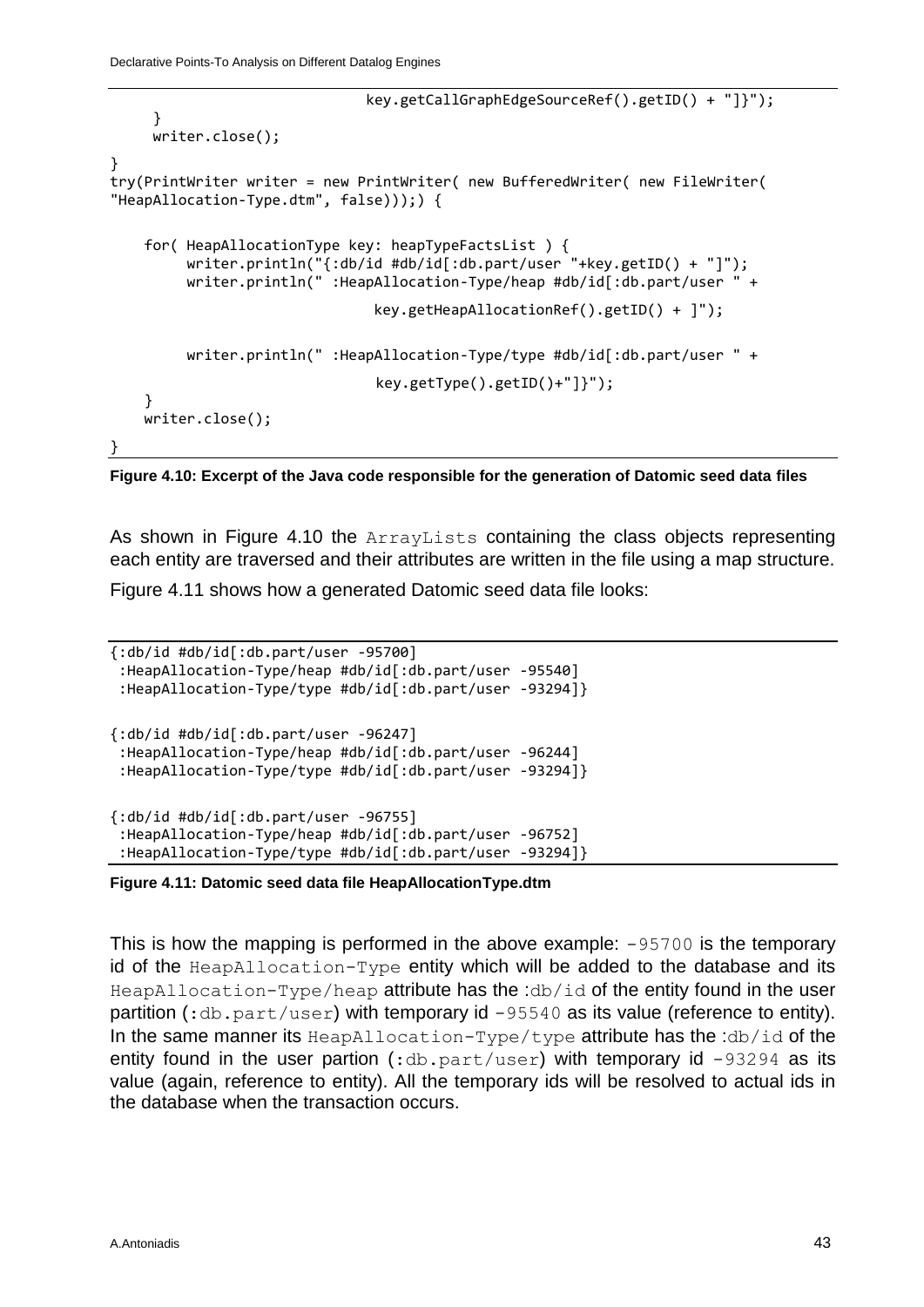```
                              key.getCallGraphEdgeSourceRef().getID() + "]}");
     }
     writer.close();
}
try(PrintWriter writer = new PrintWriter( new BufferedWriter( new FileWriter(
"HeapAllocation-Type.dtm", false)));) {

    for( HeapAllocationType key: heapTypeFactsList ) {
         writer.println("{:db/id #db/id[:db.part/user "+key.getID() + "]");
         writer.println(" :HeapAllocation-Type/heap #db/id[:db.part/user " +

                              key.getHeapAllocationRef().getID() + ]");


         writer.println(" :HeapAllocation-Type/type #db/id[:db.part/user " +

                              key.getType().getID()+"]}");
    }
    writer.close();
}
```

**Figure 4.10: Excerpt of the Java code responsible for the generation of Datomic seed data files**

As shown in Figure 4.10 the `ArrayLists` containing the class objects representing each entity are traversed and their attributes are written in the file using a map structure.

Figure 4.11 shows how a generated Datomic seed data file looks:

```
{:db/id #db/id[:db.part/user -95700]
 :HeapAllocation-Type/heap #db/id[:db.part/user -95540]
 :HeapAllocation-Type/type #db/id[:db.part/user -93294]}

{:db/id #db/id[:db.part/user -96247]
 :HeapAllocation-Type/heap #db/id[:db.part/user -96244]
 :HeapAllocation-Type/type #db/id[:db.part/user -93294]}

{:db/id #db/id[:db.part/user -96755]
 :HeapAllocation-Type/heap #db/id[:db.part/user -96752]
 :HeapAllocation-Type/type #db/id[:db.part/user -93294]}
```

**Figure 4.11: Datomic seed data file HeapAllocationType.dtm**

This is how the mapping is performed in the above example: `-95700` is the temporary id of the `HeapAllocation-Type` entity which will be added to the database and its `HeapAllocation-Type/heap` attribute has the `:db/id` of the entity found in the user partition (`:db.part/user`) with temporary id `-95540` as its value (reference to entity). In the same manner its `HeapAllocation-Type/type` attribute has the `:db/id` of the entity found in the user partion (`:db.part/user`) with temporary id `-93294` as its value (again, reference to entity). All the temporary ids will be resolved to actual ids in the database when the transaction occurs.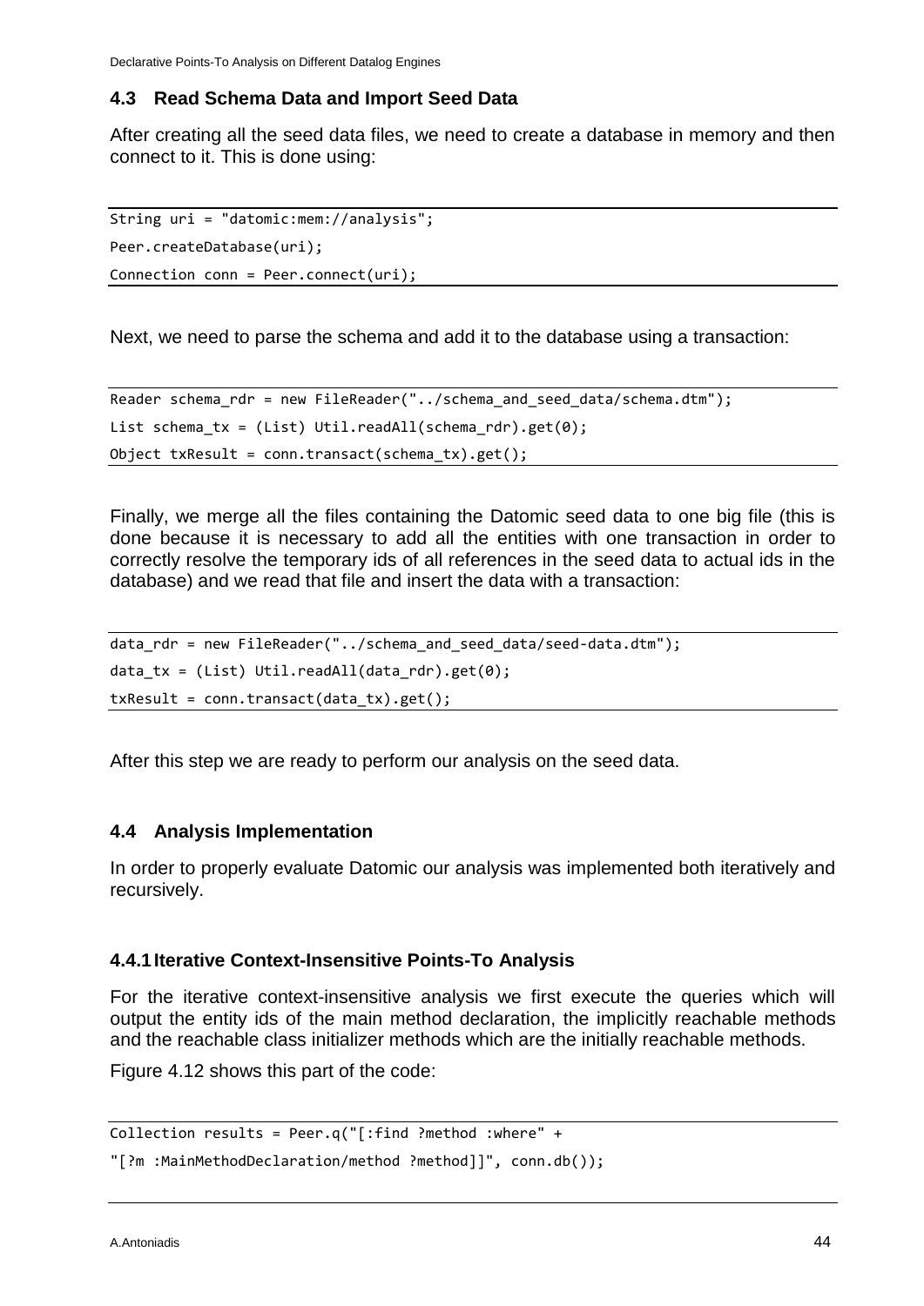### 4.3 Read Schema Data and Import Seed Data

After creating all the seed data files, we need to create a database in memory and then connect to it. This is done using:

```
String uri = "datomic:mem://analysis";
Peer.createDatabase(uri);
Connection conn = Peer.connect(uri);
```

Next, we need to parse the schema and add it to the database using a transaction:

```
Reader schema_rdr = new FileReader("../schema_and_seed_data/schema.dtm");
List schema_tx = (List) Util.readAll(schema_rdr).get(0);
Object txResult = conn.transact(schema_tx).get();
```

Finally, we merge all the files containing the Datomic seed data to one big file (this is done because it is necessary to add all the entities with one transaction in order to correctly resolve the temporary ids of all references in the seed data to actual ids in the database) and we read that file and insert the data with a transaction:

```
data_rdr = new FileReader("../schema_and_seed_data/seed-data.dtm");
data_tx = (List) Util.readAll(data_rdr).get(0);
txResult = conn.transact(data_tx).get();
```

After this step we are ready to perform our analysis on the seed data.

### 4.4 Analysis Implementation

In order to properly evaluate Datomic our analysis was implemented both iteratively and recursively.

#### 4.4.1 Iterative Context-Insensitive Points-To Analysis

For the iterative context-insensitive analysis we first execute the queries which will output the entity ids of the main method declaration, the implicitly reachable methods and the reachable class initializer methods which are the initially reachable methods.

Figure 4.12 shows this part of the code:

```
Collection results = Peer.q("[:find ?method :where" +
"[?m :MainMethodDeclaration/method ?method]]", conn.db());
```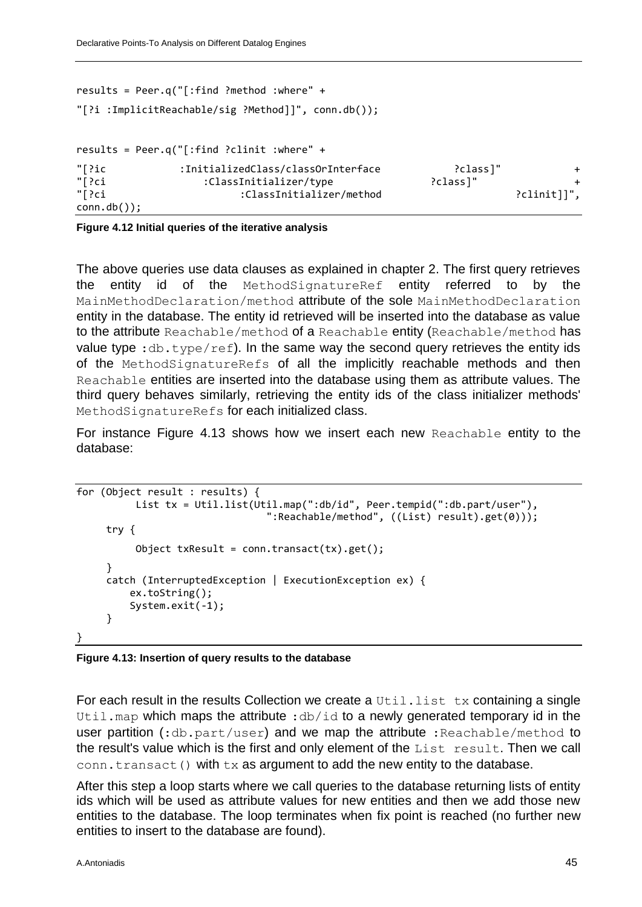```
results = Peer.q("[:find ?method :where" +
"[?i :ImplicitReachable/sig ?Method]]", conn.db());


results = Peer.q("[:find ?clinit :where" +
"[?ic           :InitializedClass/classOrInterface          ?class]"          +
"[?ci              :ClassInitializer/type            ?class]"                +
"[?ci                    :ClassInitializer/method                    ?clinit]]",
conn.db());
```

**Figure 4.12 Initial queries of the iterative analysis**

The above queries use data clauses as explained in chapter 2. The first query retrieves the entity id of the `MethodSignatureRef` entity referred to by the `MainMethodDeclaration/method` attribute of the sole `MainMethodDeclaration` entity in the database. The entity id retrieved will be inserted into the database as value to the attribute `Reachable/method` of a `Reachable` entity (`Reachable/method` has value type `:db.type/ref`). In the same way the second query retrieves the entity ids of the `MethodSignatureRefs` of all the implicitly reachable methods and then `Reachable` entities are inserted into the database using them as attribute values. The third query behaves similarly, retrieving the entity ids of the class initializer methods' `MethodSignatureRefs` for each initialized class.

For instance Figure 4.13 shows how we insert each new `Reachable` entity to the database:

```
for (Object result : results) {
         List tx = Util.list(Util.map(":db/id", Peer.tempid(":db.part/user"),
                              ":Reachable/method", ((List) result).get(0)));
     try {
          Object txResult = conn.transact(tx).get();
     }
     catch (InterruptedException | ExecutionException ex) {
         ex.toString();
         System.exit(-1);
     }
}
```

**Figure 4.13: Insertion of query results to the database**

For each result in the results Collection we create a `Util.list tx` containing a single `Util.map` which maps the attribute `:db/id` to a newly generated temporary id in the user partition (`:db.part/user`) and we map the attribute `:Reachable/method` to the result's value which is the first and only element of the `List result`. Then we call `conn.transact()` with `tx` as argument to add the new entity to the database.

After this step a loop starts where we call queries to the database returning lists of entity ids which will be used as attribute values for new entities and then we add those new entities to the database. The loop terminates when fix point is reached (no further new entities to insert to the database are found).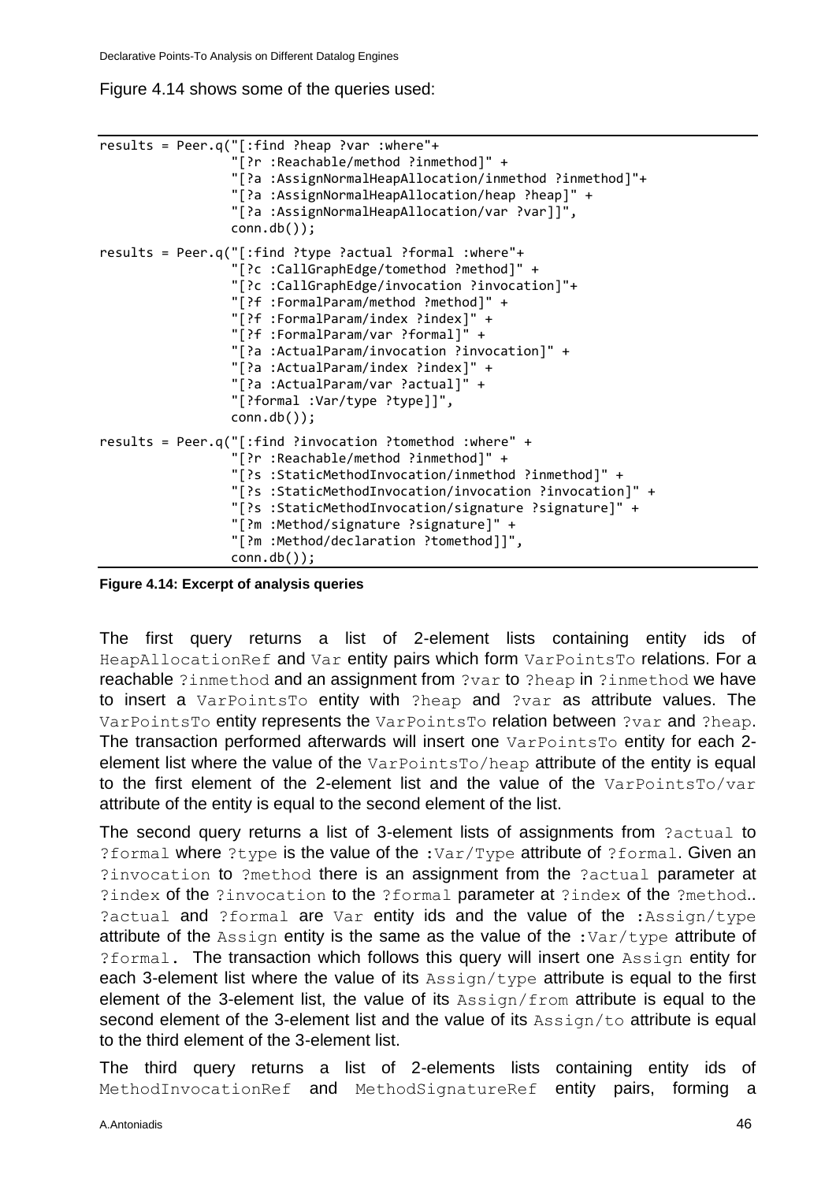Figure 4.14 shows some of the queries used:

```
results = Peer.q("[:find ?heap ?var :where"+
                 "[?r :Reachable/method ?inmethod]" +
                 "[?a :AssignNormalHeapAllocation/inmethod ?inmethod]"+
                 "[?a :AssignNormalHeapAllocation/heap ?heap]" +
                 "[?a :AssignNormalHeapAllocation/var ?var]]",
                 conn.db());

results = Peer.q("[:find ?type ?actual ?formal :where"+
                 "[?c :CallGraphEdge/tomethod ?method]" +
                 "[?c :CallGraphEdge/invocation ?invocation]"+
                 "[?f :FormalParam/method ?method]" +
                 "[?f :FormalParam/index ?index]" +
                 "[?f :FormalParam/var ?formal]" +
                 "[?a :ActualParam/invocation ?invocation]" +
                 "[?a :ActualParam/index ?index]" +
                 "[?a :ActualParam/var ?actual]" +
                 "[?formal :Var/type ?type]]",
                 conn.db());

results = Peer.q("[:find ?invocation ?tomethod :where" +
                 "[?r :Reachable/method ?inmethod]" +
                 "[?s :StaticMethodInvocation/inmethod ?inmethod]" +
                 "[?s :StaticMethodInvocation/invocation ?invocation]" +
                 "[?s :StaticMethodInvocation/signature ?signature]" +
                 "[?m :Method/signature ?signature]" +
                 "[?m :Method/declaration ?tomethod]]",
                 conn.db());
```

**Figure 4.14: Excerpt of analysis queries**

The first query returns a list of 2-element lists containing entity ids of HeapAllocationRef and Var entity pairs which form VarPointsTo relations. For a reachable ?inmethod and an assignment from ?var to ?heap in ?inmethod we have to insert a VarPointsTo entity with ?heap and ?var as attribute values. The VarPointsTo entity represents the VarPointsTo relation between ?var and ?heap. The transaction performed afterwards will insert one VarPointsTo entity for each 2-element list where the value of the VarPointsTo/heap attribute of the entity is equal to the first element of the 2-element list and the value of the VarPointsTo/var attribute of the entity is equal to the second element of the list.

The second query returns a list of 3-element lists of assignments from ?actual to ?formal where ?type is the value of the :Var/Type attribute of ?formal. Given an ?invocation to ?method there is an assignment from the ?actual parameter at ?index of the ?invocation to the ?formal parameter at ?index of the ?method.. ?actual and ?formal are Var entity ids and the value of the :Assign/type attribute of the Assign entity is the same as the value of the :Var/type attribute of ?formal. The transaction which follows this query will insert one Assign entity for each 3-element list where the value of its Assign/type attribute is equal to the first element of the 3-element list, the value of its Assign/from attribute is equal to the second element of the 3-element list and the value of its Assign/to attribute is equal to the third element of the 3-element list.

The third query returns a list of 2-elements lists containing entity ids of MethodInvocationRef and MethodSignatureRef entity pairs, forming a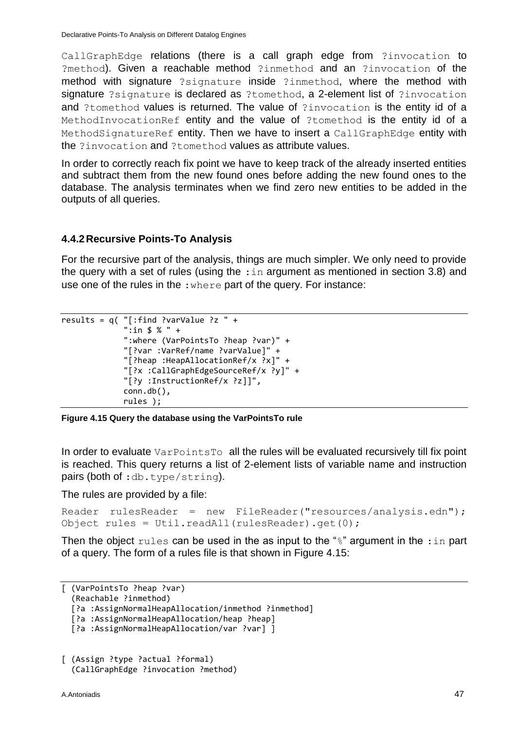CallGraphEdge relations (there is a call graph edge from ?invocation to ?method). Given a reachable method ?inmethod and an ?invocation of the method with signature ?signature inside ?inmethod, where the method with signature ?signature is declared as ?tomethod, a 2-element list of ?invocation and ?tomethod values is returned. The value of ?invocation is the entity id of a MethodInvocationRef entity and the value of ?tomethod is the entity id of a MethodSignatureRef entity. Then we have to insert a CallGraphEdge entity with the ?invocation and ?tomethod values as attribute values.

In order to correctly reach fix point we have to keep track of the already inserted entities and subtract them from the new found ones before adding the new found ones to the database. The analysis terminates when we find zero new entities to be added in the outputs of all queries.

### 4.4.2 Recursive Points-To Analysis

For the recursive part of the analysis, things are much simpler. We only need to provide the query with a set of rules (using the :in argument as mentioned in section 3.8) and use one of the rules in the :where part of the query. For instance:

```
results = q( "[:find ?varValue ?z " +
             ":in $ % " +
             ":where (VarPointsTo ?heap ?var)" +
             "[?var :VarRef/name ?varValue]" +
             "[?heap :HeapAllocationRef/x ?x]" +
             "[?x :CallGraphEdgeSourceRef/x ?y]" +
             "[?y :InstructionRef/x ?z]]",
             conn.db(),
             rules );
```

**Figure 4.15 Query the database using the VarPointsTo rule**

In order to evaluate VarPointsTo all the rules will be evaluated recursively till fix point is reached. This query returns a list of 2-element lists of variable name and instruction pairs (both of :db.type/string).

The rules are provided by a file:

```
Reader rulesReader = new FileReader("resources/analysis.edn");
Object rules = Util.readAll(rulesReader).get(0);
```

Then the object rules can be used in the as input to the "%" argument in the :in part of a query. The form of a rules file is that shown in Figure 4.15:

```
[ (VarPointsTo ?heap ?var)
  (Reachable ?inmethod)
  [?a :AssignNormalHeapAllocation/inmethod ?inmethod]
  [?a :AssignNormalHeapAllocation/heap ?heap]
  [?a :AssignNormalHeapAllocation/var ?var] ]


[ (Assign ?type ?actual ?formal)
  (CallGraphEdge ?invocation ?method)
```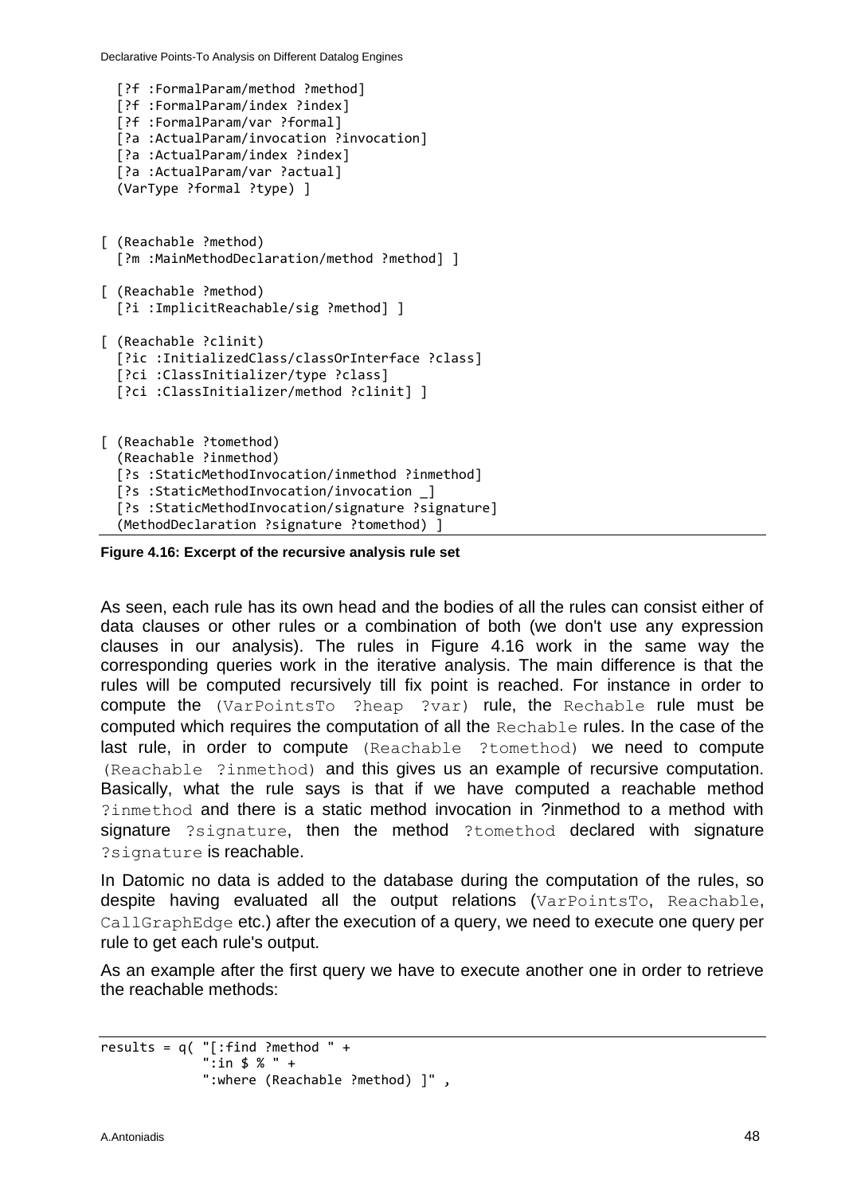```
  [?f :FormalParam/method ?method]
  [?f :FormalParam/index ?index]
  [?f :FormalParam/var ?formal]
  [?a :ActualParam/invocation ?invocation]
  [?a :ActualParam/index ?index]
  [?a :ActualParam/var ?actual]
  (VarType ?formal ?type) ]


[ (Reachable ?method)
  [?m :MainMethodDeclaration/method ?method] ]

[ (Reachable ?method)
  [?i :ImplicitReachable/sig ?method] ]

[ (Reachable ?clinit)
  [?ic :InitializedClass/classOrInterface ?class]
  [?ci :ClassInitializer/type ?class]
  [?ci :ClassInitializer/method ?clinit] ]


[ (Reachable ?tomethod)
  (Reachable ?inmethod)
  [?s :StaticMethodInvocation/inmethod ?inmethod]
  [?s :StaticMethodInvocation/invocation _]
  [?s :StaticMethodInvocation/signature ?signature]
  (MethodDeclaration ?signature ?tomethod) ]
```

**Figure 4.16: Excerpt of the recursive analysis rule set**

As seen, each rule has its own head and the bodies of all the rules can consist either of data clauses or other rules or a combination of both (we don't use any expression clauses in our analysis). The rules in Figure 4.16 work in the same way the corresponding queries work in the iterative analysis. The main difference is that the rules will be computed recursively till fix point is reached. For instance in order to compute the `(VarPointsTo ?heap ?var)` rule, the `Rechable` rule must be computed which requires the computation of all the `Rechable` rules. In the case of the last rule, in order to compute `(Reachable ?tomethod)` we need to compute `(Reachable ?inmethod)` and this gives us an example of recursive computation. Basically, what the rule says is that if we have computed a reachable method `?inmethod` and there is a static method invocation in ?inmethod to a method with signature `?signature`, then the method `?tomethod` declared with signature `?signature` is reachable.

In Datomic no data is added to the database during the computation of the rules, so despite having evaluated all the output relations (`VarPointsTo`, `Reachable`, `CallGraphEdge` etc.) after the execution of a query, we need to execute one query per rule to get each rule's output.

As an example after the first query we have to execute another one in order to retrieve the reachable methods:

```
results = q( "[:find ?method " +
             ":in $ % " +
             ":where (Reachable ?method) ]" ,
```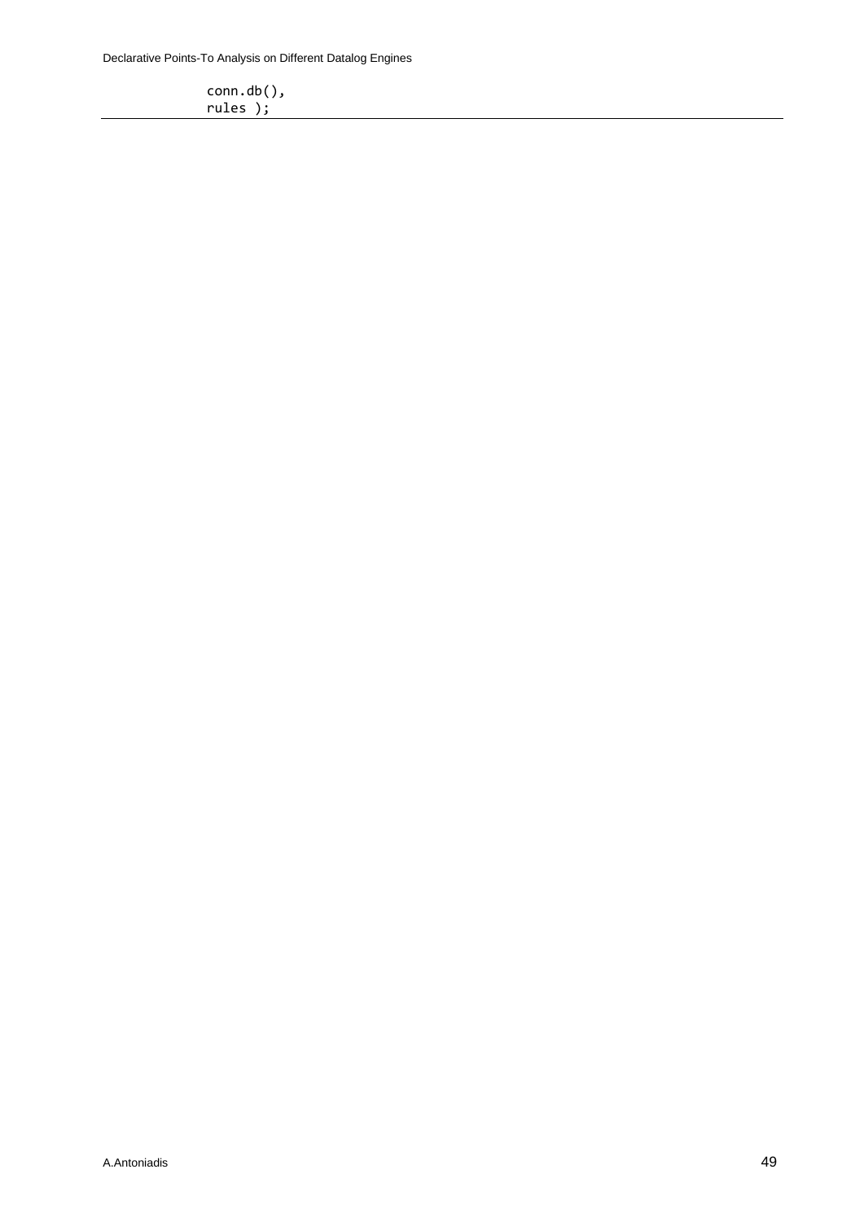```
            conn.db(),
            rules );
```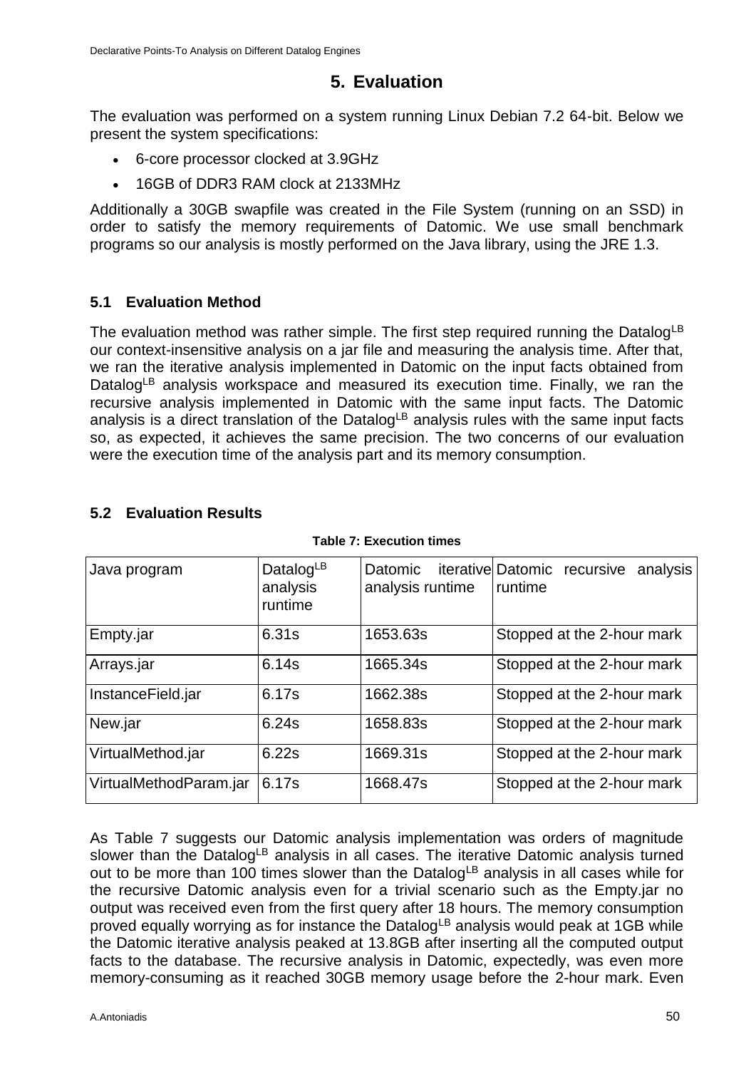# 5. Evaluation

The evaluation was performed on a system running Linux Debian 7.2 64-bit. Below we present the system specifications:

- 6-core processor clocked at 3.9GHz
- 16GB of DDR3 RAM clock at 2133MHz

Additionally a 30GB swapfile was created in the File System (running on an SSD) in order to satisfy the memory requirements of Datomic. We use small benchmark programs so our analysis is mostly performed on the Java library, using the JRE 1.3.

## 5.1 Evaluation Method

The evaluation method was rather simple. The first step required running the Datalog$^{LB}$ our context-insensitive analysis on a jar file and measuring the analysis time. After that, we ran the iterative analysis implemented in Datomic on the input facts obtained from Datalog$^{LB}$ analysis workspace and measured its execution time. Finally, we ran the recursive analysis implemented in Datomic with the same input facts. The Datomic analysis is a direct translation of the Datalog$^{LB}$ analysis rules with the same input facts so, as expected, it achieves the same precision. The two concerns of our evaluation were the execution time of the analysis part and its memory consumption.

## 5.2 Evaluation Results

**Table 7: Execution times**

| Java program | Datalog$^{LB}$ analysis runtime | Datomic iterative analysis runtime | Datomic recursive analysis runtime |
|---|---|---|---|
| Empty.jar | 6.31s | 1653.63s | Stopped at the 2-hour mark |
| Arrays.jar | 6.14s | 1665.34s | Stopped at the 2-hour mark |
| InstanceField.jar | 6.17s | 1662.38s | Stopped at the 2-hour mark |
| New.jar | 6.24s | 1658.83s | Stopped at the 2-hour mark |
| VirtualMethod.jar | 6.22s | 1669.31s | Stopped at the 2-hour mark |
| VirtualMethodParam.jar | 6.17s | 1668.47s | Stopped at the 2-hour mark |

As Table 7 suggests our Datomic analysis implementation was orders of magnitude slower than the Datalog$^{LB}$ analysis in all cases. The iterative Datomic analysis turned out to be more than 100 times slower than the Datalog$^{LB}$ analysis in all cases while for the recursive Datomic analysis even for a trivial scenario such as the Empty.jar no output was received even from the first query after 18 hours. The memory consumption proved equally worrying as for instance the Datalog$^{LB}$ analysis would peak at 1GB while the Datomic iterative analysis peaked at 13.8GB after inserting all the computed output facts to the database. The recursive analysis in Datomic, expectedly, was even more memory-consuming as it reached 30GB memory usage before the 2-hour mark. Even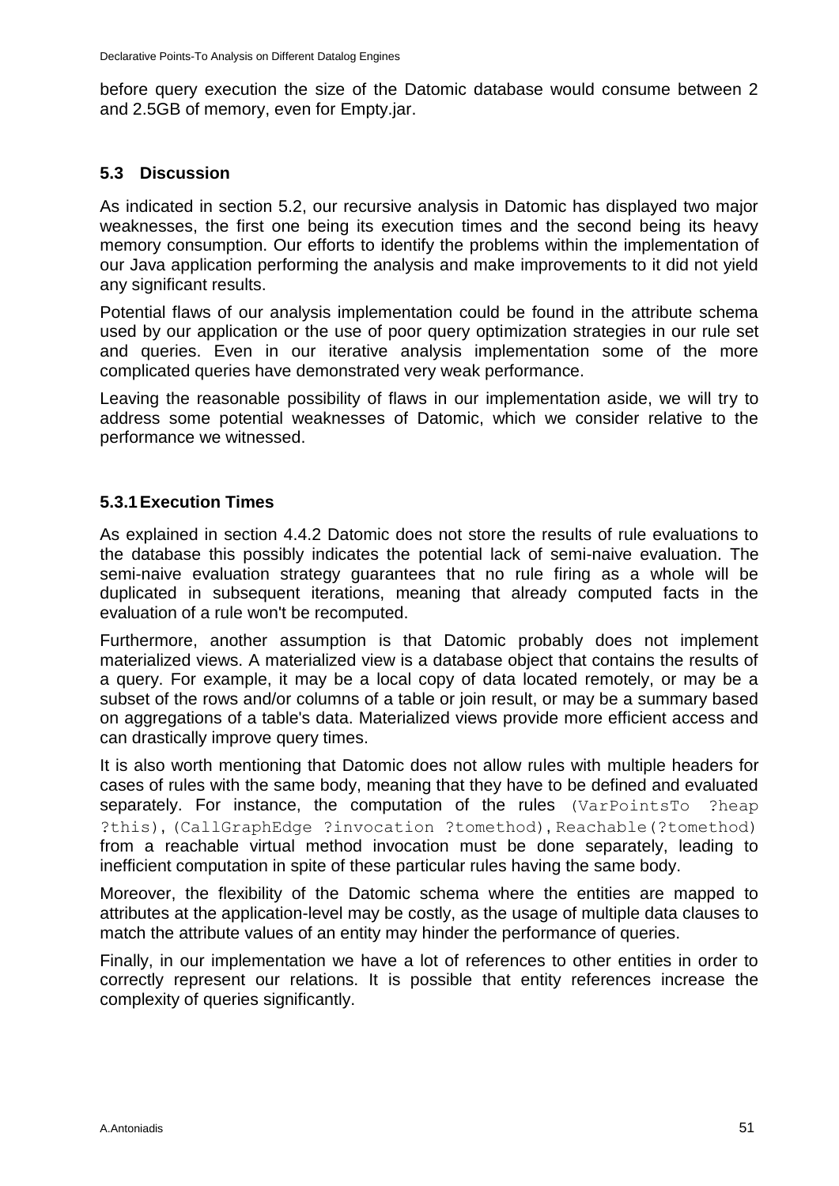before query execution the size of the Datomic database would consume between 2 and 2.5GB of memory, even for Empty.jar.

## 5.3 Discussion

As indicated in section 5.2, our recursive analysis in Datomic has displayed two major weaknesses, the first one being its execution times and the second being its heavy memory consumption. Our efforts to identify the problems within the implementation of our Java application performing the analysis and make improvements to it did not yield any significant results.

Potential flaws of our analysis implementation could be found in the attribute schema used by our application or the use of poor query optimization strategies in our rule set and queries. Even in our iterative analysis implementation some of the more complicated queries have demonstrated very weak performance.

Leaving the reasonable possibility of flaws in our implementation aside, we will try to address some potential weaknesses of Datomic, which we consider relative to the performance we witnessed.

### 5.3.1 Execution Times

As explained in section 4.4.2 Datomic does not store the results of rule evaluations to the database this possibly indicates the potential lack of semi-naive evaluation. The semi-naive evaluation strategy guarantees that no rule firing as a whole will be duplicated in subsequent iterations, meaning that already computed facts in the evaluation of a rule won't be recomputed.

Furthermore, another assumption is that Datomic probably does not implement materialized views. A materialized view is a database object that contains the results of a query. For example, it may be a local copy of data located remotely, or may be a subset of the rows and/or columns of a table or join result, or may be a summary based on aggregations of a table's data. Materialized views provide more efficient access and can drastically improve query times.

It is also worth mentioning that Datomic does not allow rules with multiple headers for cases of rules with the same body, meaning that they have to be defined and evaluated separately. For instance, the computation of the rules `(VarPointsTo ?heap ?this)`, `(CallGraphEdge ?invocation ?tomethod)`, `Reachable(?tomethod)` from a reachable virtual method invocation must be done separately, leading to inefficient computation in spite of these particular rules having the same body.

Moreover, the flexibility of the Datomic schema where the entities are mapped to attributes at the application-level may be costly, as the usage of multiple data clauses to match the attribute values of an entity may hinder the performance of queries.

Finally, in our implementation we have a lot of references to other entities in order to correctly represent our relations. It is possible that entity references increase the complexity of queries significantly.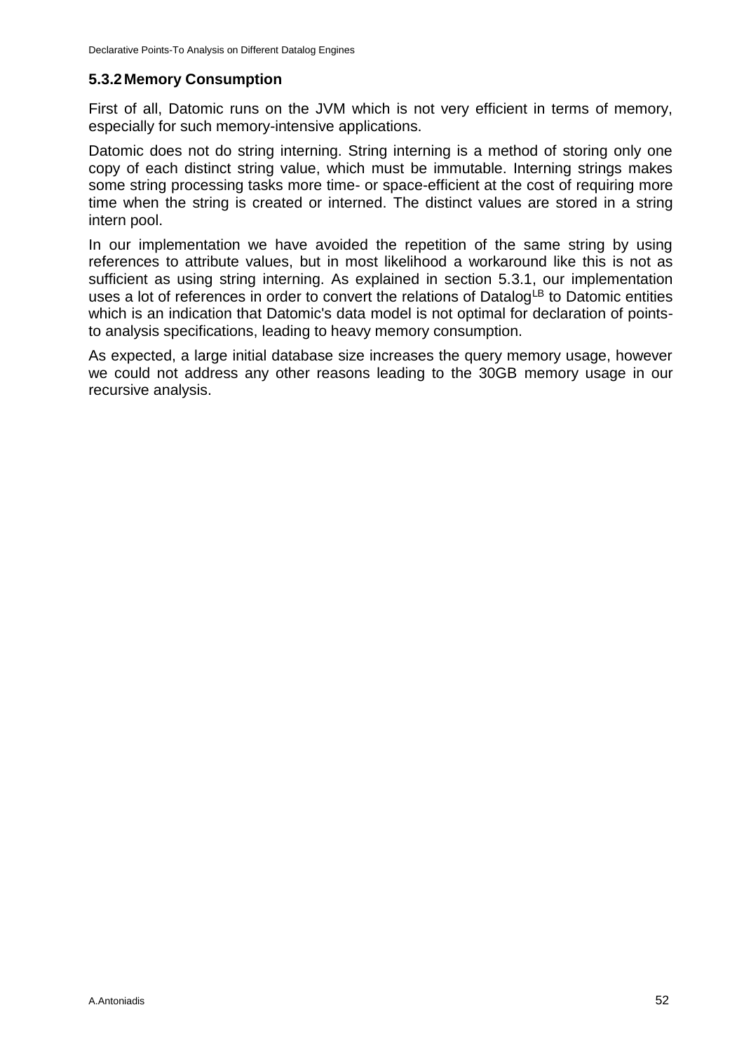### 5.3.2 Memory Consumption

First of all, Datomic runs on the JVM which is not very efficient in terms of memory, especially for such memory-intensive applications.

Datomic does not do string interning. String interning is a method of storing only one copy of each distinct string value, which must be immutable. Interning strings makes some string processing tasks more time- or space-efficient at the cost of requiring more time when the string is created or interned. The distinct values are stored in a string intern pool.

In our implementation we have avoided the repetition of the same string by using references to attribute values, but in most likelihood a workaround like this is not as sufficient as using string interning. As explained in section 5.3.1, our implementation uses a lot of references in order to convert the relations of $\text{Datalog}^{LB}$ to Datomic entities which is an indication that Datomic's data model is not optimal for declaration of points-to analysis specifications, leading to heavy memory consumption.

As expected, a large initial database size increases the query memory usage, however we could not address any other reasons leading to the 30GB memory usage in our recursive analysis.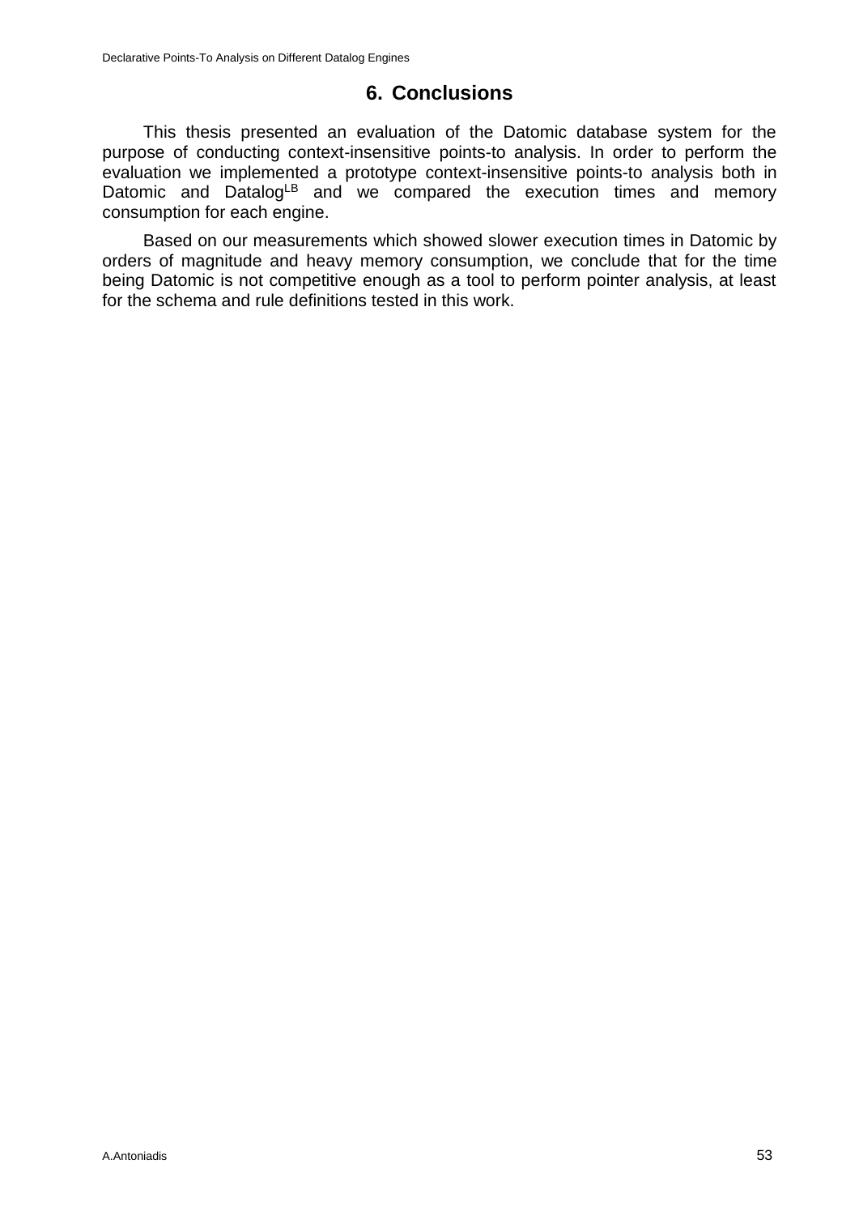# 6. Conclusions

This thesis presented an evaluation of the Datomic database system for the purpose of conducting context-insensitive points-to analysis. In order to perform the evaluation we implemented a prototype context-insensitive points-to analysis both in Datomic and $\text{Datalog}^{LB}$ and we compared the execution times and memory consumption for each engine.

Based on our measurements which showed slower execution times in Datomic by orders of magnitude and heavy memory consumption, we conclude that for the time being Datomic is not competitive enough as a tool to perform pointer analysis, at least for the schema and rule definitions tested in this work.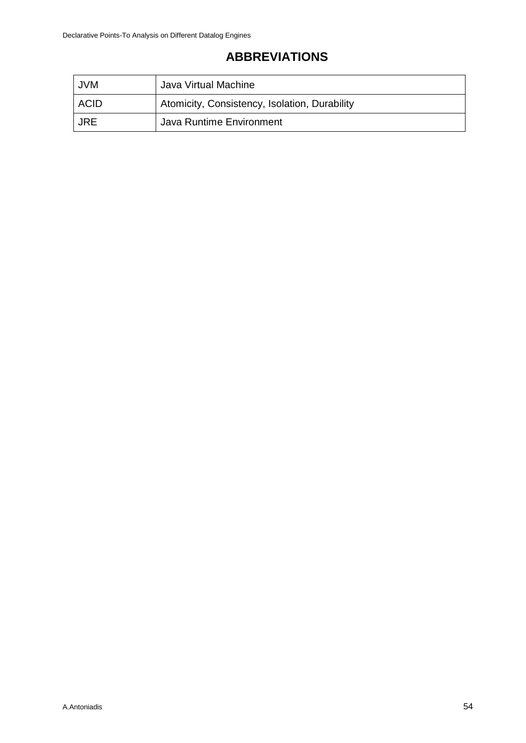# ABBREVIATIONS

| | |
|---|---|
| JVM | Java Virtual Machine |
| ACID | Atomicity, Consistency, Isolation, Durability |
| JRE | Java Runtime Environment |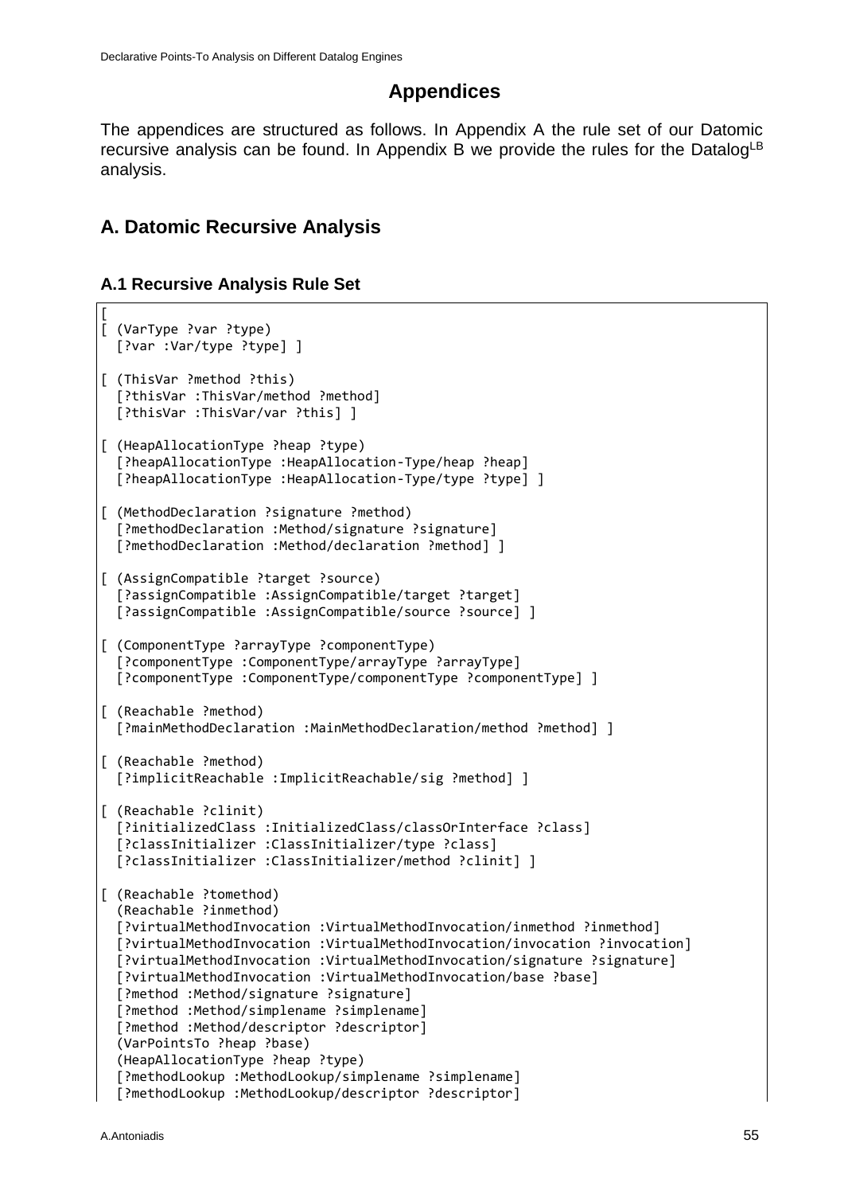# Appendices

The appendices are structured as follows. In Appendix A the rule set of our Datomic recursive analysis can be found. In Appendix B we provide the rules for the Datalog$^{LB}$ analysis.

## A. Datomic Recursive Analysis

### A.1 Recursive Analysis Rule Set

```
[
[ (VarType ?var ?type)
  [?var :Var/type ?type] ]

[ (ThisVar ?method ?this)
  [?thisVar :ThisVar/method ?method]
  [?thisVar :ThisVar/var ?this] ]

[ (HeapAllocationType ?heap ?type)
  [?heapAllocationType :HeapAllocation-Type/heap ?heap]
  [?heapAllocationType :HeapAllocation-Type/type ?type] ]

[ (MethodDeclaration ?signature ?method)
  [?methodDeclaration :Method/signature ?signature]
  [?methodDeclaration :Method/declaration ?method] ]

[ (AssignCompatible ?target ?source)
  [?assignCompatible :AssignCompatible/target ?target]
  [?assignCompatible :AssignCompatible/source ?source] ]

[ (ComponentType ?arrayType ?componentType)
  [?componentType :ComponentType/arrayType ?arrayType]
  [?componentType :ComponentType/componentType ?componentType] ]

[ (Reachable ?method)
  [?mainMethodDeclaration :MainMethodDeclaration/method ?method] ]

[ (Reachable ?method)
  [?implicitReachable :ImplicitReachable/sig ?method] ]

[ (Reachable ?clinit)
  [?initializedClass :InitializedClass/classOrInterface ?class]
  [?classInitializer :ClassInitializer/type ?class]
  [?classInitializer :ClassInitializer/method ?clinit] ]

[ (Reachable ?tomethod)
  (Reachable ?inmethod)
  [?virtualMethodInvocation :VirtualMethodInvocation/inmethod ?inmethod]
  [?virtualMethodInvocation :VirtualMethodInvocation/invocation ?invocation]
  [?virtualMethodInvocation :VirtualMethodInvocation/signature ?signature]
  [?virtualMethodInvocation :VirtualMethodInvocation/base ?base]
  [?method :Method/signature ?signature]
  [?method :Method/simplename ?simplename]
  [?method :Method/descriptor ?descriptor]
  (VarPointsTo ?heap ?base)
  (HeapAllocationType ?heap ?type)
  [?methodLookup :MethodLookup/simplename ?simplename]
  [?methodLookup :MethodLookup/descriptor ?descriptor]
```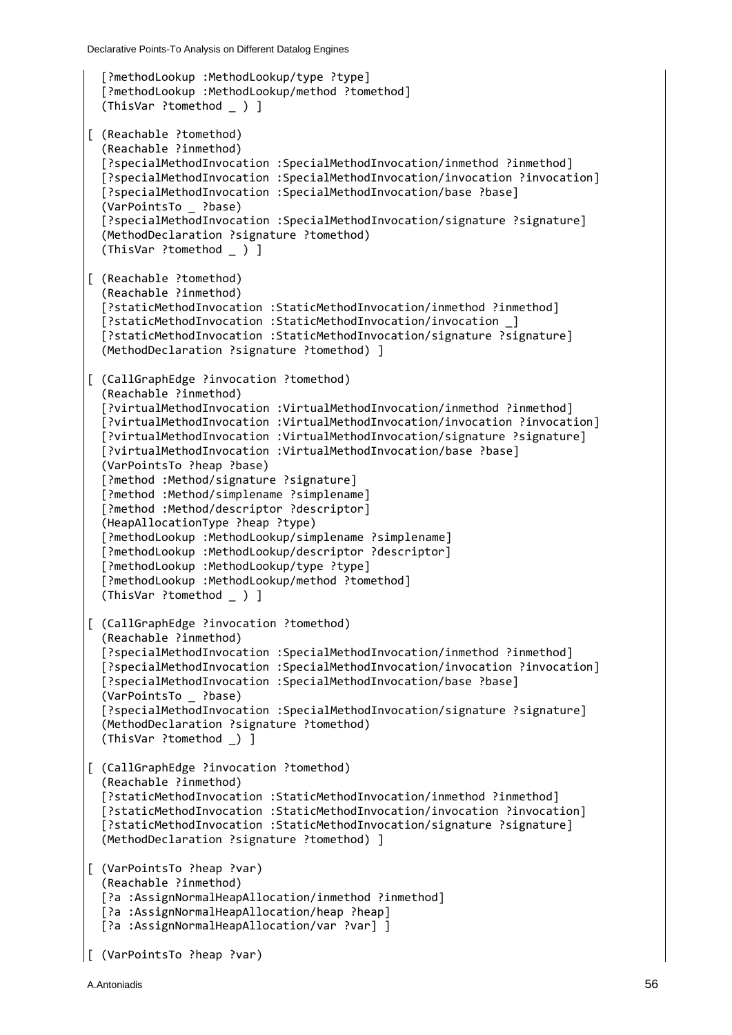```
  [?methodLookup :MethodLookup/type ?type]
  [?methodLookup :MethodLookup/method ?tomethod]
  (ThisVar ?tomethod _ ) ]

[ (Reachable ?tomethod)
  (Reachable ?inmethod)
  [?specialMethodInvocation :SpecialMethodInvocation/inmethod ?inmethod]
  [?specialMethodInvocation :SpecialMethodInvocation/invocation ?invocation]
  [?specialMethodInvocation :SpecialMethodInvocation/base ?base]
  (VarPointsTo _ ?base)
  [?specialMethodInvocation :SpecialMethodInvocation/signature ?signature]
  (MethodDeclaration ?signature ?tomethod)
  (ThisVar ?tomethod _ ) ]

[ (Reachable ?tomethod)
  (Reachable ?inmethod)
  [?staticMethodInvocation :StaticMethodInvocation/inmethod ?inmethod]
  [?staticMethodInvocation :StaticMethodInvocation/invocation _]
  [?staticMethodInvocation :StaticMethodInvocation/signature ?signature]
  (MethodDeclaration ?signature ?tomethod) ]

[ (CallGraphEdge ?invocation ?tomethod)
  (Reachable ?inmethod)
  [?virtualMethodInvocation :VirtualMethodInvocation/inmethod ?inmethod]
  [?virtualMethodInvocation :VirtualMethodInvocation/invocation ?invocation]
  [?virtualMethodInvocation :VirtualMethodInvocation/signature ?signature]
  [?virtualMethodInvocation :VirtualMethodInvocation/base ?base]
  (VarPointsTo ?heap ?base)
  [?method :Method/signature ?signature]
  [?method :Method/simplename ?simplename]
  [?method :Method/descriptor ?descriptor]
  (HeapAllocationType ?heap ?type)
  [?methodLookup :MethodLookup/simplename ?simplename]
  [?methodLookup :MethodLookup/descriptor ?descriptor]
  [?methodLookup :MethodLookup/type ?type]
  [?methodLookup :MethodLookup/method ?tomethod]
  (ThisVar ?tomethod _ ) ]

[ (CallGraphEdge ?invocation ?tomethod)
  (Reachable ?inmethod)
  [?specialMethodInvocation :SpecialMethodInvocation/inmethod ?inmethod]
  [?specialMethodInvocation :SpecialMethodInvocation/invocation ?invocation]
  [?specialMethodInvocation :SpecialMethodInvocation/base ?base]
  (VarPointsTo _ ?base)
  [?specialMethodInvocation :SpecialMethodInvocation/signature ?signature]
  (MethodDeclaration ?signature ?tomethod)
  (ThisVar ?tomethod _) ]

[ (CallGraphEdge ?invocation ?tomethod)
  (Reachable ?inmethod)
  [?staticMethodInvocation :StaticMethodInvocation/inmethod ?inmethod]
  [?staticMethodInvocation :StaticMethodInvocation/invocation ?invocation]
  [?staticMethodInvocation :StaticMethodInvocation/signature ?signature]
  (MethodDeclaration ?signature ?tomethod) ]

[ (VarPointsTo ?heap ?var)
  (Reachable ?inmethod)
  [?a :AssignNormalHeapAllocation/inmethod ?inmethod]
  [?a :AssignNormalHeapAllocation/heap ?heap]
  [?a :AssignNormalHeapAllocation/var ?var] ]

[ (VarPointsTo ?heap ?var)
```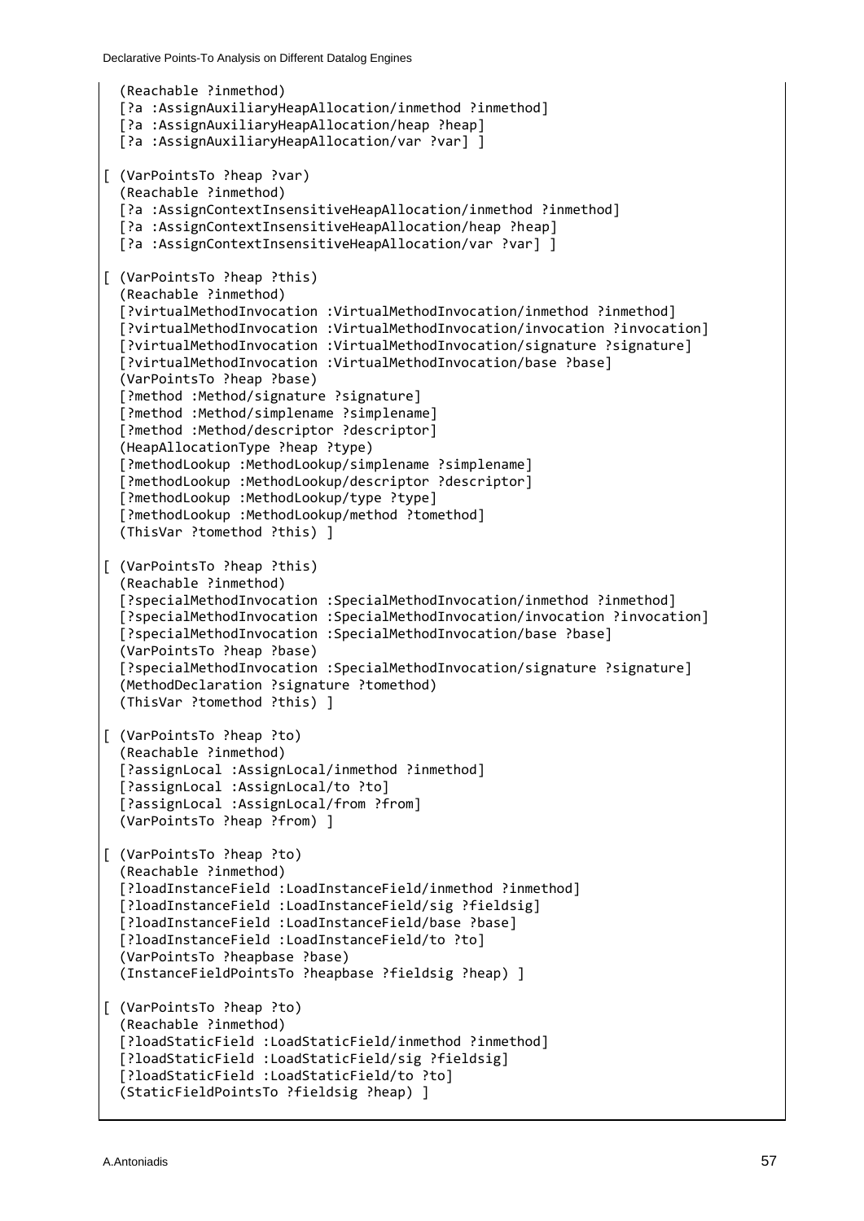```
  (Reachable ?inmethod)
  [?a :AssignAuxiliaryHeapAllocation/inmethod ?inmethod]
  [?a :AssignAuxiliaryHeapAllocation/heap ?heap]
  [?a :AssignAuxiliaryHeapAllocation/var ?var] ]

[ (VarPointsTo ?heap ?var)
  (Reachable ?inmethod)
  [?a :AssignContextInsensitiveHeapAllocation/inmethod ?inmethod]
  [?a :AssignContextInsensitiveHeapAllocation/heap ?heap]
  [?a :AssignContextInsensitiveHeapAllocation/var ?var] ]

[ (VarPointsTo ?heap ?this)
  (Reachable ?inmethod)
  [?virtualMethodInvocation :VirtualMethodInvocation/inmethod ?inmethod]
  [?virtualMethodInvocation :VirtualMethodInvocation/invocation ?invocation]
  [?virtualMethodInvocation :VirtualMethodInvocation/signature ?signature]
  [?virtualMethodInvocation :VirtualMethodInvocation/base ?base]
  (VarPointsTo ?heap ?base)
  [?method :Method/signature ?signature]
  [?method :Method/simplename ?simplename]
  [?method :Method/descriptor ?descriptor]
  (HeapAllocationType ?heap ?type)
  [?methodLookup :MethodLookup/simplename ?simplename]
  [?methodLookup :MethodLookup/descriptor ?descriptor]
  [?methodLookup :MethodLookup/type ?type]
  [?methodLookup :MethodLookup/method ?tomethod]
  (ThisVar ?tomethod ?this) ]

[ (VarPointsTo ?heap ?this)
  (Reachable ?inmethod)
  [?specialMethodInvocation :SpecialMethodInvocation/inmethod ?inmethod]
  [?specialMethodInvocation :SpecialMethodInvocation/invocation ?invocation]
  [?specialMethodInvocation :SpecialMethodInvocation/base ?base]
  (VarPointsTo ?heap ?base)
  [?specialMethodInvocation :SpecialMethodInvocation/signature ?signature]
  (MethodDeclaration ?signature ?tomethod)
  (ThisVar ?tomethod ?this) ]

[ (VarPointsTo ?heap ?to)
  (Reachable ?inmethod)
  [?assignLocal :AssignLocal/inmethod ?inmethod]
  [?assignLocal :AssignLocal/to ?to]
  [?assignLocal :AssignLocal/from ?from]
  (VarPointsTo ?heap ?from) ]

[ (VarPointsTo ?heap ?to)
  (Reachable ?inmethod)
  [?loadInstanceField :LoadInstanceField/inmethod ?inmethod]
  [?loadInstanceField :LoadInstanceField/sig ?fieldsig]
  [?loadInstanceField :LoadInstanceField/base ?base]
  [?loadInstanceField :LoadInstanceField/to ?to]
  (VarPointsTo ?heapbase ?base)
  (InstanceFieldPointsTo ?heapbase ?fieldsig ?heap) ]

[ (VarPointsTo ?heap ?to)
  (Reachable ?inmethod)
  [?loadStaticField :LoadStaticField/inmethod ?inmethod]
  [?loadStaticField :LoadStaticField/sig ?fieldsig]
  [?loadStaticField :LoadStaticField/to ?to]
  (StaticFieldPointsTo ?fieldsig ?heap) ]
```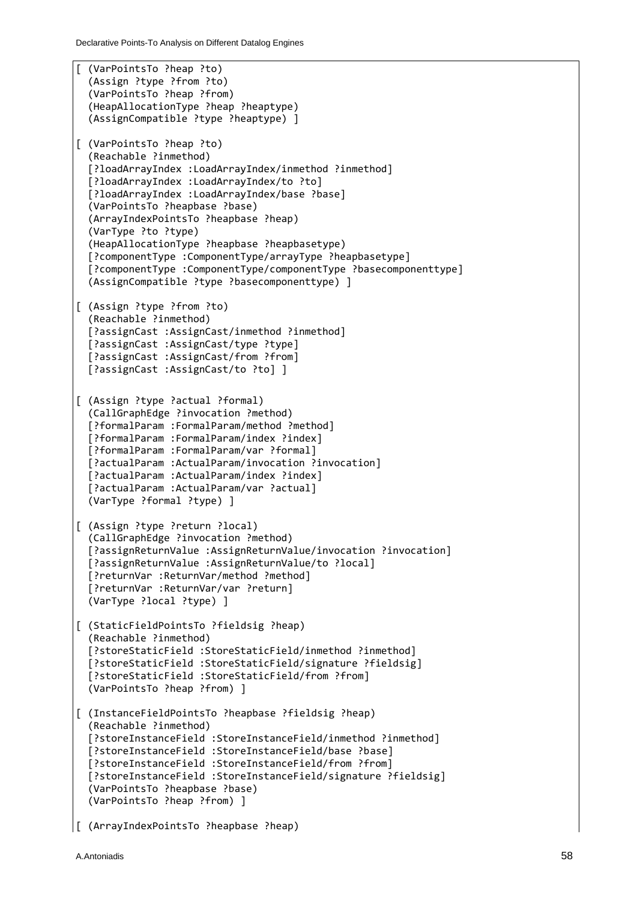```
[ (VarPointsTo ?heap ?to)
  (Assign ?type ?from ?to)
  (VarPointsTo ?heap ?from)
  (HeapAllocationType ?heap ?heaptype)
  (AssignCompatible ?type ?heaptype) ]

[ (VarPointsTo ?heap ?to)
  (Reachable ?inmethod)
  [?loadArrayIndex :LoadArrayIndex/inmethod ?inmethod]
  [?loadArrayIndex :LoadArrayIndex/to ?to]
  [?loadArrayIndex :LoadArrayIndex/base ?base]
  (VarPointsTo ?heapbase ?base)
  (ArrayIndexPointsTo ?heapbase ?heap)
  (VarType ?to ?type)
  (HeapAllocationType ?heapbase ?heapbasetype)
  [?componentType :ComponentType/arrayType ?heapbasetype]
  [?componentType :ComponentType/componentType ?basecomponenttype]
  (AssignCompatible ?type ?basecomponenttype) ]

[ (Assign ?type ?from ?to)
  (Reachable ?inmethod)
  [?assignCast :AssignCast/inmethod ?inmethod]
  [?assignCast :AssignCast/type ?type]
  [?assignCast :AssignCast/from ?from]
  [?assignCast :AssignCast/to ?to] ]

[ (Assign ?type ?actual ?formal)
  (CallGraphEdge ?invocation ?method)
  [?formalParam :FormalParam/method ?method]
  [?formalParam :FormalParam/index ?index]
  [?formalParam :FormalParam/var ?formal]
  [?actualParam :ActualParam/invocation ?invocation]
  [?actualParam :ActualParam/index ?index]
  [?actualParam :ActualParam/var ?actual]
  (VarType ?formal ?type) ]

[ (Assign ?type ?return ?local)
  (CallGraphEdge ?invocation ?method)
  [?assignReturnValue :AssignReturnValue/invocation ?invocation]
  [?assignReturnValue :AssignReturnValue/to ?local]
  [?returnVar :ReturnVar/method ?method]
  [?returnVar :ReturnVar/var ?return]
  (VarType ?local ?type) ]

[ (StaticFieldPointsTo ?fieldsig ?heap)
  (Reachable ?inmethod)
  [?storeStaticField :StoreStaticField/inmethod ?inmethod]
  [?storeStaticField :StoreStaticField/signature ?fieldsig]
  [?storeStaticField :StoreStaticField/from ?from]
  (VarPointsTo ?heap ?from) ]

[ (InstanceFieldPointsTo ?heapbase ?fieldsig ?heap)
  (Reachable ?inmethod)
  [?storeInstanceField :StoreInstanceField/inmethod ?inmethod]
  [?storeInstanceField :StoreInstanceField/base ?base]
  [?storeInstanceField :StoreInstanceField/from ?from]
  [?storeInstanceField :StoreInstanceField/signature ?fieldsig]
  (VarPointsTo ?heapbase ?base)
  (VarPointsTo ?heap ?from) ]

[ (ArrayIndexPointsTo ?heapbase ?heap)
```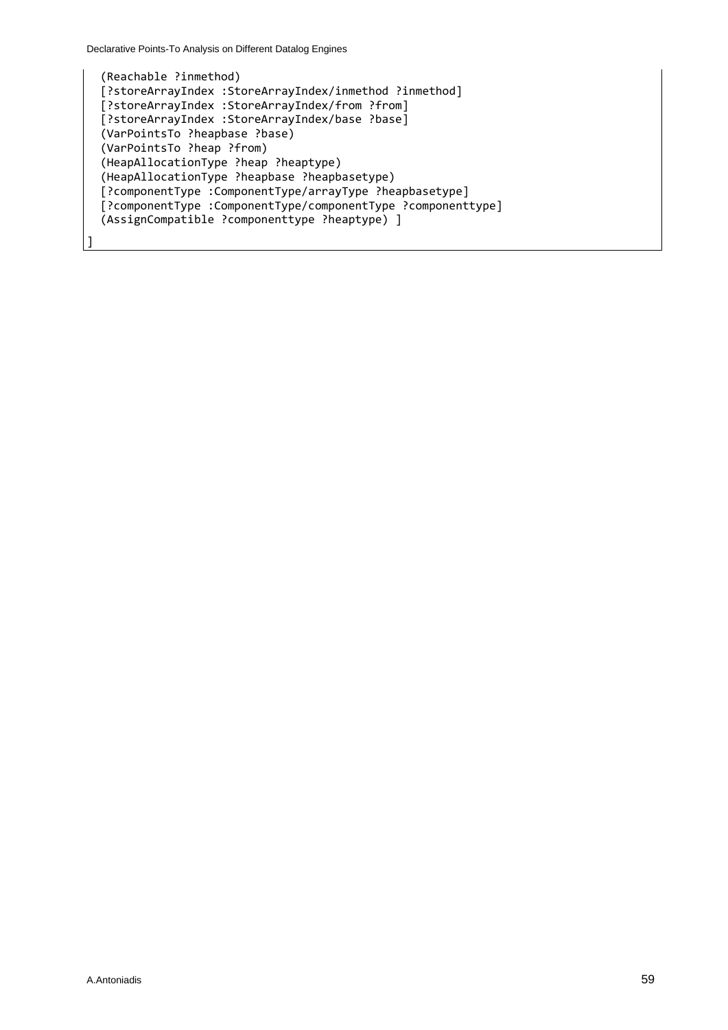```
  (Reachable ?inmethod)
  [?storeArrayIndex :StoreArrayIndex/inmethod ?inmethod]
  [?storeArrayIndex :StoreArrayIndex/from ?from]
  [?storeArrayIndex :StoreArrayIndex/base ?base]
  (VarPointsTo ?heapbase ?base)
  (VarPointsTo ?heap ?from)
  (HeapAllocationType ?heap ?heaptype)
  (HeapAllocationType ?heapbase ?heapbasetype)
  [?componentType :ComponentType/arrayType ?heapbasetype]
  [?componentType :ComponentType/componentType ?componenttype]
  (AssignCompatible ?componenttype ?heaptype) ]
]
```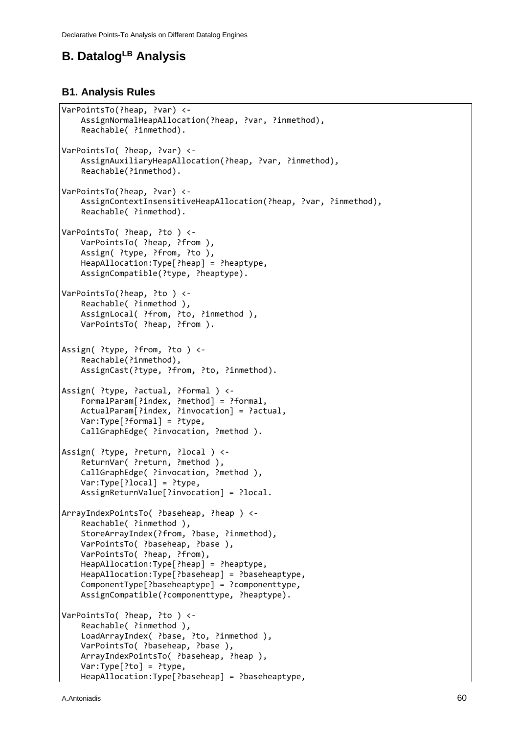# B. Datalog$^{LB}$ Analysis

## B1. Analysis Rules

```
VarPointsTo(?heap, ?var) <-
    AssignNormalHeapAllocation(?heap, ?var, ?inmethod),
    Reachable( ?inmethod).

VarPointsTo( ?heap, ?var) <-
    AssignAuxiliaryHeapAllocation(?heap, ?var, ?inmethod),
    Reachable(?inmethod).

VarPointsTo(?heap, ?var) <-
    AssignContextInsensitiveHeapAllocation(?heap, ?var, ?inmethod),
    Reachable( ?inmethod).

VarPointsTo( ?heap, ?to ) <-
    VarPointsTo( ?heap, ?from ),
    Assign( ?type, ?from, ?to ),
    HeapAllocation:Type[?heap] = ?heaptype,
    AssignCompatible(?type, ?heaptype).

VarPointsTo(?heap, ?to ) <-
    Reachable( ?inmethod ),
    AssignLocal( ?from, ?to, ?inmethod ),
    VarPointsTo( ?heap, ?from ).


Assign( ?type, ?from, ?to ) <-
    Reachable(?inmethod),
    AssignCast(?type, ?from, ?to, ?inmethod).

Assign( ?type, ?actual, ?formal ) <-
    FormalParam[?index, ?method] = ?formal,
    ActualParam[?index, ?invocation] = ?actual,
    Var:Type[?formal] = ?type,
    CallGraphEdge( ?invocation, ?method ).

Assign( ?type, ?return, ?local ) <-
    ReturnVar( ?return, ?method ),
    CallGraphEdge( ?invocation, ?method ),
    Var:Type[?local] = ?type,
    AssignReturnValue[?invocation] = ?local.

ArrayIndexPointsTo( ?baseheap, ?heap ) <-
    Reachable( ?inmethod ),
    StoreArrayIndex(?from, ?base, ?inmethod),
    VarPointsTo( ?baseheap, ?base ),
    VarPointsTo( ?heap, ?from),
    HeapAllocation:Type[?heap] = ?heaptype,
    HeapAllocation:Type[?baseheap] = ?baseheaptype,
    ComponentType[?baseheaptype] = ?componenttype,
    AssignCompatible(?componenttype, ?heaptype).

VarPointsTo( ?heap, ?to ) <-
    Reachable( ?inmethod ),
    LoadArrayIndex( ?base, ?to, ?inmethod ),
    VarPointsTo( ?baseheap, ?base ),
    ArrayIndexPointsTo( ?baseheap, ?heap ),
    Var:Type[?to] = ?type,
    HeapAllocation:Type[?baseheap] = ?baseheaptype,
```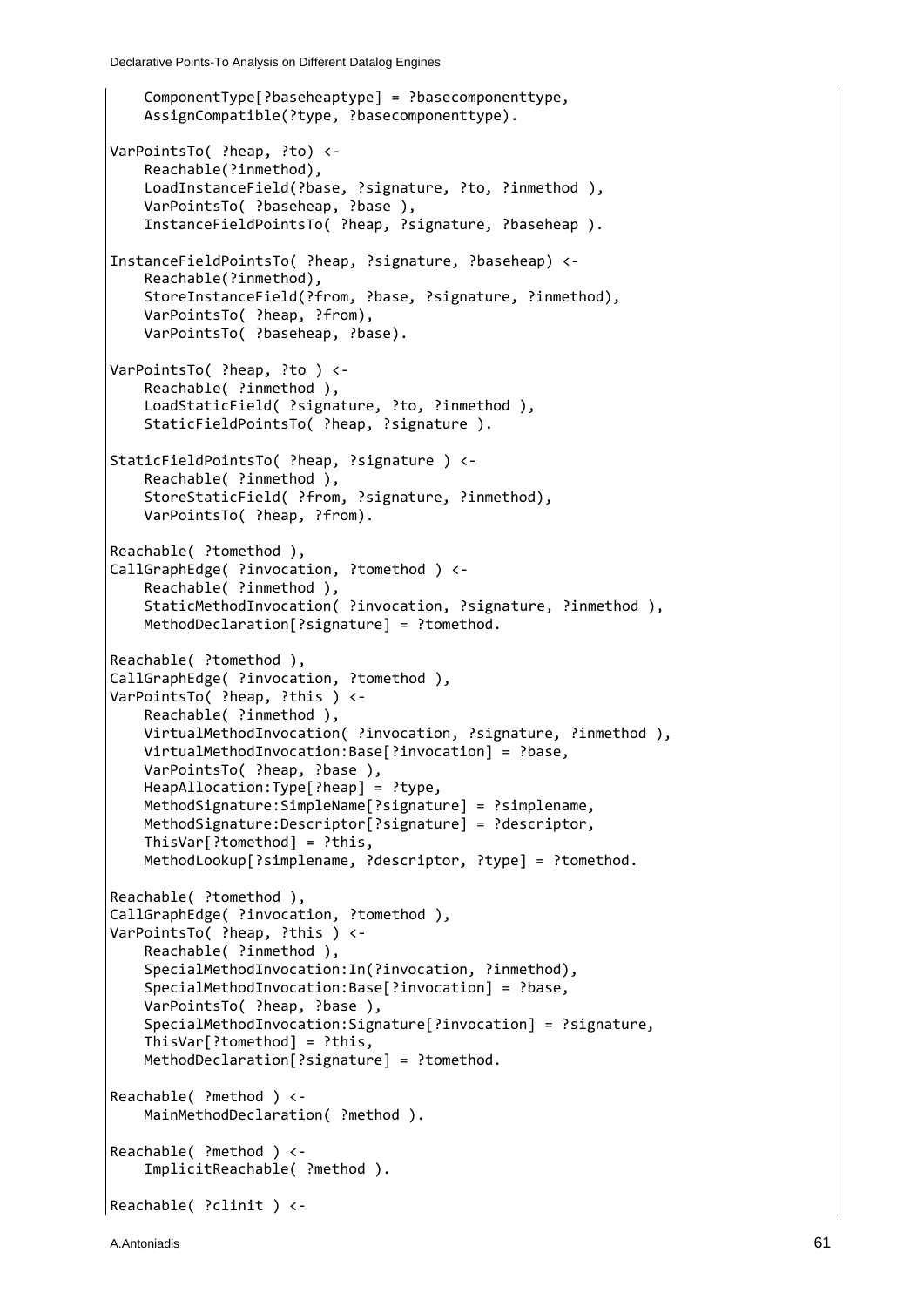```
    ComponentType[?baseheaptype] = ?basecomponenttype,
    AssignCompatible(?type, ?basecomponenttype).

VarPointsTo( ?heap, ?to) <-
    Reachable(?inmethod),
    LoadInstanceField(?base, ?signature, ?to, ?inmethod ),
    VarPointsTo( ?baseheap, ?base ),
    InstanceFieldPointsTo( ?heap, ?signature, ?baseheap ).

InstanceFieldPointsTo( ?heap, ?signature, ?baseheap) <-
    Reachable(?inmethod),
    StoreInstanceField(?from, ?base, ?signature, ?inmethod),
    VarPointsTo( ?heap, ?from),
    VarPointsTo( ?baseheap, ?base).

VarPointsTo( ?heap, ?to ) <-
    Reachable( ?inmethod ),
    LoadStaticField( ?signature, ?to, ?inmethod ),
    StaticFieldPointsTo( ?heap, ?signature ).

StaticFieldPointsTo( ?heap, ?signature ) <-
    Reachable( ?inmethod ),
    StoreStaticField( ?from, ?signature, ?inmethod),
    VarPointsTo( ?heap, ?from).

Reachable( ?tomethod ),
CallGraphEdge( ?invocation, ?tomethod ) <-
    Reachable( ?inmethod ),
    StaticMethodInvocation( ?invocation, ?signature, ?inmethod ),
    MethodDeclaration[?signature] = ?tomethod.

Reachable( ?tomethod ),
CallGraphEdge( ?invocation, ?tomethod ),
VarPointsTo( ?heap, ?this ) <-
    Reachable( ?inmethod ),
    VirtualMethodInvocation( ?invocation, ?signature, ?inmethod ),
    VirtualMethodInvocation:Base[?invocation] = ?base,
    VarPointsTo( ?heap, ?base ),
    HeapAllocation:Type[?heap] = ?type,
    MethodSignature:SimpleName[?signature] = ?simplename,
    MethodSignature:Descriptor[?signature] = ?descriptor,
    ThisVar[?tomethod] = ?this,
    MethodLookup[?simplename, ?descriptor, ?type] = ?tomethod.

Reachable( ?tomethod ),
CallGraphEdge( ?invocation, ?tomethod ),
VarPointsTo( ?heap, ?this ) <-
    Reachable( ?inmethod ),
    SpecialMethodInvocation:In(?invocation, ?inmethod),
    SpecialMethodInvocation:Base[?invocation] = ?base,
    VarPointsTo( ?heap, ?base ),
    SpecialMethodInvocation:Signature[?invocation] = ?signature,
    ThisVar[?tomethod] = ?this,
    MethodDeclaration[?signature] = ?tomethod.

Reachable( ?method ) <-
    MainMethodDeclaration( ?method ).

Reachable( ?method ) <-
    ImplicitReachable( ?method ).

Reachable( ?clinit ) <-
```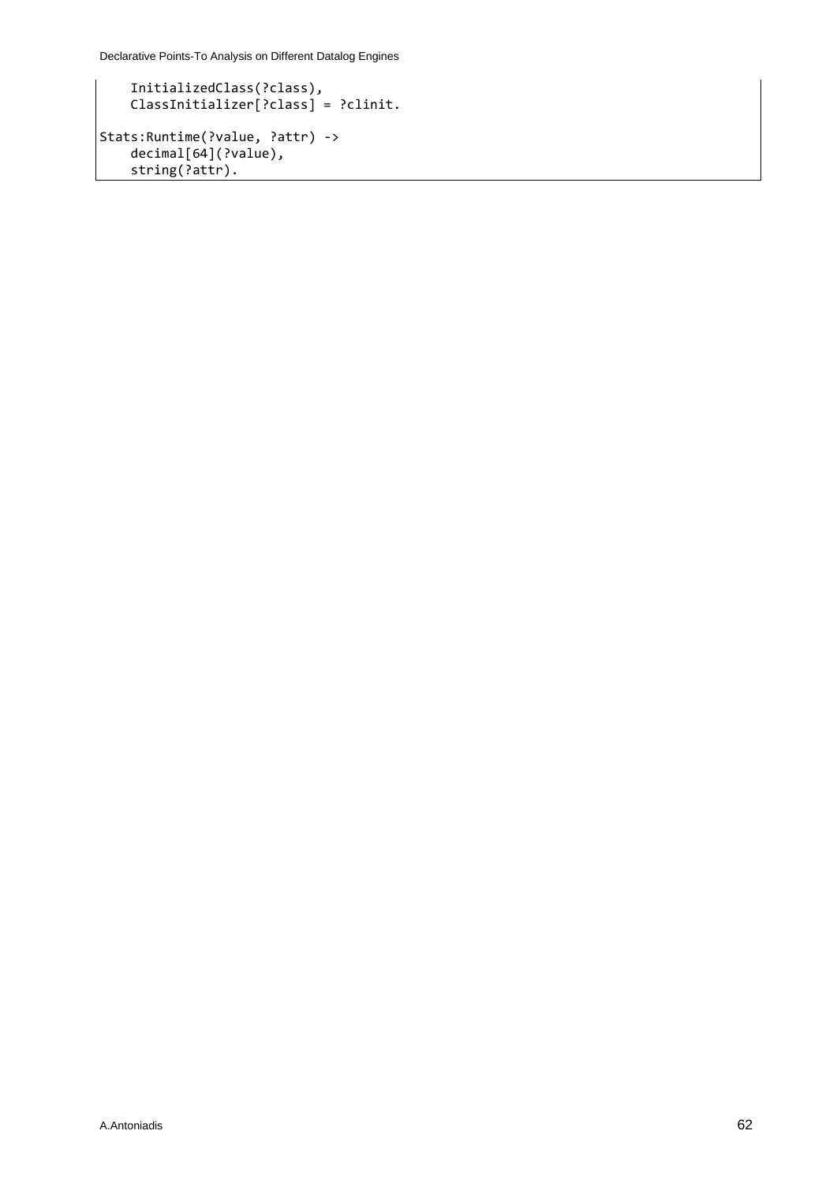```
    InitializedClass(?class),
    ClassInitializer[?class] = ?clinit.

Stats:Runtime(?value, ?attr) ->
    decimal[64](?value),
    string(?attr).
```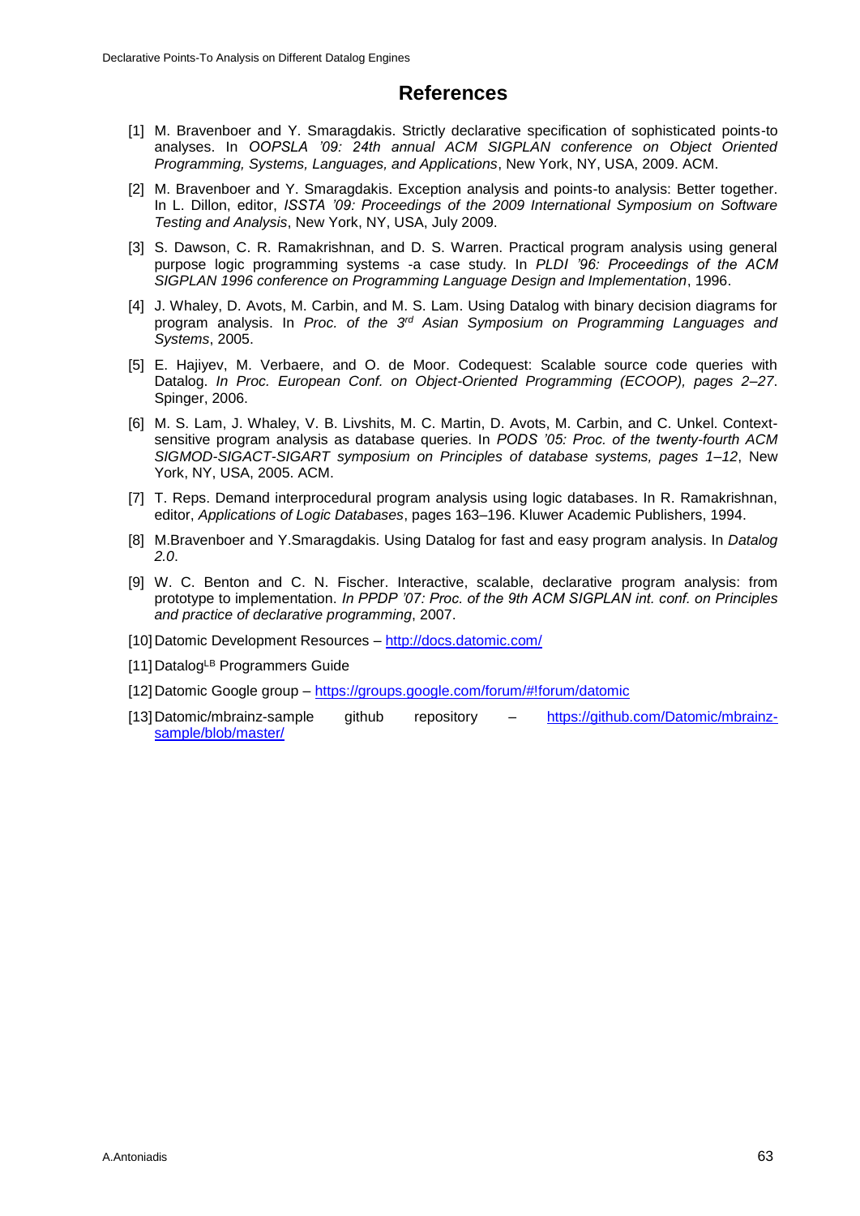# References

[1] M. Bravenboer and Y. Smaragdakis. Strictly declarative specification of sophisticated points-to analyses. In *OOPSLA '09: 24th annual ACM SIGPLAN conference on Object Oriented Programming, Systems, Languages, and Applications*, New York, NY, USA, 2009. ACM.

[2] M. Bravenboer and Y. Smaragdakis. Exception analysis and points-to analysis: Better together. In L. Dillon, editor, *ISSTA '09: Proceedings of the 2009 International Symposium on Software Testing and Analysis*, New York, NY, USA, July 2009.

[3] S. Dawson, C. R. Ramakrishnan, and D. S. Warren. Practical program analysis using general purpose logic programming systems -a case study. In *PLDI '96: Proceedings of the ACM SIGPLAN 1996 conference on Programming Language Design and Implementation*, 1996.

[4] J. Whaley, D. Avots, M. Carbin, and M. S. Lam. Using Datalog with binary decision diagrams for program analysis. In *Proc. of the 3rd Asian Symposium on Programming Languages and Systems*, 2005.

[5] E. Hajiyev, M. Verbaere, and O. de Moor. Codequest: Scalable source code queries with Datalog. *In Proc. European Conf. on Object-Oriented Programming (ECOOP), pages 2–27.* Spinger, 2006.

[6] M. S. Lam, J. Whaley, V. B. Livshits, M. C. Martin, D. Avots, M. Carbin, and C. Unkel. Context-sensitive program analysis as database queries. In *PODS '05: Proc. of the twenty-fourth ACM SIGMOD-SIGACT-SIGART symposium on Principles of database systems, pages 1–12*, New York, NY, USA, 2005. ACM.

[7] T. Reps. Demand interprocedural program analysis using logic databases. In R. Ramakrishnan, editor, *Applications of Logic Databases*, pages 163–196. Kluwer Academic Publishers, 1994.

[8] M.Bravenboer and Y.Smaragdakis. Using Datalog for fast and easy program analysis. In *Datalog 2.0*.

[9] W. C. Benton and C. N. Fischer. Interactive, scalable, declarative program analysis: from prototype to implementation. *In PPDP '07: Proc. of the 9th ACM SIGPLAN int. conf. on Principles and practice of declarative programming*, 2007.

[10] Datomic Development Resources – http://docs.datomic.com/

[11] Datalog[LB] Programmers Guide

[12] Datomic Google group – https://groups.google.com/forum/#!forum/datomic

[13] Datomic/mbrainz-sample github repository – https://github.com/Datomic/mbrainz-sample/blob/master/